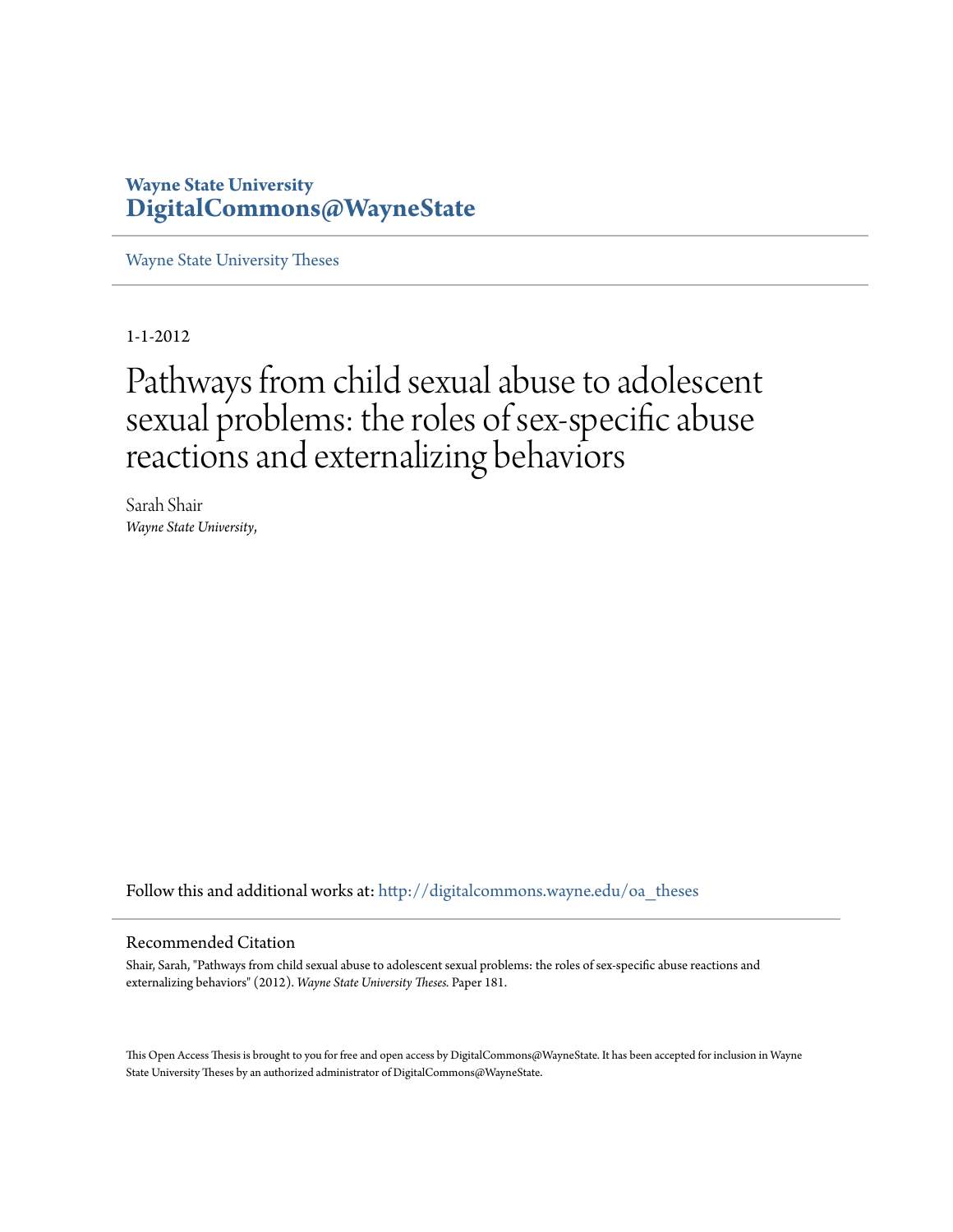**Wayne State University**
**DigitalCommons@WayneState**

Wayne State University Theses

1-1-2012

# Pathways from child sexual abuse to adolescent sexual problems: the roles of sex-specific abuse reactions and externalizing behaviors

Sarah Shair
*Wayne State University,*

Follow this and additional works at: http://digitalcommons.wayne.edu/oa_theses

## Recommended Citation

Shair, Sarah, "Pathways from child sexual abuse to adolescent sexual problems: the roles of sex-specific abuse reactions and externalizing behaviors" (2012). *Wayne State University Theses.* Paper 181.

This Open Access Thesis is brought to you for free and open access by DigitalCommons@WayneState. It has been accepted for inclusion in Wayne State University Theses by an authorized administrator of DigitalCommons@WayneState.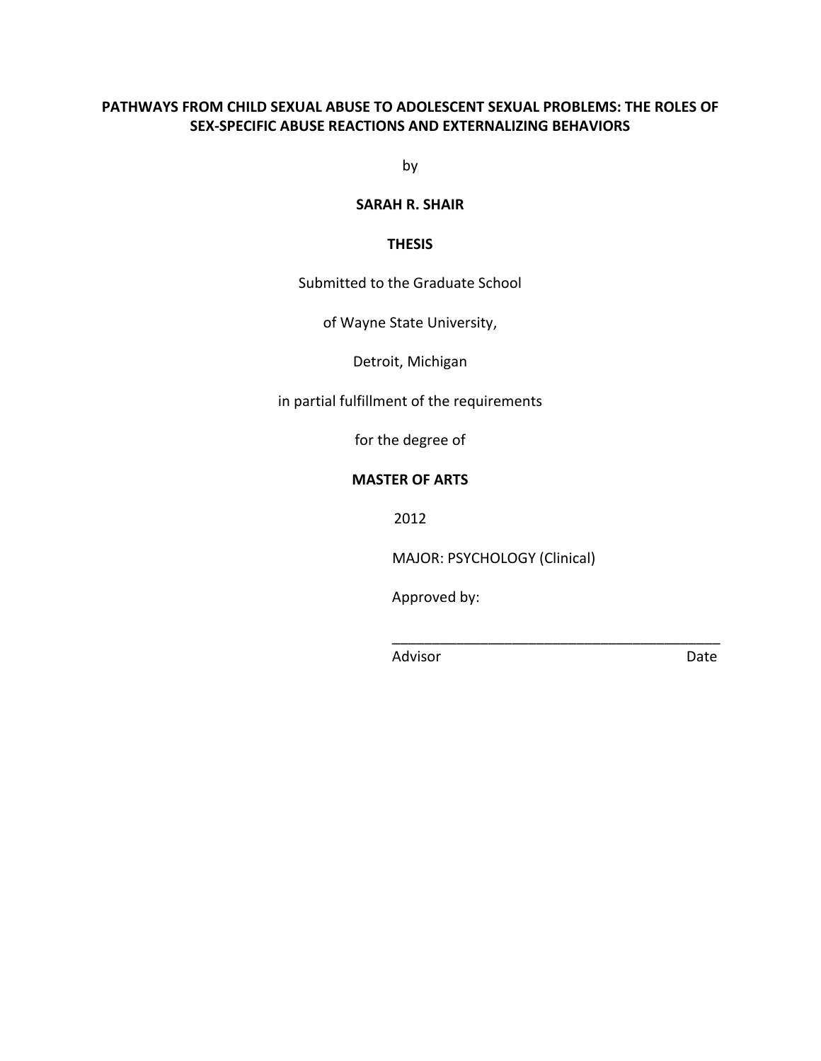**PATHWAYS FROM CHILD SEXUAL ABUSE TO ADOLESCENT SEXUAL PROBLEMS: THE ROLES OF SEX-SPECIFIC ABUSE REACTIONS AND EXTERNALIZING BEHAVIORS**

by

**SARAH R. SHAIR**

**THESIS**

Submitted to the Graduate School

of Wayne State University,

Detroit, Michigan

in partial fulfillment of the requirements

for the degree of

**MASTER OF ARTS**

2012

MAJOR: PSYCHOLOGY (Clinical)

Approved by:

\_\_\_\_\_\_\_\_\_\_\_\_\_\_\_\_\_\_\_\_\_\_\_\_\_\_\_\_\_\_\_\_\_\_\_\_\_\_\_\_

Advisor                                        Date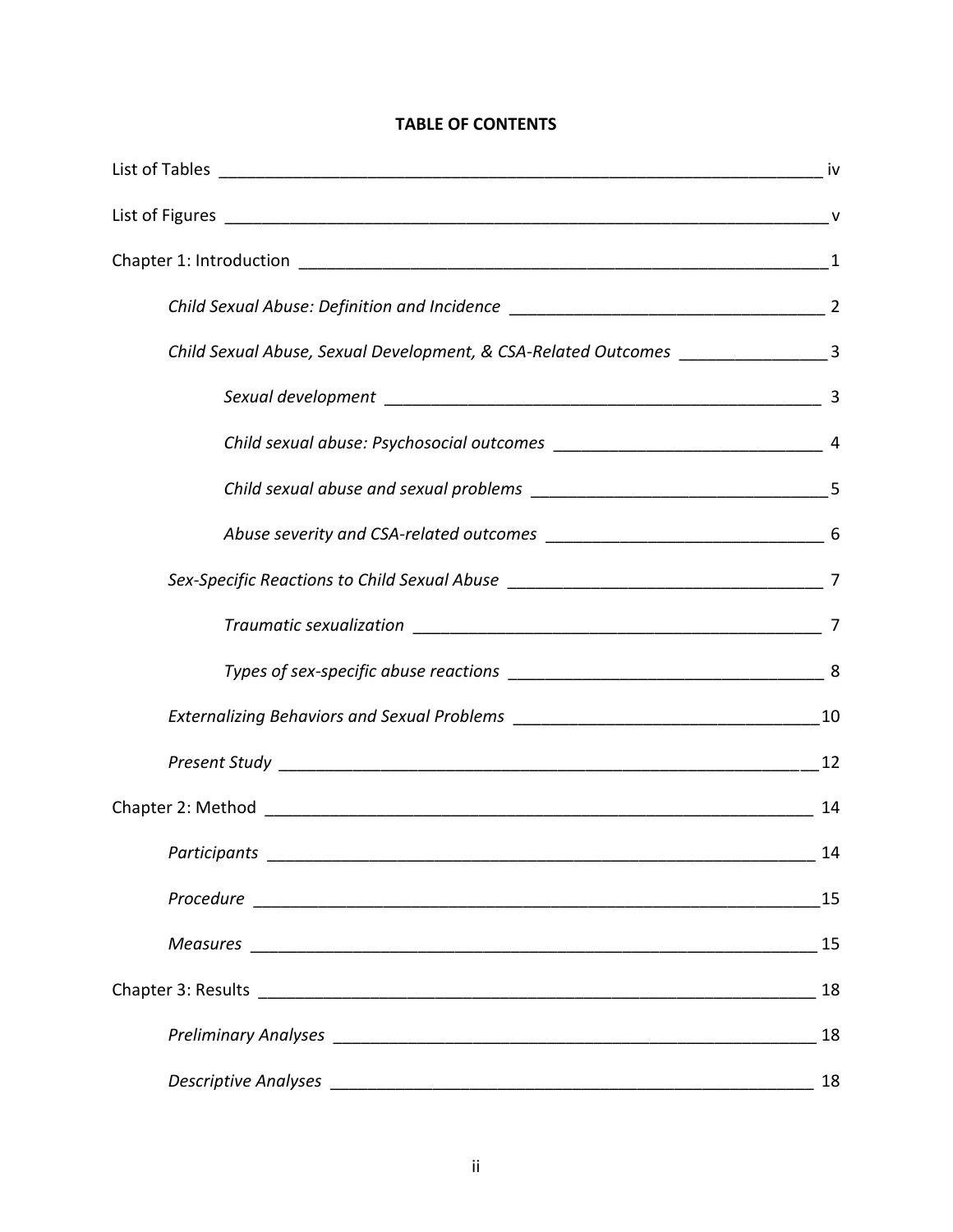**TABLE OF CONTENTS**

List of Tables ____________________________________________ iv

List of Figures ____________________________________________ v

Chapter 1: Introduction ____________________________________________ 1

*Child Sexual Abuse: Definition and Incidence* ________________________ 2

*Child Sexual Abuse, Sexual Development, & CSA-Related Outcomes* __________ 3

*Sexual development* ____________________________________ 3

*Child sexual abuse: Psychosocial outcomes* ____________________ 4

*Child sexual abuse and sexual problems* ______________________ 5

*Abuse severity and CSA-related outcomes* _____________________ 6

*Sex-Specific Reactions to Child Sexual Abuse* ________________________ 7

*Traumatic sexualization* ________________________________ 7

*Types of sex-specific abuse reactions* _________________________ 8

*Externalizing Behaviors and Sexual Problems* _______________________ 10

*Present Study* ____________________________________________ 12

Chapter 2: Method ____________________________________________ 14

*Participants* ____________________________________________ 14

*Procedure* ____________________________________________ 15

*Measures* ____________________________________________ 15

Chapter 3: Results ____________________________________________ 18

*Preliminary Analyses* ______________________________________ 18

*Descriptive Analyses* ______________________________________ 18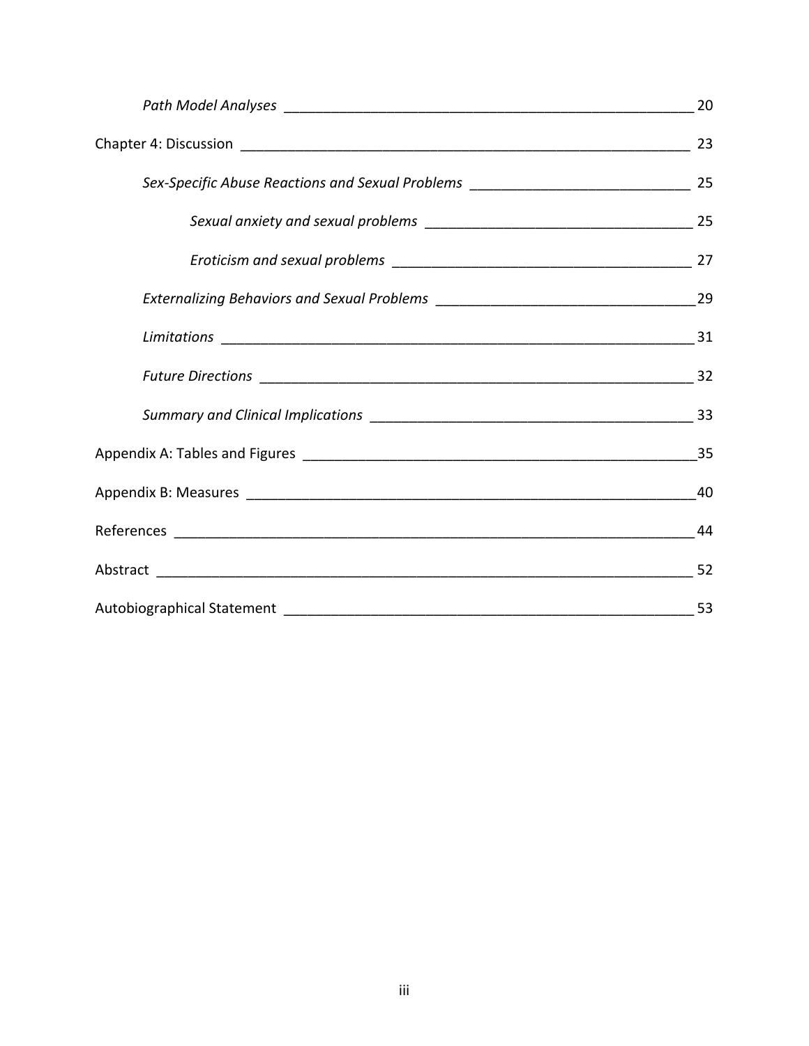*Path Model Analyses* ____________________________________________________ 20

Chapter 4: Discussion ____________________________________________________ 23

*Sex-Specific Abuse Reactions and Sexual Problems* ___________________________ 25

*Sexual anxiety and sexual problems* _________________________________ 25

*Eroticism and sexual problems* ____________________________________ 27

*Externalizing Behaviors and Sexual Problems* _______________________________ 29

*Limitations* ___________________________________________________________ 31

*Future Directions* _______________________________________________________ 32

*Summary and Clinical Implications* ________________________________________ 33

Appendix A: Tables and Figures ___________________________________________ 35

Appendix B: Measures ___________________________________________________ 40

References ____________________________________________________________ 44

Abstract ______________________________________________________________ 52

Autobiographical Statement _______________________________________________ 53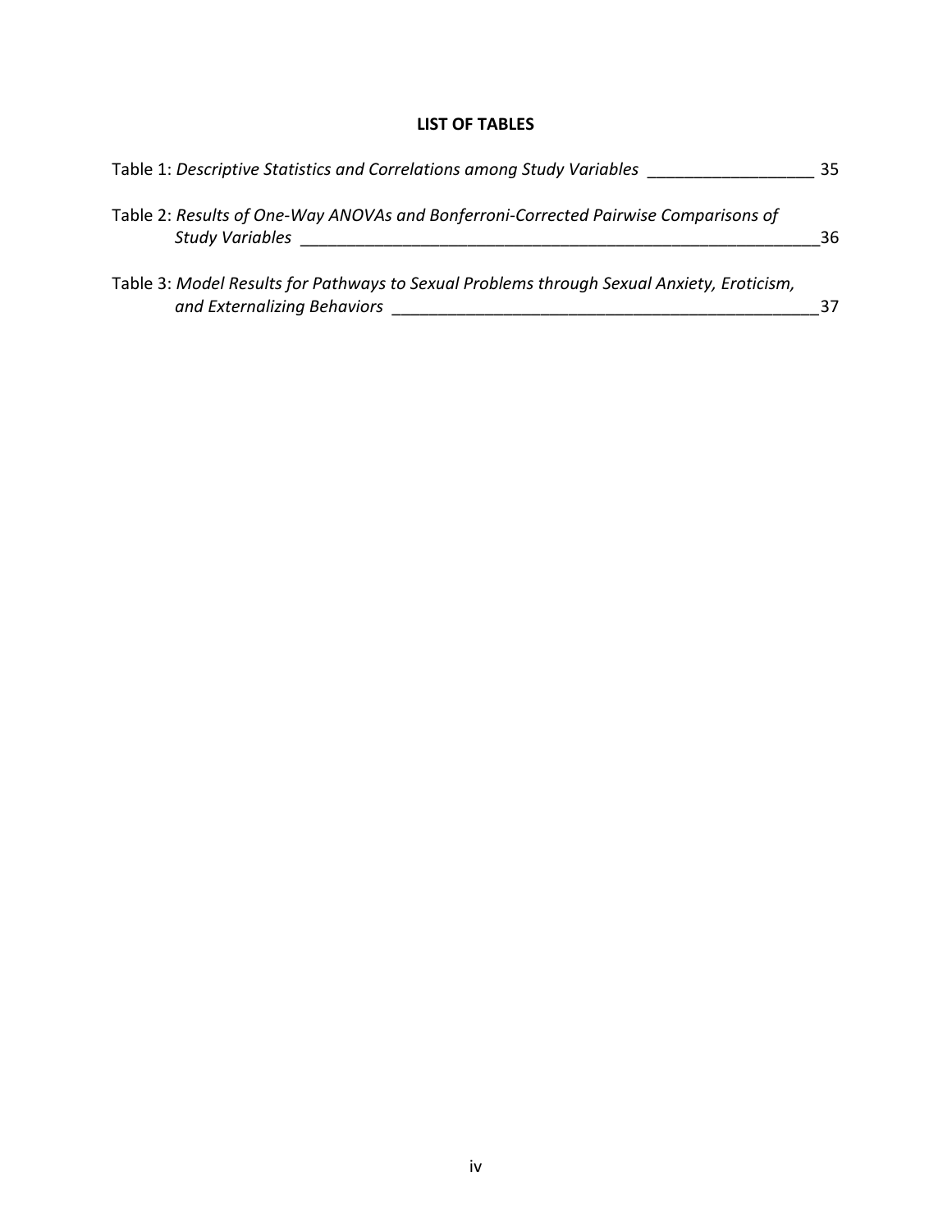# LIST OF TABLES

Table 1: *Descriptive Statistics and Correlations among Study Variables* ___________________ 35

Table 2: *Results of One-Way ANOVAs and Bonferroni-Corrected Pairwise Comparisons of Study Variables* ___________________________________________________________36

Table 3: *Model Results for Pathways to Sexual Problems through Sexual Anxiety, Eroticism, and Externalizing Behaviors* _________________________________________________37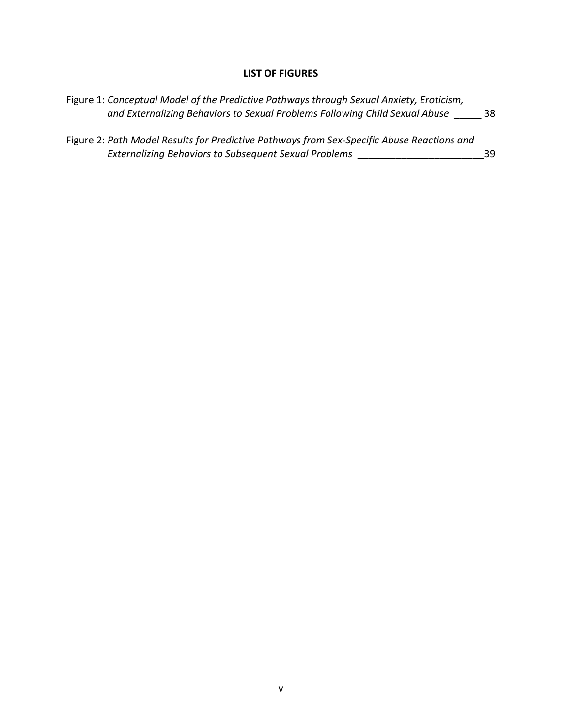**LIST OF FIGURES**

Figure 1: *Conceptual Model of the Predictive Pathways through Sexual Anxiety, Eroticism, and Externalizing Behaviors to Sexual Problems Following Child Sexual Abuse* _____ 38

Figure 2: *Path Model Results for Predictive Pathways from Sex-Specific Abuse Reactions and Externalizing Behaviors to Subsequent Sexual Problems* _______________________39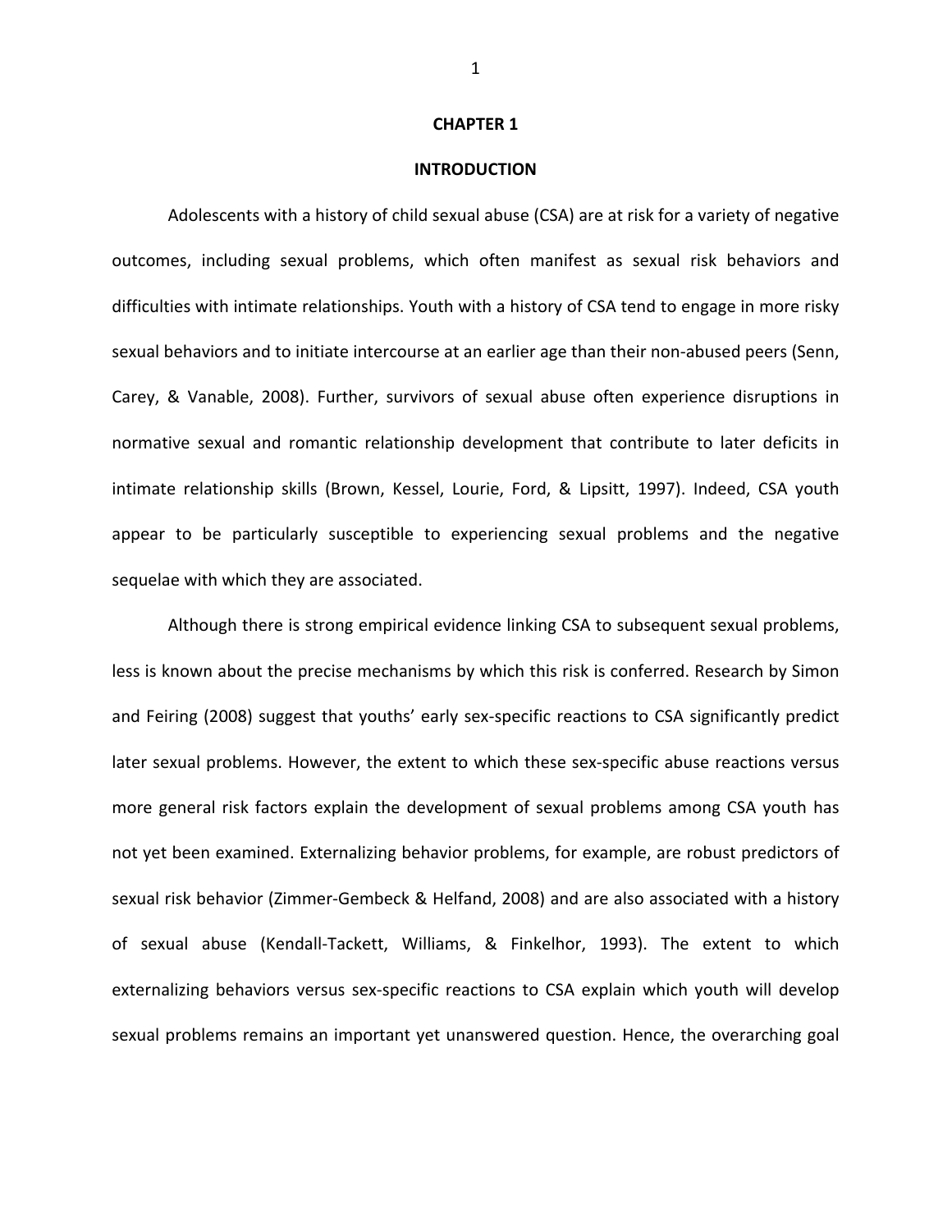# CHAPTER 1

## INTRODUCTION

Adolescents with a history of child sexual abuse (CSA) are at risk for a variety of negative outcomes, including sexual problems, which often manifest as sexual risk behaviors and difficulties with intimate relationships. Youth with a history of CSA tend to engage in more risky sexual behaviors and to initiate intercourse at an earlier age than their non-abused peers (Senn, Carey, & Vanable, 2008). Further, survivors of sexual abuse often experience disruptions in normative sexual and romantic relationship development that contribute to later deficits in intimate relationship skills (Brown, Kessel, Lourie, Ford, & Lipsitt, 1997). Indeed, CSA youth appear to be particularly susceptible to experiencing sexual problems and the negative sequelae with which they are associated.

Although there is strong empirical evidence linking CSA to subsequent sexual problems, less is known about the precise mechanisms by which this risk is conferred. Research by Simon and Feiring (2008) suggest that youths' early sex-specific reactions to CSA significantly predict later sexual problems. However, the extent to which these sex-specific abuse reactions versus more general risk factors explain the development of sexual problems among CSA youth has not yet been examined. Externalizing behavior problems, for example, are robust predictors of sexual risk behavior (Zimmer-Gembeck & Helfand, 2008) and are also associated with a history of sexual abuse (Kendall-Tackett, Williams, & Finkelhor, 1993). The extent to which externalizing behaviors versus sex-specific reactions to CSA explain which youth will develop sexual problems remains an important yet unanswered question. Hence, the overarching goal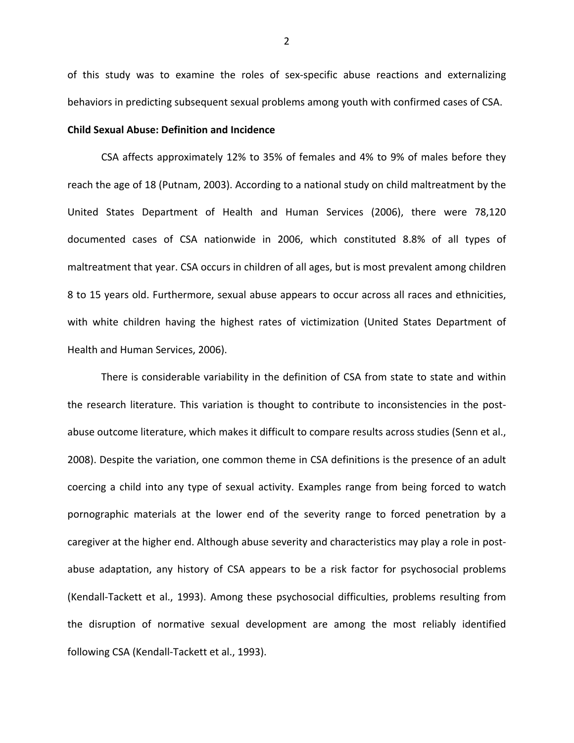of this study was to examine the roles of sex-specific abuse reactions and externalizing behaviors in predicting subsequent sexual problems among youth with confirmed cases of CSA.

**Child Sexual Abuse: Definition and Incidence**

CSA affects approximately 12% to 35% of females and 4% to 9% of males before they reach the age of 18 (Putnam, 2003). According to a national study on child maltreatment by the United States Department of Health and Human Services (2006), there were 78,120 documented cases of CSA nationwide in 2006, which constituted 8.8% of all types of maltreatment that year. CSA occurs in children of all ages, but is most prevalent among children 8 to 15 years old. Furthermore, sexual abuse appears to occur across all races and ethnicities, with white children having the highest rates of victimization (United States Department of Health and Human Services, 2006).

There is considerable variability in the definition of CSA from state to state and within the research literature. This variation is thought to contribute to inconsistencies in the post-abuse outcome literature, which makes it difficult to compare results across studies (Senn et al., 2008). Despite the variation, one common theme in CSA definitions is the presence of an adult coercing a child into any type of sexual activity. Examples range from being forced to watch pornographic materials at the lower end of the severity range to forced penetration by a caregiver at the higher end. Although abuse severity and characteristics may play a role in post-abuse adaptation, any history of CSA appears to be a risk factor for psychosocial problems (Kendall-Tackett et al., 1993). Among these psychosocial difficulties, problems resulting from the disruption of normative sexual development are among the most reliably identified following CSA (Kendall-Tackett et al., 1993).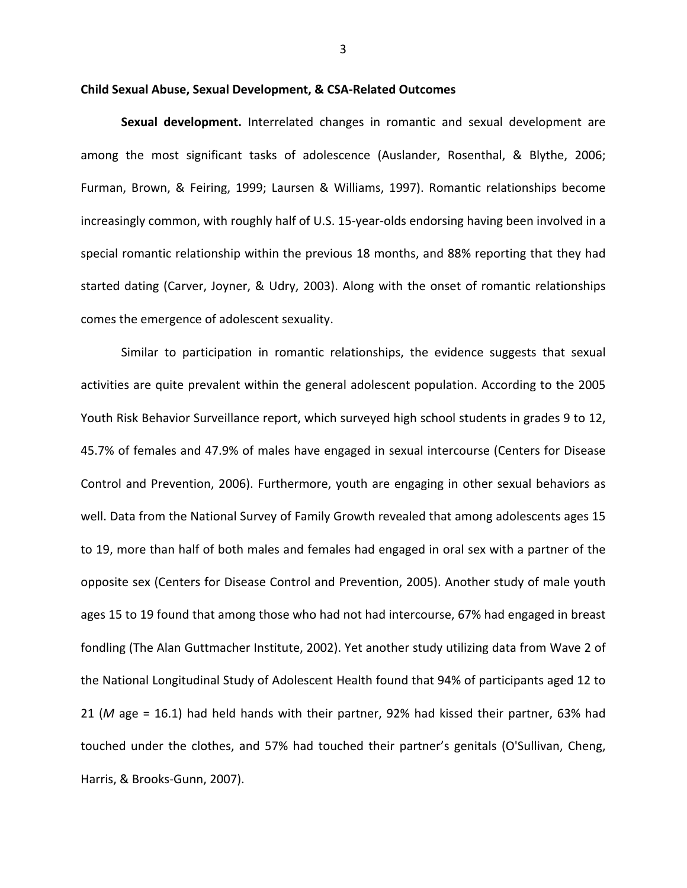**Child Sexual Abuse, Sexual Development, & CSA-Related Outcomes**

**Sexual development.** Interrelated changes in romantic and sexual development are among the most significant tasks of adolescence (Auslander, Rosenthal, & Blythe, 2006; Furman, Brown, & Feiring, 1999; Laursen & Williams, 1997). Romantic relationships become increasingly common, with roughly half of U.S. 15-year-olds endorsing having been involved in a special romantic relationship within the previous 18 months, and 88% reporting that they had started dating (Carver, Joyner, & Udry, 2003). Along with the onset of romantic relationships comes the emergence of adolescent sexuality.

Similar to participation in romantic relationships, the evidence suggests that sexual activities are quite prevalent within the general adolescent population. According to the 2005 Youth Risk Behavior Surveillance report, which surveyed high school students in grades 9 to 12, 45.7% of females and 47.9% of males have engaged in sexual intercourse (Centers for Disease Control and Prevention, 2006). Furthermore, youth are engaging in other sexual behaviors as well. Data from the National Survey of Family Growth revealed that among adolescents ages 15 to 19, more than half of both males and females had engaged in oral sex with a partner of the opposite sex (Centers for Disease Control and Prevention, 2005). Another study of male youth ages 15 to 19 found that among those who had not had intercourse, 67% had engaged in breast fondling (The Alan Guttmacher Institute, 2002). Yet another study utilizing data from Wave 2 of the National Longitudinal Study of Adolescent Health found that 94% of participants aged 12 to 21 (*M* age = 16.1) had held hands with their partner, 92% had kissed their partner, 63% had touched under the clothes, and 57% had touched their partner's genitals (O'Sullivan, Cheng, Harris, & Brooks-Gunn, 2007).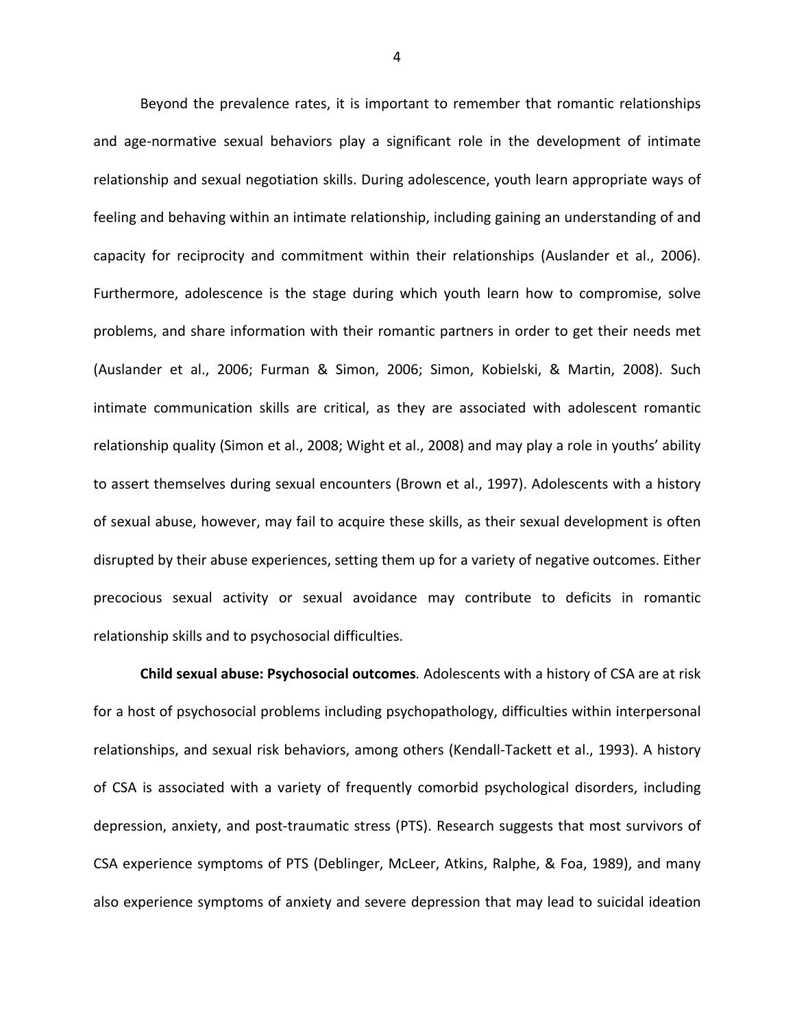Beyond the prevalence rates, it is important to remember that romantic relationships and age-normative sexual behaviors play a significant role in the development of intimate relationship and sexual negotiation skills. During adolescence, youth learn appropriate ways of feeling and behaving within an intimate relationship, including gaining an understanding of and capacity for reciprocity and commitment within their relationships (Auslander et al., 2006). Furthermore, adolescence is the stage during which youth learn how to compromise, solve problems, and share information with their romantic partners in order to get their needs met (Auslander et al., 2006; Furman & Simon, 2006; Simon, Kobielski, & Martin, 2008). Such intimate communication skills are critical, as they are associated with adolescent romantic relationship quality (Simon et al., 2008; Wight et al., 2008) and may play a role in youths' ability to assert themselves during sexual encounters (Brown et al., 1997). Adolescents with a history of sexual abuse, however, may fail to acquire these skills, as their sexual development is often disrupted by their abuse experiences, setting them up for a variety of negative outcomes. Either precocious sexual activity or sexual avoidance may contribute to deficits in romantic relationship skills and to psychosocial difficulties.

**Child sexual abuse: Psychosocial outcomes**. Adolescents with a history of CSA are at risk for a host of psychosocial problems including psychopathology, difficulties within interpersonal relationships, and sexual risk behaviors, among others (Kendall-Tackett et al., 1993). A history of CSA is associated with a variety of frequently comorbid psychological disorders, including depression, anxiety, and post-traumatic stress (PTS). Research suggests that most survivors of CSA experience symptoms of PTS (Deblinger, McLeer, Atkins, Ralphe, & Foa, 1989), and many also experience symptoms of anxiety and severe depression that may lead to suicidal ideation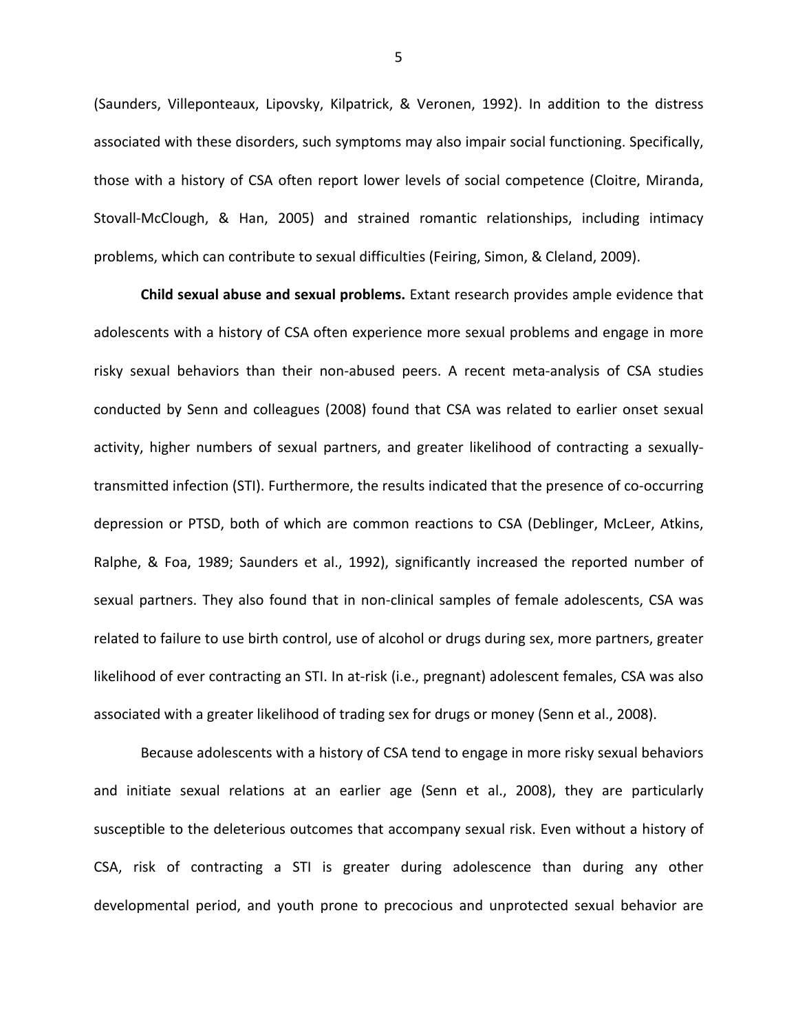(Saunders, Villeponteaux, Lipovsky, Kilpatrick, & Veronen, 1992). In addition to the distress associated with these disorders, such symptoms may also impair social functioning. Specifically, those with a history of CSA often report lower levels of social competence (Cloitre, Miranda, Stovall-McClough, & Han, 2005) and strained romantic relationships, including intimacy problems, which can contribute to sexual difficulties (Feiring, Simon, & Cleland, 2009).

**Child sexual abuse and sexual problems.** Extant research provides ample evidence that adolescents with a history of CSA often experience more sexual problems and engage in more risky sexual behaviors than their non-abused peers. A recent meta-analysis of CSA studies conducted by Senn and colleagues (2008) found that CSA was related to earlier onset sexual activity, higher numbers of sexual partners, and greater likelihood of contracting a sexually-transmitted infection (STI). Furthermore, the results indicated that the presence of co-occurring depression or PTSD, both of which are common reactions to CSA (Deblinger, McLeer, Atkins, Ralphe, & Foa, 1989; Saunders et al., 1992), significantly increased the reported number of sexual partners. They also found that in non-clinical samples of female adolescents, CSA was related to failure to use birth control, use of alcohol or drugs during sex, more partners, greater likelihood of ever contracting an STI. In at-risk (i.e., pregnant) adolescent females, CSA was also associated with a greater likelihood of trading sex for drugs or money (Senn et al., 2008).

Because adolescents with a history of CSA tend to engage in more risky sexual behaviors and initiate sexual relations at an earlier age (Senn et al., 2008), they are particularly susceptible to the deleterious outcomes that accompany sexual risk. Even without a history of CSA, risk of contracting a STI is greater during adolescence than during any other developmental period, and youth prone to precocious and unprotected sexual behavior are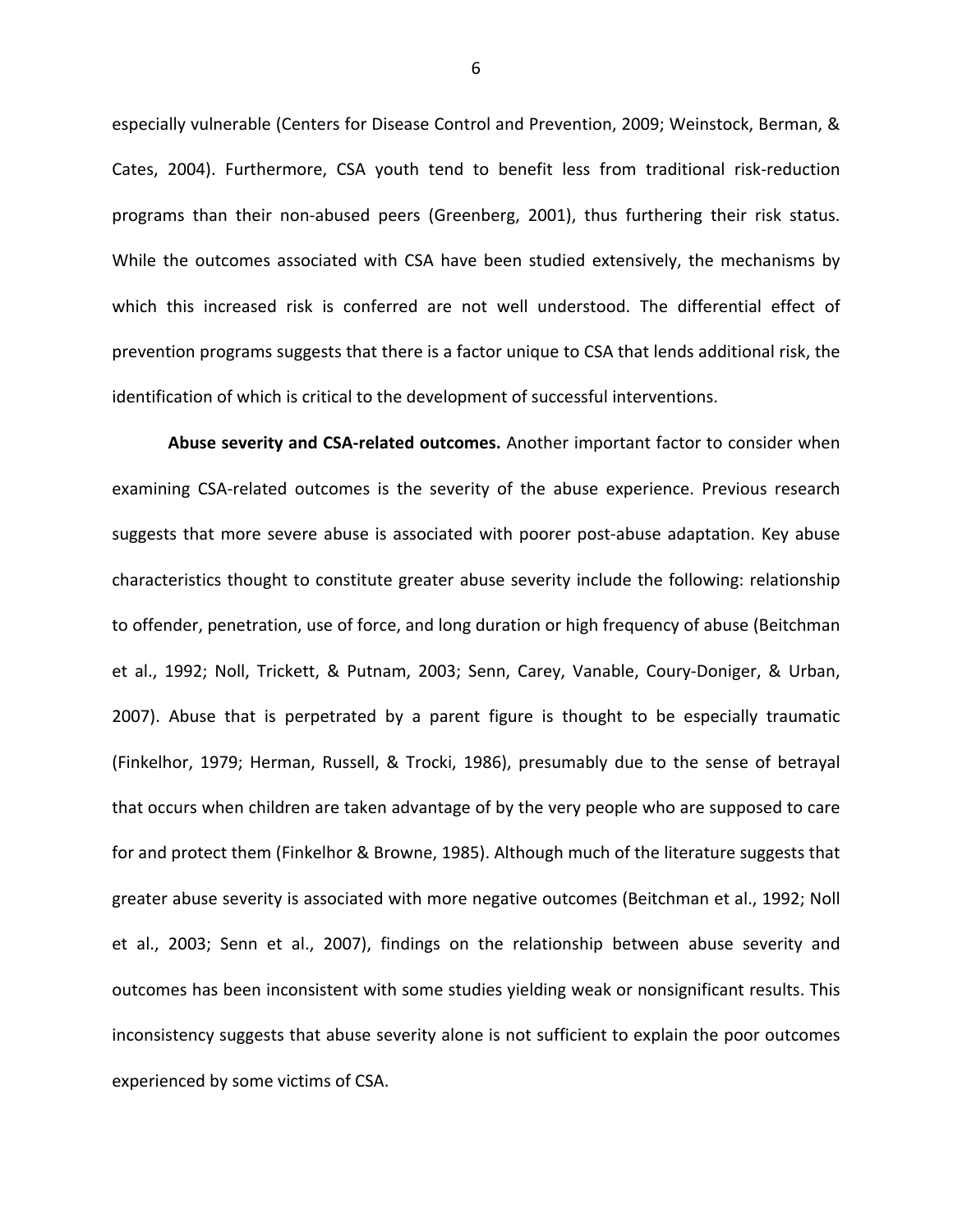especially vulnerable (Centers for Disease Control and Prevention, 2009; Weinstock, Berman, & Cates, 2004). Furthermore, CSA youth tend to benefit less from traditional risk-reduction programs than their non-abused peers (Greenberg, 2001), thus furthering their risk status. While the outcomes associated with CSA have been studied extensively, the mechanisms by which this increased risk is conferred are not well understood. The differential effect of prevention programs suggests that there is a factor unique to CSA that lends additional risk, the identification of which is critical to the development of successful interventions.

**Abuse severity and CSA-related outcomes.** Another important factor to consider when examining CSA-related outcomes is the severity of the abuse experience. Previous research suggests that more severe abuse is associated with poorer post-abuse adaptation. Key abuse characteristics thought to constitute greater abuse severity include the following: relationship to offender, penetration, use of force, and long duration or high frequency of abuse (Beitchman et al., 1992; Noll, Trickett, & Putnam, 2003; Senn, Carey, Vanable, Coury-Doniger, & Urban, 2007). Abuse that is perpetrated by a parent figure is thought to be especially traumatic (Finkelhor, 1979; Herman, Russell, & Trocki, 1986), presumably due to the sense of betrayal that occurs when children are taken advantage of by the very people who are supposed to care for and protect them (Finkelhor & Browne, 1985). Although much of the literature suggests that greater abuse severity is associated with more negative outcomes (Beitchman et al., 1992; Noll et al., 2003; Senn et al., 2007), findings on the relationship between abuse severity and outcomes has been inconsistent with some studies yielding weak or nonsignificant results. This inconsistency suggests that abuse severity alone is not sufficient to explain the poor outcomes experienced by some victims of CSA.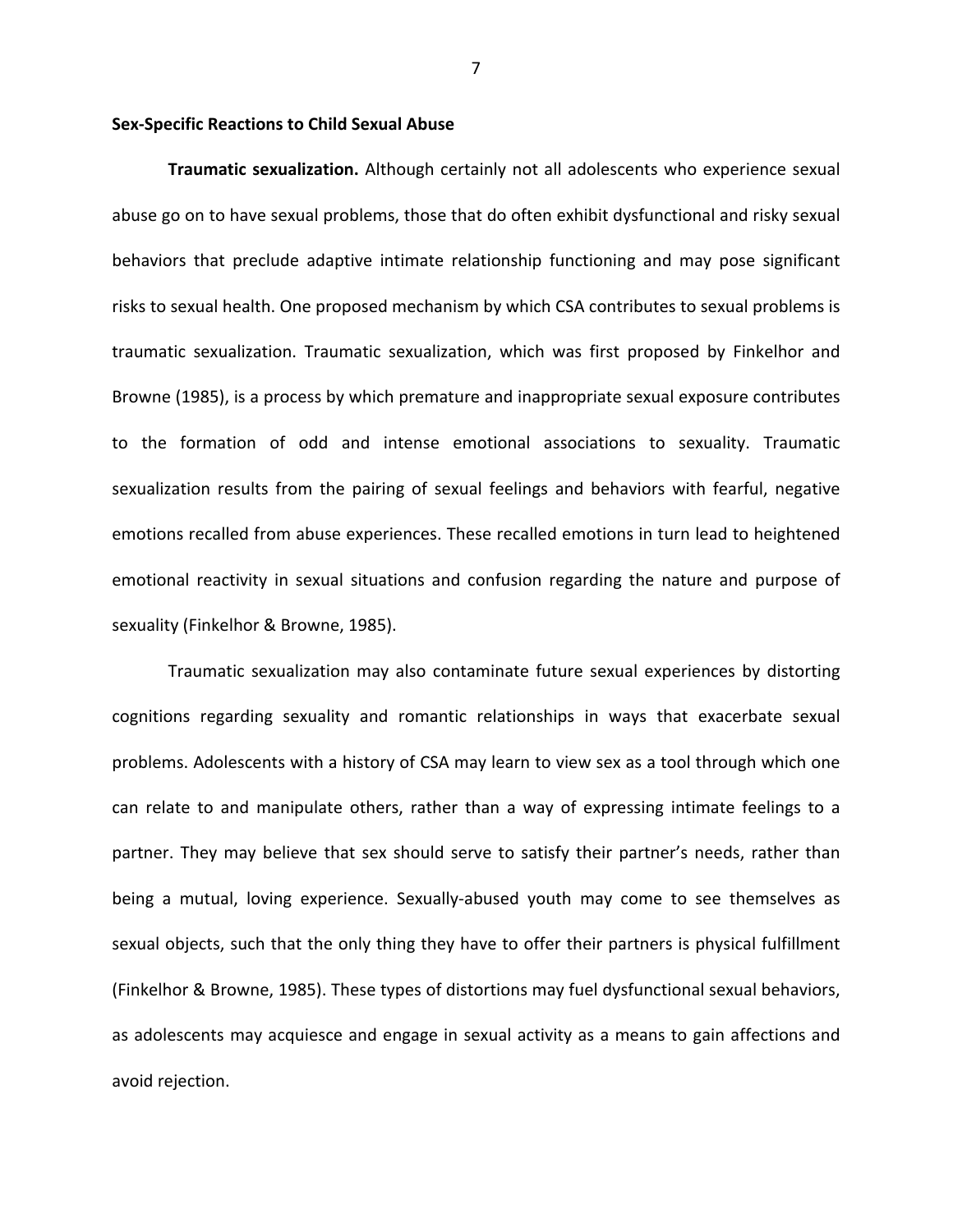## Sex-Specific Reactions to Child Sexual Abuse

**Traumatic sexualization.** Although certainly not all adolescents who experience sexual abuse go on to have sexual problems, those that do often exhibit dysfunctional and risky sexual behaviors that preclude adaptive intimate relationship functioning and may pose significant risks to sexual health. One proposed mechanism by which CSA contributes to sexual problems is traumatic sexualization. Traumatic sexualization, which was first proposed by Finkelhor and Browne (1985), is a process by which premature and inappropriate sexual exposure contributes to the formation of odd and intense emotional associations to sexuality. Traumatic sexualization results from the pairing of sexual feelings and behaviors with fearful, negative emotions recalled from abuse experiences. These recalled emotions in turn lead to heightened emotional reactivity in sexual situations and confusion regarding the nature and purpose of sexuality (Finkelhor & Browne, 1985).

Traumatic sexualization may also contaminate future sexual experiences by distorting cognitions regarding sexuality and romantic relationships in ways that exacerbate sexual problems. Adolescents with a history of CSA may learn to view sex as a tool through which one can relate to and manipulate others, rather than a way of expressing intimate feelings to a partner. They may believe that sex should serve to satisfy their partner's needs, rather than being a mutual, loving experience. Sexually-abused youth may come to see themselves as sexual objects, such that the only thing they have to offer their partners is physical fulfillment (Finkelhor & Browne, 1985). These types of distortions may fuel dysfunctional sexual behaviors, as adolescents may acquiesce and engage in sexual activity as a means to gain affections and avoid rejection.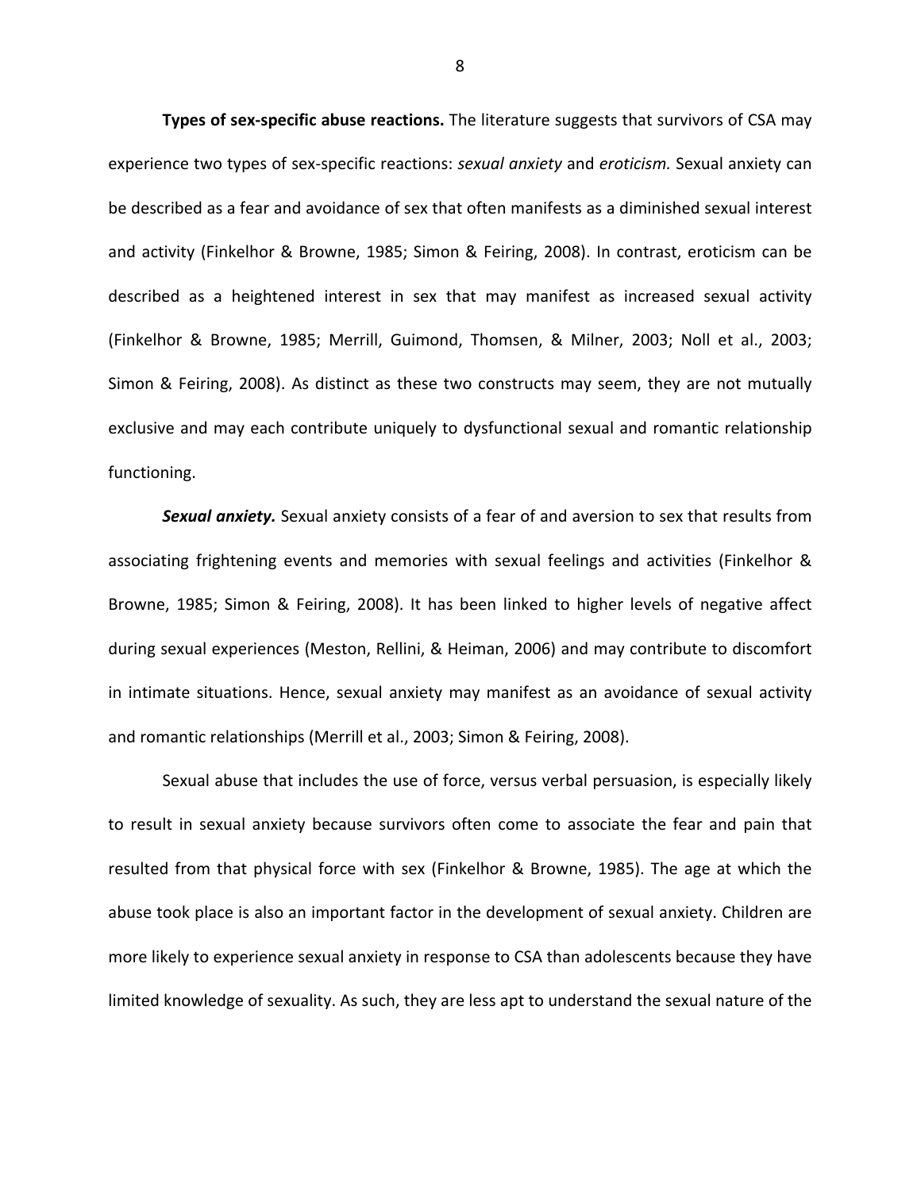**Types of sex-specific abuse reactions.** The literature suggests that survivors of CSA may experience two types of sex-specific reactions: *sexual anxiety* and *eroticism.* Sexual anxiety can be described as a fear and avoidance of sex that often manifests as a diminished sexual interest and activity (Finkelhor & Browne, 1985; Simon & Feiring, 2008). In contrast, eroticism can be described as a heightened interest in sex that may manifest as increased sexual activity (Finkelhor & Browne, 1985; Merrill, Guimond, Thomsen, & Milner, 2003; Noll et al., 2003; Simon & Feiring, 2008). As distinct as these two constructs may seem, they are not mutually exclusive and may each contribute uniquely to dysfunctional sexual and romantic relationship functioning.

***Sexual anxiety.*** Sexual anxiety consists of a fear of and aversion to sex that results from associating frightening events and memories with sexual feelings and activities (Finkelhor & Browne, 1985; Simon & Feiring, 2008). It has been linked to higher levels of negative affect during sexual experiences (Meston, Rellini, & Heiman, 2006) and may contribute to discomfort in intimate situations. Hence, sexual anxiety may manifest as an avoidance of sexual activity and romantic relationships (Merrill et al., 2003; Simon & Feiring, 2008).

Sexual abuse that includes the use of force, versus verbal persuasion, is especially likely to result in sexual anxiety because survivors often come to associate the fear and pain that resulted from that physical force with sex (Finkelhor & Browne, 1985). The age at which the abuse took place is also an important factor in the development of sexual anxiety. Children are more likely to experience sexual anxiety in response to CSA than adolescents because they have limited knowledge of sexuality. As such, they are less apt to understand the sexual nature of the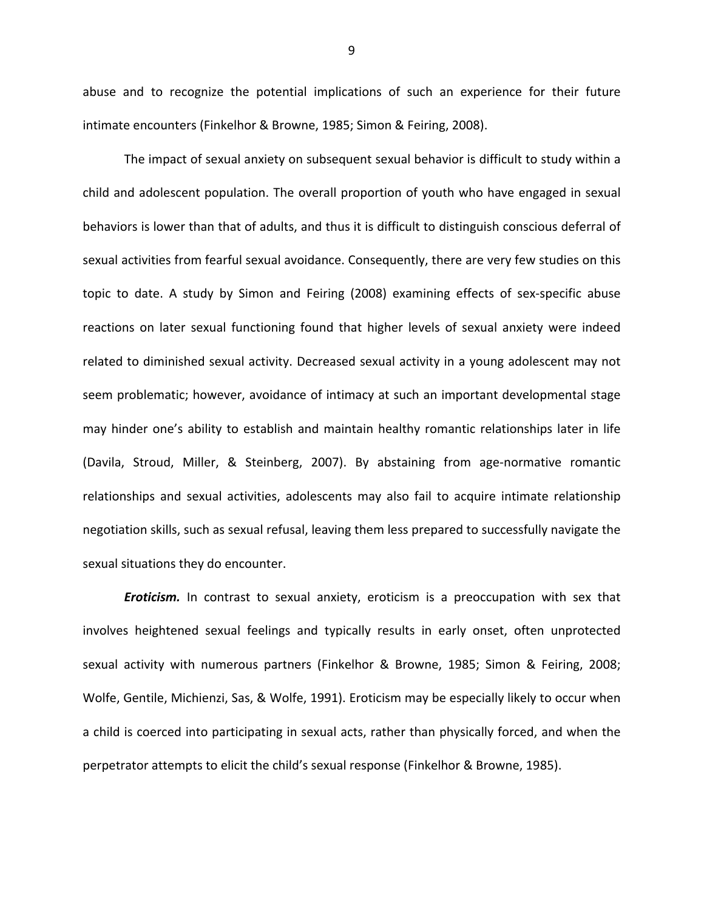abuse and to recognize the potential implications of such an experience for their future intimate encounters (Finkelhor & Browne, 1985; Simon & Feiring, 2008).

The impact of sexual anxiety on subsequent sexual behavior is difficult to study within a child and adolescent population. The overall proportion of youth who have engaged in sexual behaviors is lower than that of adults, and thus it is difficult to distinguish conscious deferral of sexual activities from fearful sexual avoidance. Consequently, there are very few studies on this topic to date. A study by Simon and Feiring (2008) examining effects of sex-specific abuse reactions on later sexual functioning found that higher levels of sexual anxiety were indeed related to diminished sexual activity. Decreased sexual activity in a young adolescent may not seem problematic; however, avoidance of intimacy at such an important developmental stage may hinder one's ability to establish and maintain healthy romantic relationships later in life (Davila, Stroud, Miller, & Steinberg, 2007). By abstaining from age-normative romantic relationships and sexual activities, adolescents may also fail to acquire intimate relationship negotiation skills, such as sexual refusal, leaving them less prepared to successfully navigate the sexual situations they do encounter.

***Eroticism.*** In contrast to sexual anxiety, eroticism is a preoccupation with sex that involves heightened sexual feelings and typically results in early onset, often unprotected sexual activity with numerous partners (Finkelhor & Browne, 1985; Simon & Feiring, 2008; Wolfe, Gentile, Michienzi, Sas, & Wolfe, 1991). Eroticism may be especially likely to occur when a child is coerced into participating in sexual acts, rather than physically forced, and when the perpetrator attempts to elicit the child's sexual response (Finkelhor & Browne, 1985).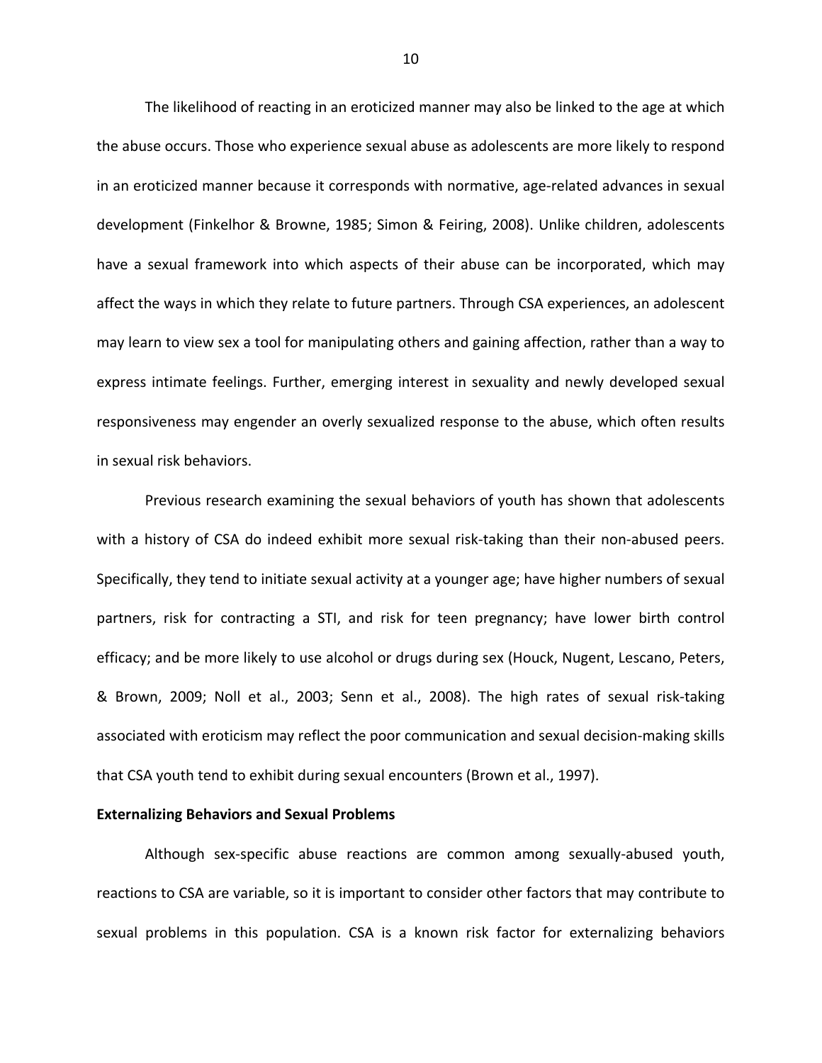The likelihood of reacting in an eroticized manner may also be linked to the age at which the abuse occurs. Those who experience sexual abuse as adolescents are more likely to respond in an eroticized manner because it corresponds with normative, age-related advances in sexual development (Finkelhor & Browne, 1985; Simon & Feiring, 2008). Unlike children, adolescents have a sexual framework into which aspects of their abuse can be incorporated, which may affect the ways in which they relate to future partners. Through CSA experiences, an adolescent may learn to view sex a tool for manipulating others and gaining affection, rather than a way to express intimate feelings. Further, emerging interest in sexuality and newly developed sexual responsiveness may engender an overly sexualized response to the abuse, which often results in sexual risk behaviors.

Previous research examining the sexual behaviors of youth has shown that adolescents with a history of CSA do indeed exhibit more sexual risk-taking than their non-abused peers. Specifically, they tend to initiate sexual activity at a younger age; have higher numbers of sexual partners, risk for contracting a STI, and risk for teen pregnancy; have lower birth control efficacy; and be more likely to use alcohol or drugs during sex (Houck, Nugent, Lescano, Peters, & Brown, 2009; Noll et al., 2003; Senn et al., 2008). The high rates of sexual risk-taking associated with eroticism may reflect the poor communication and sexual decision-making skills that CSA youth tend to exhibit during sexual encounters (Brown et al., 1997).

**Externalizing Behaviors and Sexual Problems**

Although sex-specific abuse reactions are common among sexually-abused youth, reactions to CSA are variable, so it is important to consider other factors that may contribute to sexual problems in this population. CSA is a known risk factor for externalizing behaviors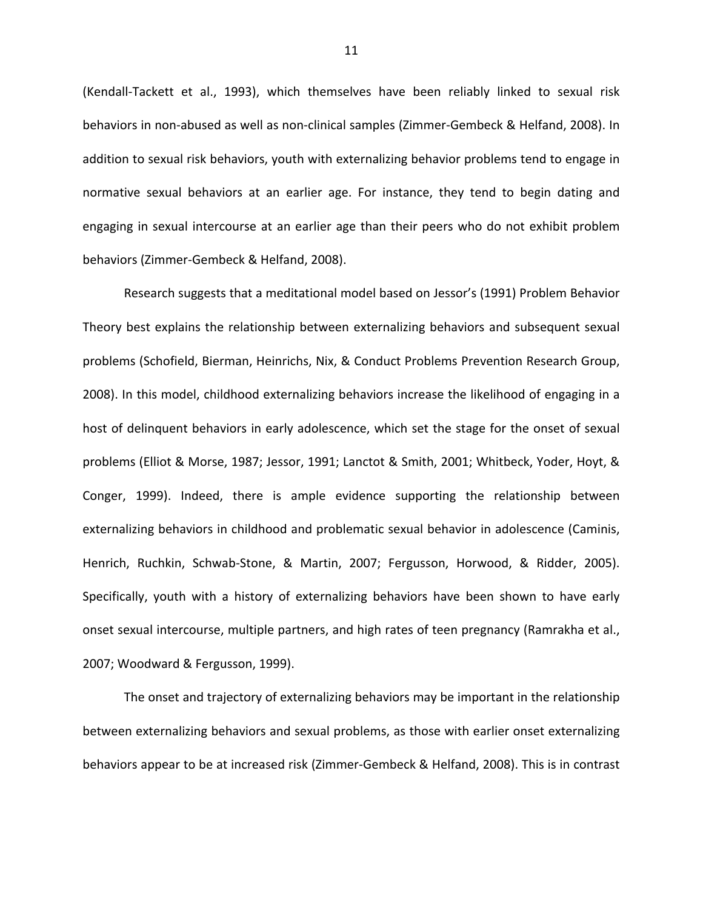(Kendall-Tackett et al., 1993), which themselves have been reliably linked to sexual risk behaviors in non-abused as well as non-clinical samples (Zimmer-Gembeck & Helfand, 2008). In addition to sexual risk behaviors, youth with externalizing behavior problems tend to engage in normative sexual behaviors at an earlier age. For instance, they tend to begin dating and engaging in sexual intercourse at an earlier age than their peers who do not exhibit problem behaviors (Zimmer-Gembeck & Helfand, 2008).

Research suggests that a meditational model based on Jessor's (1991) Problem Behavior Theory best explains the relationship between externalizing behaviors and subsequent sexual problems (Schofield, Bierman, Heinrichs, Nix, & Conduct Problems Prevention Research Group, 2008). In this model, childhood externalizing behaviors increase the likelihood of engaging in a host of delinquent behaviors in early adolescence, which set the stage for the onset of sexual problems (Elliot & Morse, 1987; Jessor, 1991; Lanctot & Smith, 2001; Whitbeck, Yoder, Hoyt, & Conger, 1999). Indeed, there is ample evidence supporting the relationship between externalizing behaviors in childhood and problematic sexual behavior in adolescence (Caminis, Henrich, Ruchkin, Schwab-Stone, & Martin, 2007; Fergusson, Horwood, & Ridder, 2005). Specifically, youth with a history of externalizing behaviors have been shown to have early onset sexual intercourse, multiple partners, and high rates of teen pregnancy (Ramrakha et al., 2007; Woodward & Fergusson, 1999).

The onset and trajectory of externalizing behaviors may be important in the relationship between externalizing behaviors and sexual problems, as those with earlier onset externalizing behaviors appear to be at increased risk (Zimmer-Gembeck & Helfand, 2008). This is in contrast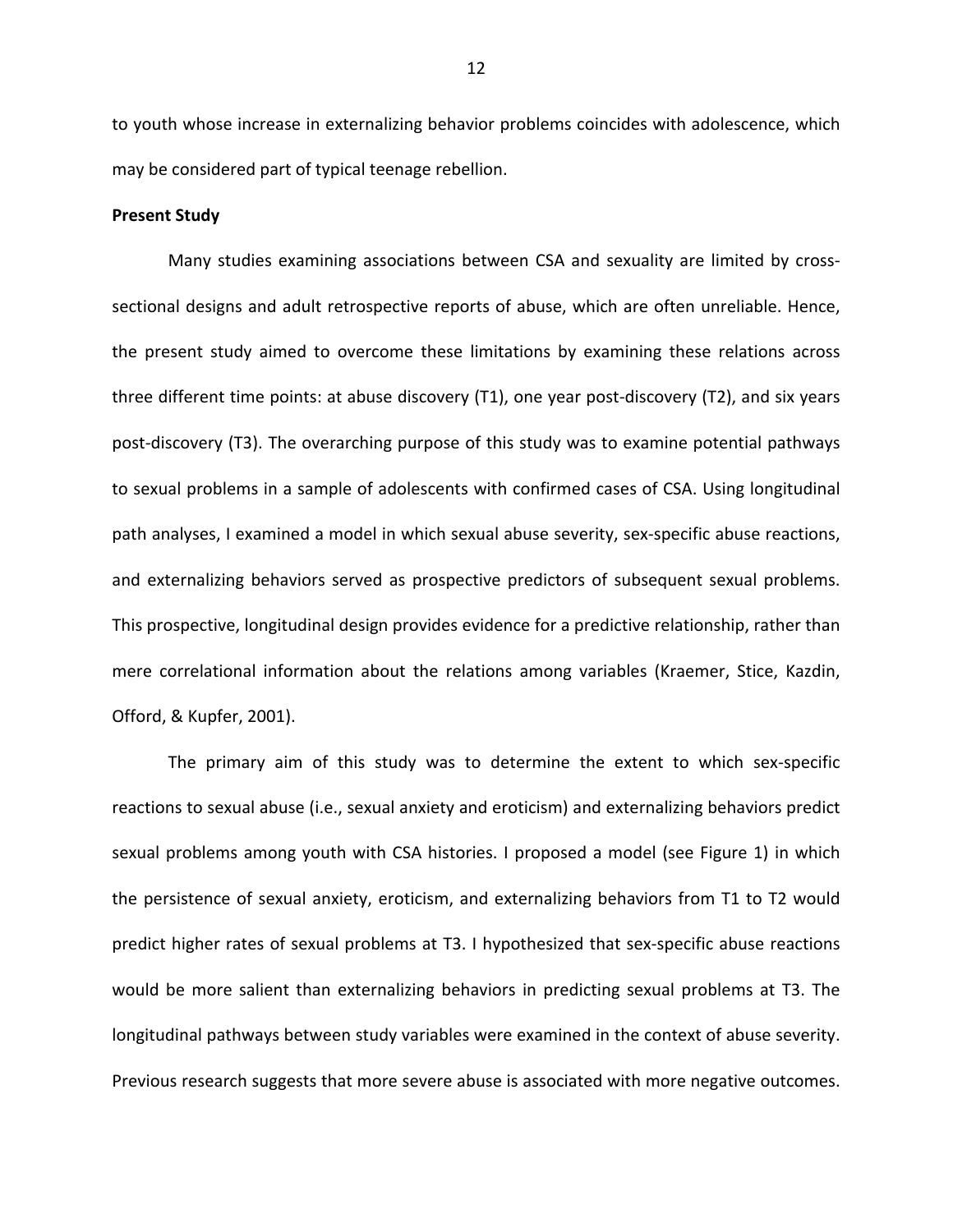to youth whose increase in externalizing behavior problems coincides with adolescence, which may be considered part of typical teenage rebellion.

**Present Study**

Many studies examining associations between CSA and sexuality are limited by cross-sectional designs and adult retrospective reports of abuse, which are often unreliable. Hence, the present study aimed to overcome these limitations by examining these relations across three different time points: at abuse discovery (T1), one year post-discovery (T2), and six years post-discovery (T3). The overarching purpose of this study was to examine potential pathways to sexual problems in a sample of adolescents with confirmed cases of CSA. Using longitudinal path analyses, I examined a model in which sexual abuse severity, sex-specific abuse reactions, and externalizing behaviors served as prospective predictors of subsequent sexual problems. This prospective, longitudinal design provides evidence for a predictive relationship, rather than mere correlational information about the relations among variables (Kraemer, Stice, Kazdin, Offord, & Kupfer, 2001).

The primary aim of this study was to determine the extent to which sex-specific reactions to sexual abuse (i.e., sexual anxiety and eroticism) and externalizing behaviors predict sexual problems among youth with CSA histories. I proposed a model (see Figure 1) in which the persistence of sexual anxiety, eroticism, and externalizing behaviors from T1 to T2 would predict higher rates of sexual problems at T3. I hypothesized that sex-specific abuse reactions would be more salient than externalizing behaviors in predicting sexual problems at T3. The longitudinal pathways between study variables were examined in the context of abuse severity. Previous research suggests that more severe abuse is associated with more negative outcomes.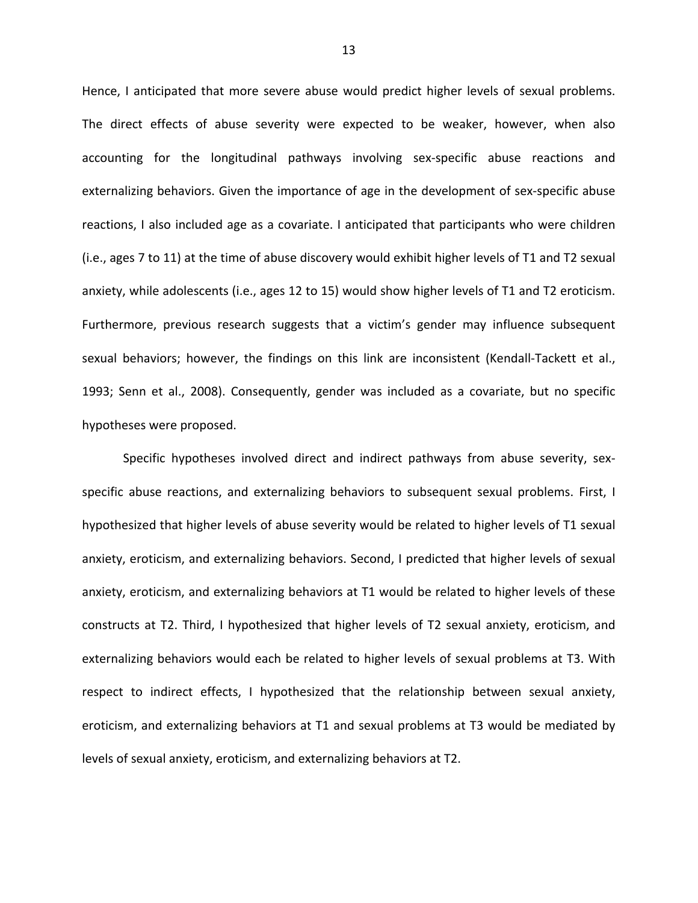Hence, I anticipated that more severe abuse would predict higher levels of sexual problems. The direct effects of abuse severity were expected to be weaker, however, when also accounting for the longitudinal pathways involving sex-specific abuse reactions and externalizing behaviors. Given the importance of age in the development of sex-specific abuse reactions, I also included age as a covariate. I anticipated that participants who were children (i.e., ages 7 to 11) at the time of abuse discovery would exhibit higher levels of T1 and T2 sexual anxiety, while adolescents (i.e., ages 12 to 15) would show higher levels of T1 and T2 eroticism. Furthermore, previous research suggests that a victim's gender may influence subsequent sexual behaviors; however, the findings on this link are inconsistent (Kendall-Tackett et al., 1993; Senn et al., 2008). Consequently, gender was included as a covariate, but no specific hypotheses were proposed.

Specific hypotheses involved direct and indirect pathways from abuse severity, sex-specific abuse reactions, and externalizing behaviors to subsequent sexual problems. First, I hypothesized that higher levels of abuse severity would be related to higher levels of T1 sexual anxiety, eroticism, and externalizing behaviors. Second, I predicted that higher levels of sexual anxiety, eroticism, and externalizing behaviors at T1 would be related to higher levels of these constructs at T2. Third, I hypothesized that higher levels of T2 sexual anxiety, eroticism, and externalizing behaviors would each be related to higher levels of sexual problems at T3. With respect to indirect effects, I hypothesized that the relationship between sexual anxiety, eroticism, and externalizing behaviors at T1 and sexual problems at T3 would be mediated by levels of sexual anxiety, eroticism, and externalizing behaviors at T2.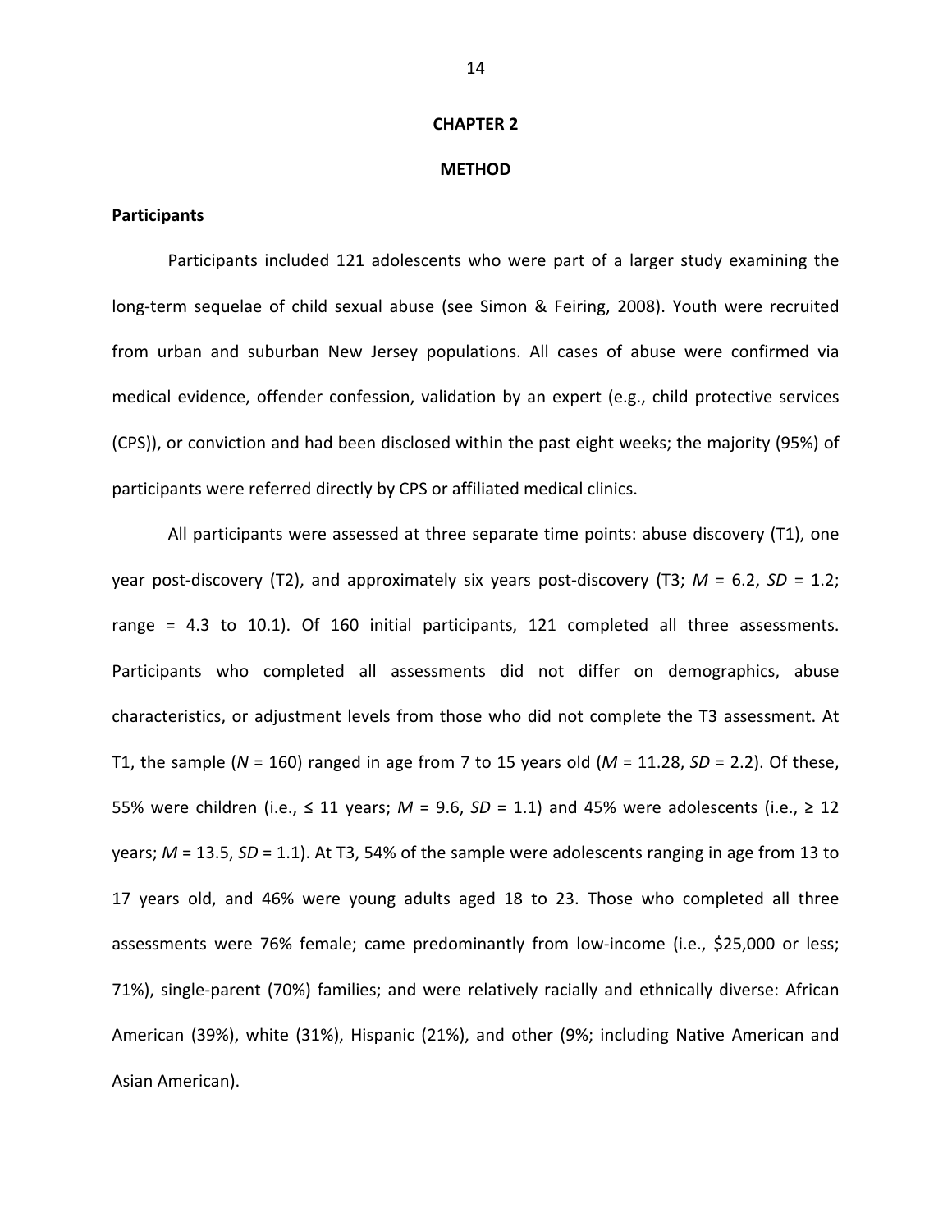# CHAPTER 2

# METHOD

## Participants

Participants included 121 adolescents who were part of a larger study examining the long-term sequelae of child sexual abuse (see Simon & Feiring, 2008). Youth were recruited from urban and suburban New Jersey populations. All cases of abuse were confirmed via medical evidence, offender confession, validation by an expert (e.g., child protective services (CPS)), or conviction and had been disclosed within the past eight weeks; the majority (95%) of participants were referred directly by CPS or affiliated medical clinics.

All participants were assessed at three separate time points: abuse discovery (T1), one year post-discovery (T2), and approximately six years post-discovery (T3; $M$ = 6.2, $SD$ = 1.2; range = 4.3 to 10.1). Of 160 initial participants, 121 completed all three assessments. Participants who completed all assessments did not differ on demographics, abuse characteristics, or adjustment levels from those who did not complete the T3 assessment. At T1, the sample ($N$ = 160) ranged in age from 7 to 15 years old ($M$ = 11.28, $SD$ = 2.2). Of these, 55% were children (i.e., ≤ 11 years; $M$ = 9.6, $SD$ = 1.1) and 45% were adolescents (i.e., ≥ 12 years; $M$ = 13.5, $SD$ = 1.1). At T3, 54% of the sample were adolescents ranging in age from 13 to 17 years old, and 46% were young adults aged 18 to 23. Those who completed all three assessments were 76% female; came predominantly from low-income (i.e., $25,000 or less; 71%), single-parent (70%) families; and were relatively racially and ethnically diverse: African American (39%), white (31%), Hispanic (21%), and other (9%; including Native American and Asian American).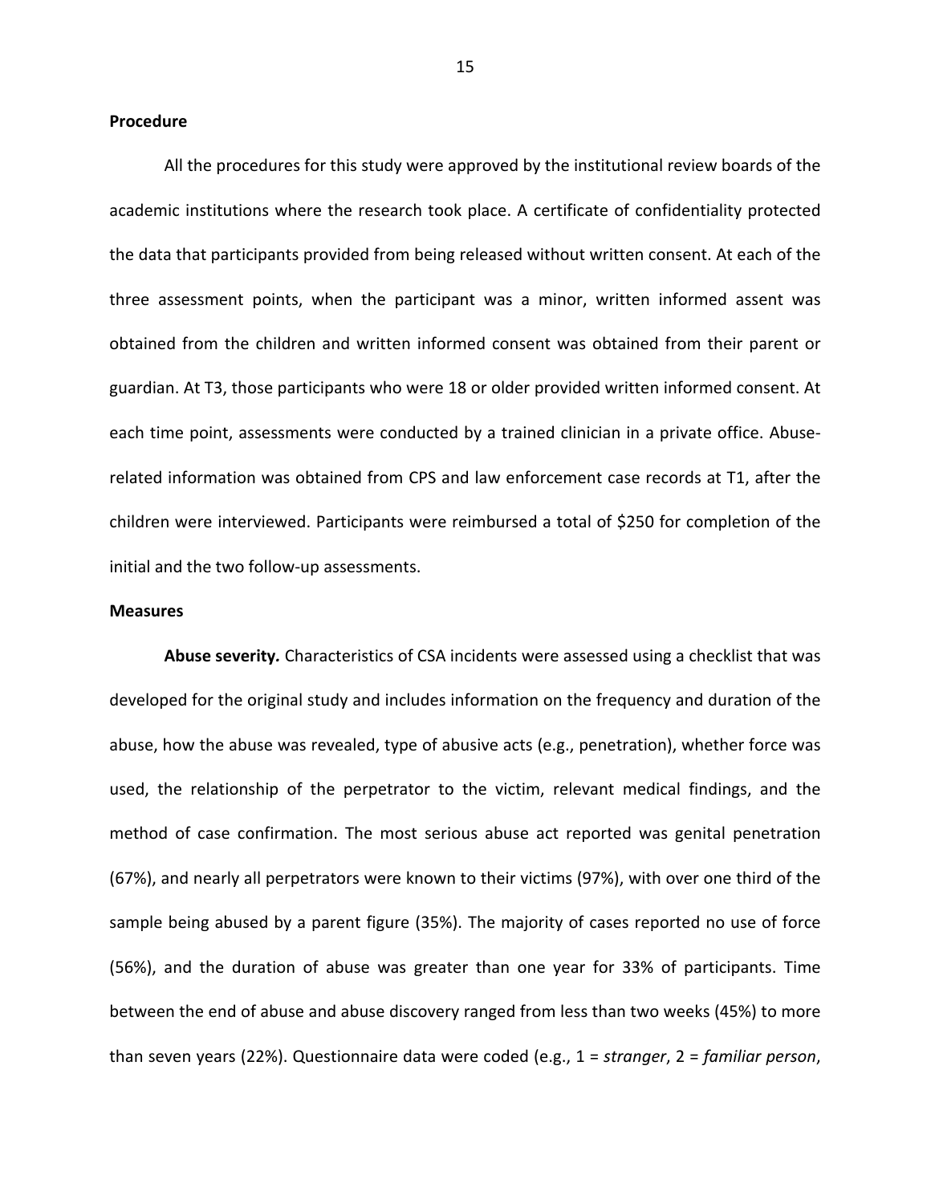**Procedure**

All the procedures for this study were approved by the institutional review boards of the academic institutions where the research took place. A certificate of confidentiality protected the data that participants provided from being released without written consent. At each of the three assessment points, when the participant was a minor, written informed assent was obtained from the children and written informed consent was obtained from their parent or guardian. At T3, those participants who were 18 or older provided written informed consent. At each time point, assessments were conducted by a trained clinician in a private office. Abuse-related information was obtained from CPS and law enforcement case records at T1, after the children were interviewed. Participants were reimbursed a total of $250 for completion of the initial and the two follow-up assessments.

**Measures**

**Abuse severity.** Characteristics of CSA incidents were assessed using a checklist that was developed for the original study and includes information on the frequency and duration of the abuse, how the abuse was revealed, type of abusive acts (e.g., penetration), whether force was used, the relationship of the perpetrator to the victim, relevant medical findings, and the method of case confirmation. The most serious abuse act reported was genital penetration (67%), and nearly all perpetrators were known to their victims (97%), with over one third of the sample being abused by a parent figure (35%). The majority of cases reported no use of force (56%), and the duration of abuse was greater than one year for 33% of participants. Time between the end of abuse and abuse discovery ranged from less than two weeks (45%) to more than seven years (22%). Questionnaire data were coded (e.g., 1 = *stranger*, 2 = *familiar person*,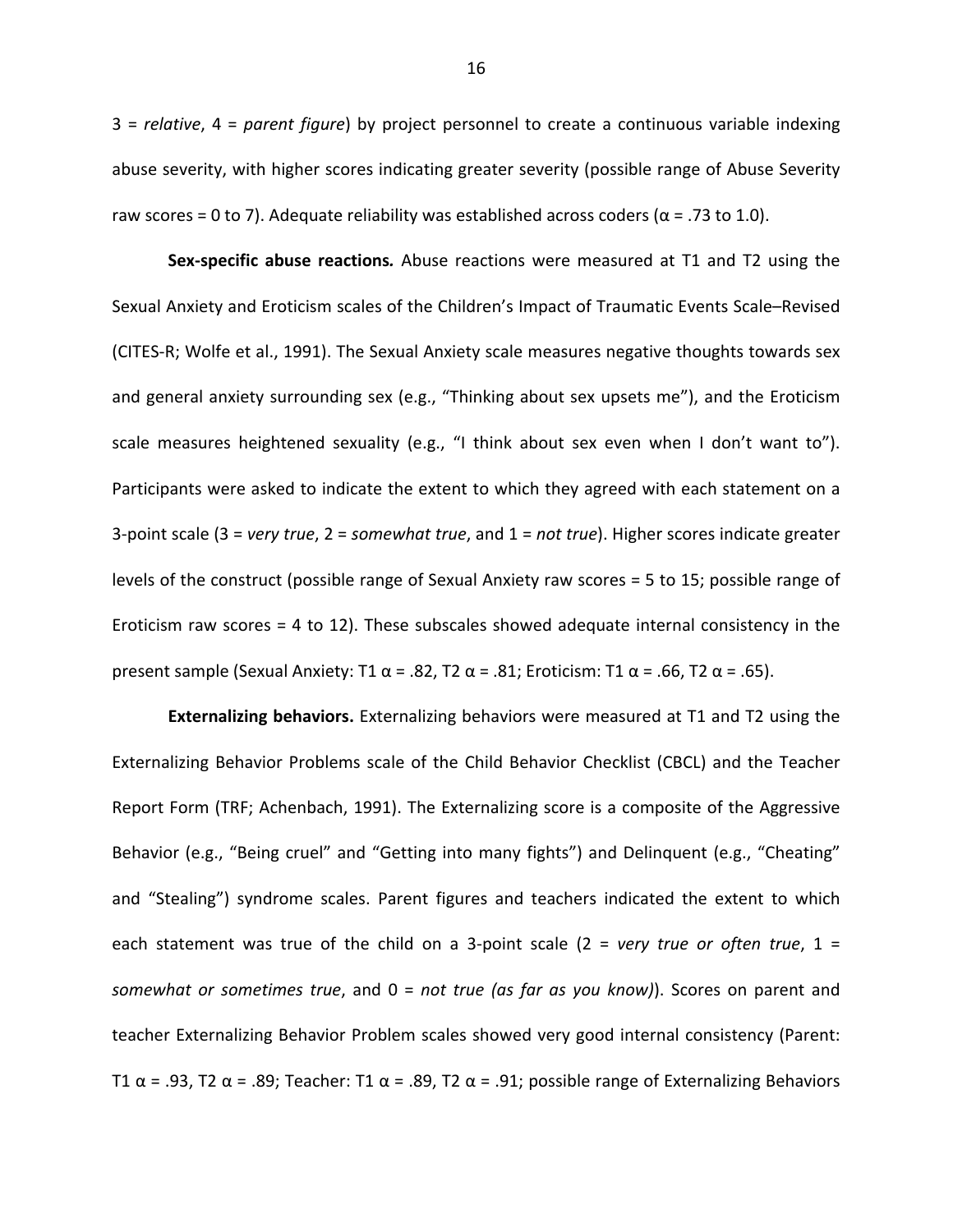3 = *relative*, 4 = *parent figure*) by project personnel to create a continuous variable indexing abuse severity, with higher scores indicating greater severity (possible range of Abuse Severity raw scores = 0 to 7). Adequate reliability was established across coders ($\alpha$ = .73 to 1.0).

**Sex-specific abuse reactions.** Abuse reactions were measured at T1 and T2 using the Sexual Anxiety and Eroticism scales of the Children's Impact of Traumatic Events Scale–Revised (CITES-R; Wolfe et al., 1991). The Sexual Anxiety scale measures negative thoughts towards sex and general anxiety surrounding sex (e.g., "Thinking about sex upsets me"), and the Eroticism scale measures heightened sexuality (e.g., "I think about sex even when I don't want to"). Participants were asked to indicate the extent to which they agreed with each statement on a 3-point scale (3 = *very true*, 2 = *somewhat true*, and 1 = *not true*). Higher scores indicate greater levels of the construct (possible range of Sexual Anxiety raw scores = 5 to 15; possible range of Eroticism raw scores = 4 to 12). These subscales showed adequate internal consistency in the present sample (Sexual Anxiety: T1 $\alpha$ = .82, T2 $\alpha$ = .81; Eroticism: T1 $\alpha$ = .66, T2 $\alpha$ = .65).

**Externalizing behaviors.** Externalizing behaviors were measured at T1 and T2 using the Externalizing Behavior Problems scale of the Child Behavior Checklist (CBCL) and the Teacher Report Form (TRF; Achenbach, 1991). The Externalizing score is a composite of the Aggressive Behavior (e.g., "Being cruel" and "Getting into many fights") and Delinquent (e.g., "Cheating" and "Stealing") syndrome scales. Parent figures and teachers indicated the extent to which each statement was true of the child on a 3-point scale (2 = *very true or often true*, 1 = *somewhat or sometimes true*, and 0 = *not true (as far as you know)*). Scores on parent and teacher Externalizing Behavior Problem scales showed very good internal consistency (Parent: T1 $\alpha$ = .93, T2 $\alpha$ = .89; Teacher: T1 $\alpha$ = .89, T2 $\alpha$ = .91; possible range of Externalizing Behaviors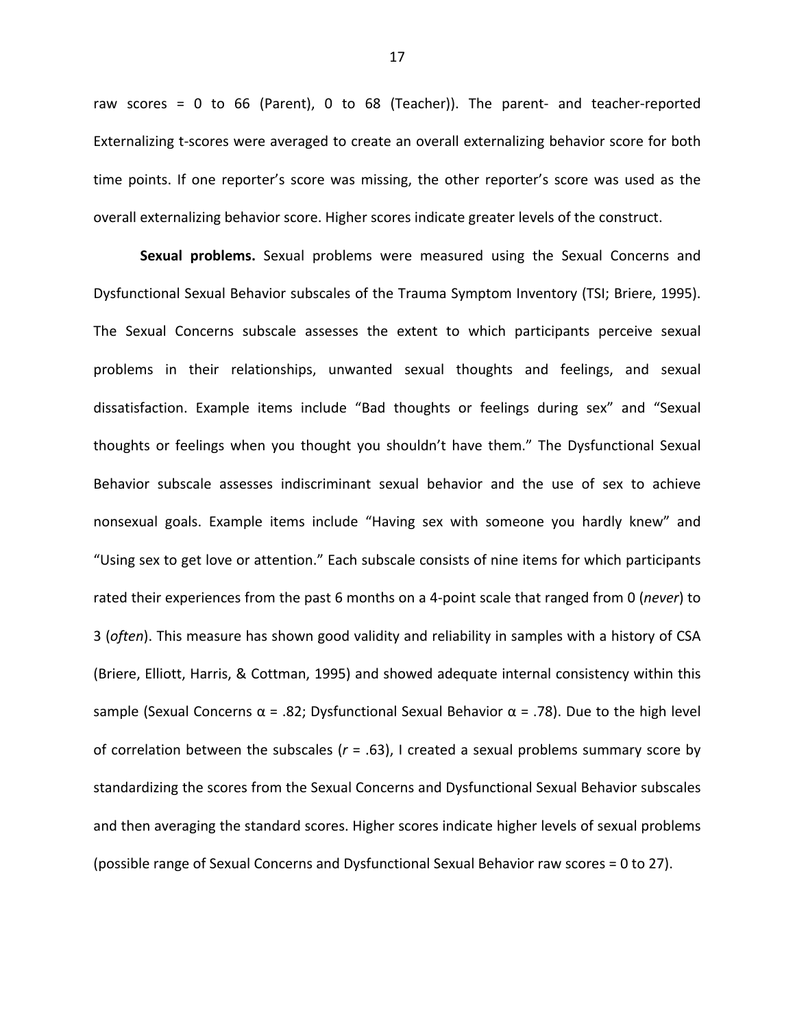raw scores = 0 to 66 (Parent), 0 to 68 (Teacher)). The parent- and teacher-reported Externalizing t-scores were averaged to create an overall externalizing behavior score for both time points. If one reporter's score was missing, the other reporter's score was used as the overall externalizing behavior score. Higher scores indicate greater levels of the construct.

**Sexual problems.** Sexual problems were measured using the Sexual Concerns and Dysfunctional Sexual Behavior subscales of the Trauma Symptom Inventory (TSI; Briere, 1995). The Sexual Concerns subscale assesses the extent to which participants perceive sexual problems in their relationships, unwanted sexual thoughts and feelings, and sexual dissatisfaction. Example items include "Bad thoughts or feelings during sex" and "Sexual thoughts or feelings when you thought you shouldn't have them." The Dysfunctional Sexual Behavior subscale assesses indiscriminant sexual behavior and the use of sex to achieve nonsexual goals. Example items include "Having sex with someone you hardly knew" and "Using sex to get love or attention." Each subscale consists of nine items for which participants rated their experiences from the past 6 months on a 4-point scale that ranged from 0 (*never*) to 3 (*often*). This measure has shown good validity and reliability in samples with a history of CSA (Briere, Elliott, Harris, & Cottman, 1995) and showed adequate internal consistency within this sample (Sexual Concerns $\alpha = .82$; Dysfunctional Sexual Behavior $\alpha = .78$). Due to the high level of correlation between the subscales ($r = .63$), I created a sexual problems summary score by standardizing the scores from the Sexual Concerns and Dysfunctional Sexual Behavior subscales and then averaging the standard scores. Higher scores indicate higher levels of sexual problems (possible range of Sexual Concerns and Dysfunctional Sexual Behavior raw scores = 0 to 27).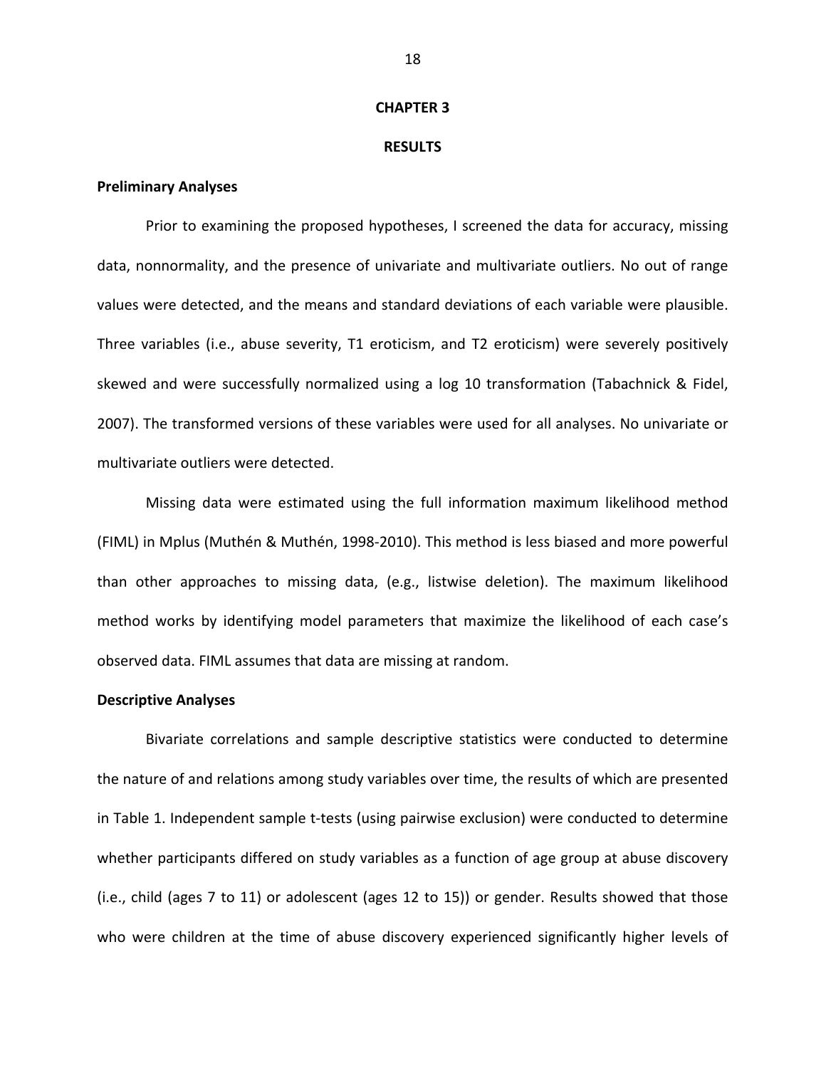# CHAPTER 3

# RESULTS

### Preliminary Analyses

Prior to examining the proposed hypotheses, I screened the data for accuracy, missing data, nonnormality, and the presence of univariate and multivariate outliers. No out of range values were detected, and the means and standard deviations of each variable were plausible. Three variables (i.e., abuse severity, T1 eroticism, and T2 eroticism) were severely positively skewed and were successfully normalized using a log 10 transformation (Tabachnick & Fidel, 2007). The transformed versions of these variables were used for all analyses. No univariate or multivariate outliers were detected.

Missing data were estimated using the full information maximum likelihood method (FIML) in Mplus (Muthén & Muthén, 1998-2010). This method is less biased and more powerful than other approaches to missing data, (e.g., listwise deletion). The maximum likelihood method works by identifying model parameters that maximize the likelihood of each case's observed data. FIML assumes that data are missing at random.

### Descriptive Analyses

Bivariate correlations and sample descriptive statistics were conducted to determine the nature of and relations among study variables over time, the results of which are presented in Table 1. Independent sample t-tests (using pairwise exclusion) were conducted to determine whether participants differed on study variables as a function of age group at abuse discovery (i.e., child (ages 7 to 11) or adolescent (ages 12 to 15)) or gender. Results showed that those who were children at the time of abuse discovery experienced significantly higher levels of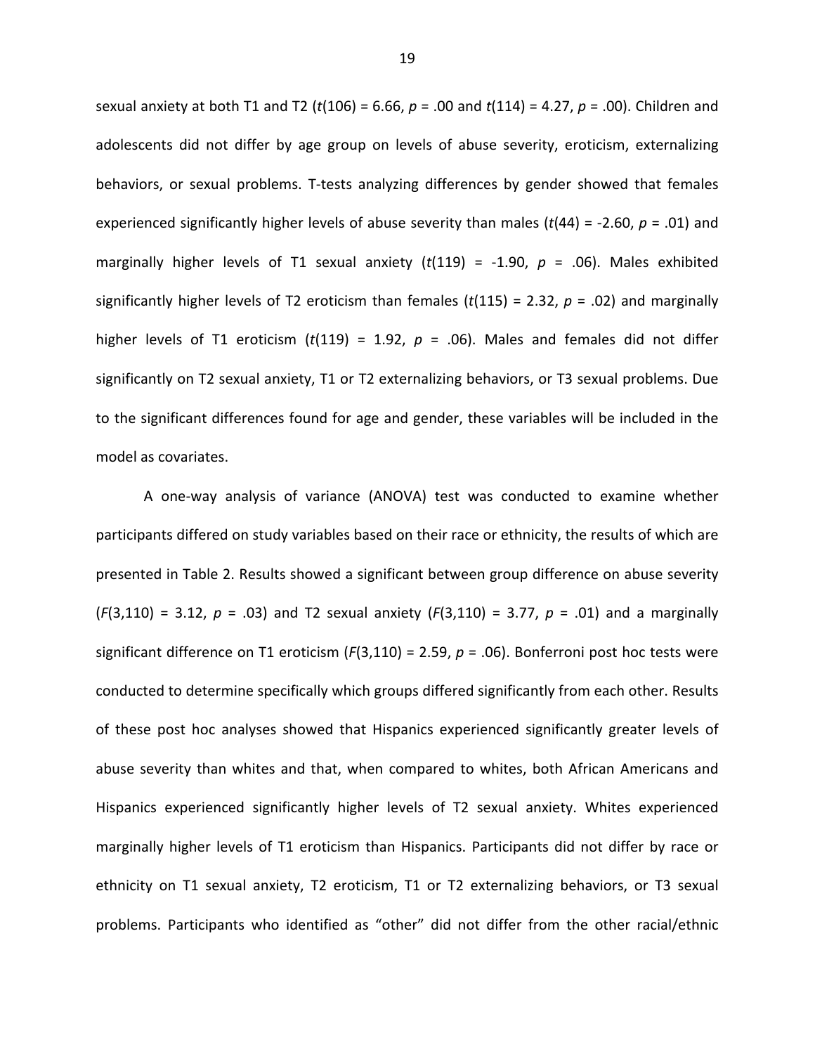sexual anxiety at both T1 and T2 ($t(106) = 6.66$, $p = .00$ and $t(114) = 4.27$, $p = .00$). Children and adolescents did not differ by age group on levels of abuse severity, eroticism, externalizing behaviors, or sexual problems. T-tests analyzing differences by gender showed that females experienced significantly higher levels of abuse severity than males ($t(44) = -2.60$, $p = .01$) and marginally higher levels of T1 sexual anxiety ($t(119) = -1.90$, $p = .06$). Males exhibited significantly higher levels of T2 eroticism than females ($t(115) = 2.32$, $p = .02$) and marginally higher levels of T1 eroticism ($t(119) = 1.92$, $p = .06$). Males and females did not differ significantly on T2 sexual anxiety, T1 or T2 externalizing behaviors, or T3 sexual problems. Due to the significant differences found for age and gender, these variables will be included in the model as covariates.

A one-way analysis of variance (ANOVA) test was conducted to examine whether participants differed on study variables based on their race or ethnicity, the results of which are presented in Table 2. Results showed a significant between group difference on abuse severity ($F(3,110) = 3.12$, $p = .03$) and T2 sexual anxiety ($F(3,110) = 3.77$, $p = .01$) and a marginally significant difference on T1 eroticism ($F(3,110) = 2.59$, $p = .06$). Bonferroni post hoc tests were conducted to determine specifically which groups differed significantly from each other. Results of these post hoc analyses showed that Hispanics experienced significantly greater levels of abuse severity than whites and that, when compared to whites, both African Americans and Hispanics experienced significantly higher levels of T2 sexual anxiety. Whites experienced marginally higher levels of T1 eroticism than Hispanics. Participants did not differ by race or ethnicity on T1 sexual anxiety, T2 eroticism, T1 or T2 externalizing behaviors, or T3 sexual problems. Participants who identified as "other" did not differ from the other racial/ethnic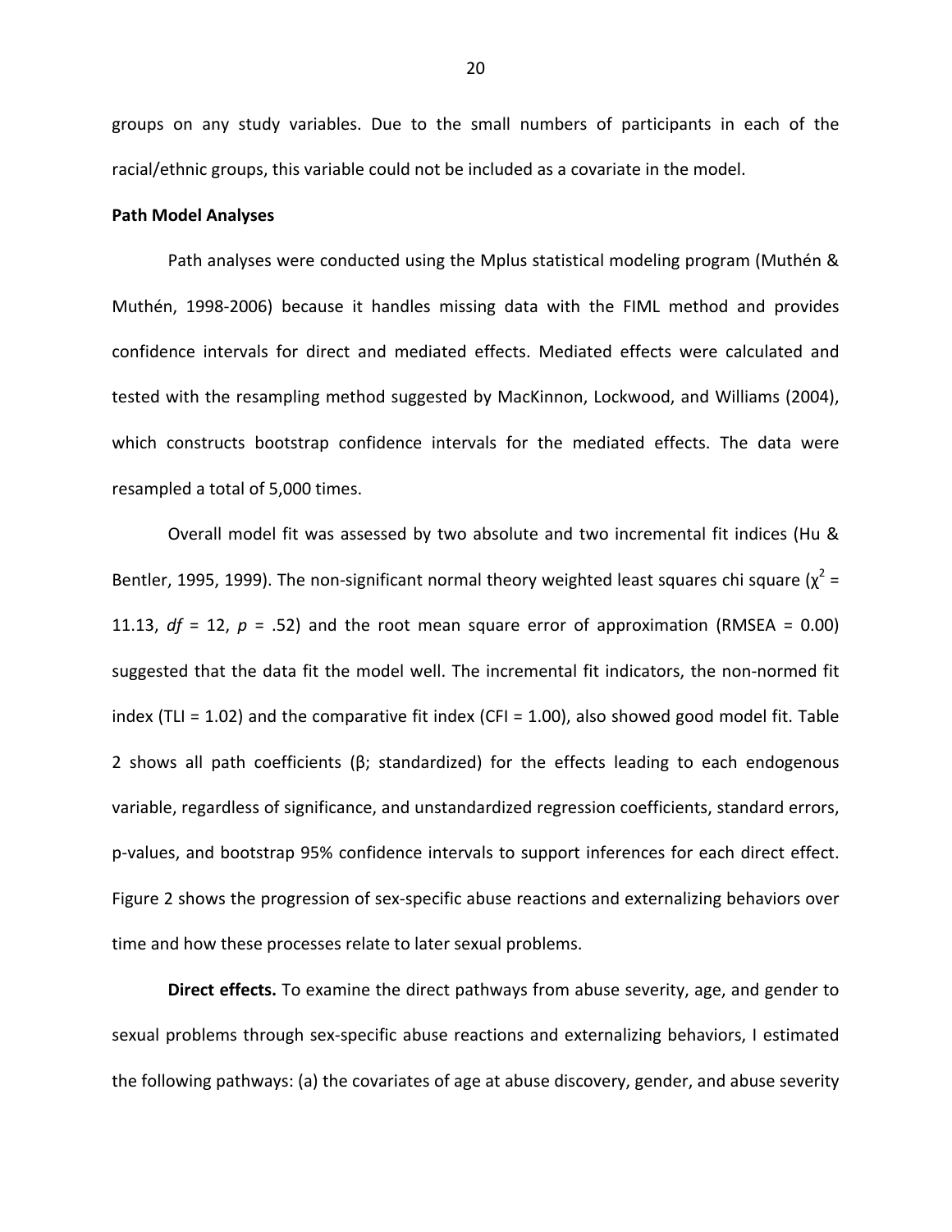groups on any study variables. Due to the small numbers of participants in each of the racial/ethnic groups, this variable could not be included as a covariate in the model.

**Path Model Analyses**

Path analyses were conducted using the Mplus statistical modeling program (Muthén & Muthén, 1998-2006) because it handles missing data with the FIML method and provides confidence intervals for direct and mediated effects. Mediated effects were calculated and tested with the resampling method suggested by MacKinnon, Lockwood, and Williams (2004), which constructs bootstrap confidence intervals for the mediated effects. The data were resampled a total of 5,000 times.

Overall model fit was assessed by two absolute and two incremental fit indices (Hu & Bentler, 1995, 1999). The non-significant normal theory weighted least squares chi square ($\chi^2$ = 11.13, *df* = 12, *p* = .52) and the root mean square error of approximation (RMSEA = 0.00) suggested that the data fit the model well. The incremental fit indicators, the non-normed fit index (TLI = 1.02) and the comparative fit index (CFI = 1.00), also showed good model fit. Table 2 shows all path coefficients (β; standardized) for the effects leading to each endogenous variable, regardless of significance, and unstandardized regression coefficients, standard errors, p-values, and bootstrap 95% confidence intervals to support inferences for each direct effect. Figure 2 shows the progression of sex-specific abuse reactions and externalizing behaviors over time and how these processes relate to later sexual problems.

**Direct effects.** To examine the direct pathways from abuse severity, age, and gender to sexual problems through sex-specific abuse reactions and externalizing behaviors, I estimated the following pathways: (a) the covariates of age at abuse discovery, gender, and abuse severity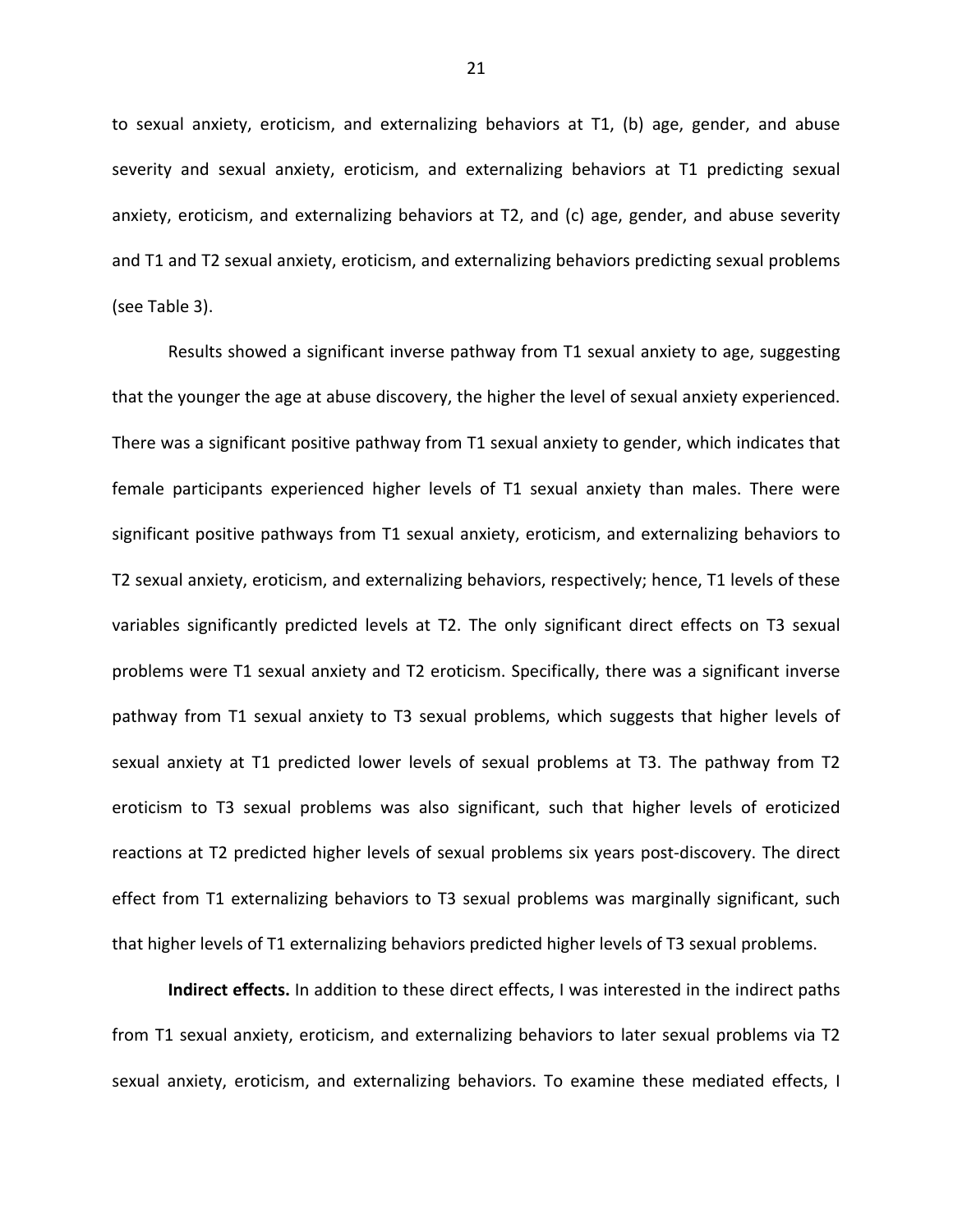to sexual anxiety, eroticism, and externalizing behaviors at T1, (b) age, gender, and abuse severity and sexual anxiety, eroticism, and externalizing behaviors at T1 predicting sexual anxiety, eroticism, and externalizing behaviors at T2, and (c) age, gender, and abuse severity and T1 and T2 sexual anxiety, eroticism, and externalizing behaviors predicting sexual problems (see Table 3).

Results showed a significant inverse pathway from T1 sexual anxiety to age, suggesting that the younger the age at abuse discovery, the higher the level of sexual anxiety experienced. There was a significant positive pathway from T1 sexual anxiety to gender, which indicates that female participants experienced higher levels of T1 sexual anxiety than males. There were significant positive pathways from T1 sexual anxiety, eroticism, and externalizing behaviors to T2 sexual anxiety, eroticism, and externalizing behaviors, respectively; hence, T1 levels of these variables significantly predicted levels at T2. The only significant direct effects on T3 sexual problems were T1 sexual anxiety and T2 eroticism. Specifically, there was a significant inverse pathway from T1 sexual anxiety to T3 sexual problems, which suggests that higher levels of sexual anxiety at T1 predicted lower levels of sexual problems at T3. The pathway from T2 eroticism to T3 sexual problems was also significant, such that higher levels of eroticized reactions at T2 predicted higher levels of sexual problems six years post-discovery. The direct effect from T1 externalizing behaviors to T3 sexual problems was marginally significant, such that higher levels of T1 externalizing behaviors predicted higher levels of T3 sexual problems.

**Indirect effects.** In addition to these direct effects, I was interested in the indirect paths from T1 sexual anxiety, eroticism, and externalizing behaviors to later sexual problems via T2 sexual anxiety, eroticism, and externalizing behaviors. To examine these mediated effects, I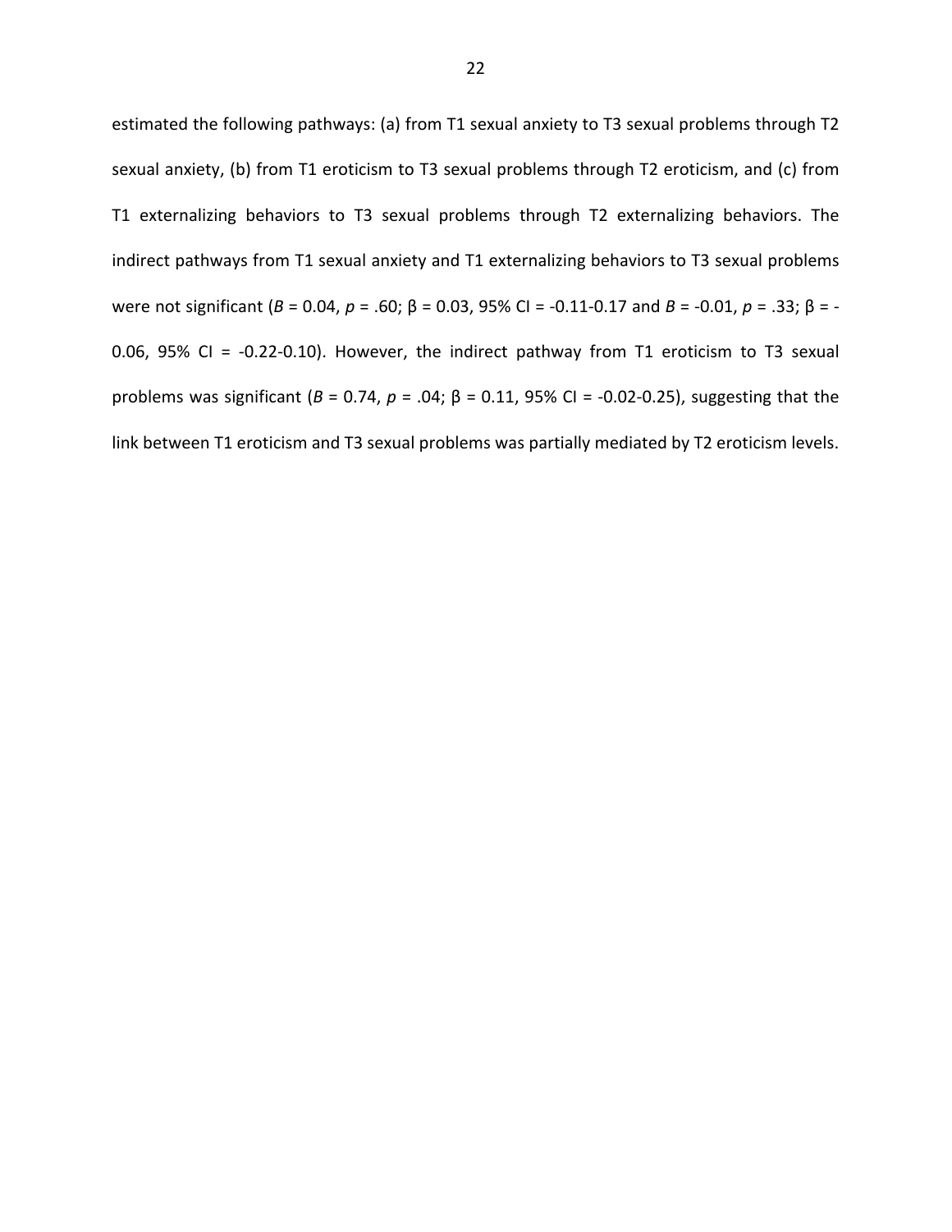estimated the following pathways: (a) from T1 sexual anxiety to T3 sexual problems through T2 sexual anxiety, (b) from T1 eroticism to T3 sexual problems through T2 eroticism, and (c) from T1 externalizing behaviors to T3 sexual problems through T2 externalizing behaviors. The indirect pathways from T1 sexual anxiety and T1 externalizing behaviors to T3 sexual problems were not significant ($B$ = 0.04, $p$ = .60; β = 0.03, 95% CI = -0.11-0.17 and $B$ = -0.01, $p$ = .33; β = -0.06, 95% CI = -0.22-0.10). However, the indirect pathway from T1 eroticism to T3 sexual problems was significant ($B$ = 0.74, $p$ = .04; β = 0.11, 95% CI = -0.02-0.25), suggesting that the link between T1 eroticism and T3 sexual problems was partially mediated by T2 eroticism levels.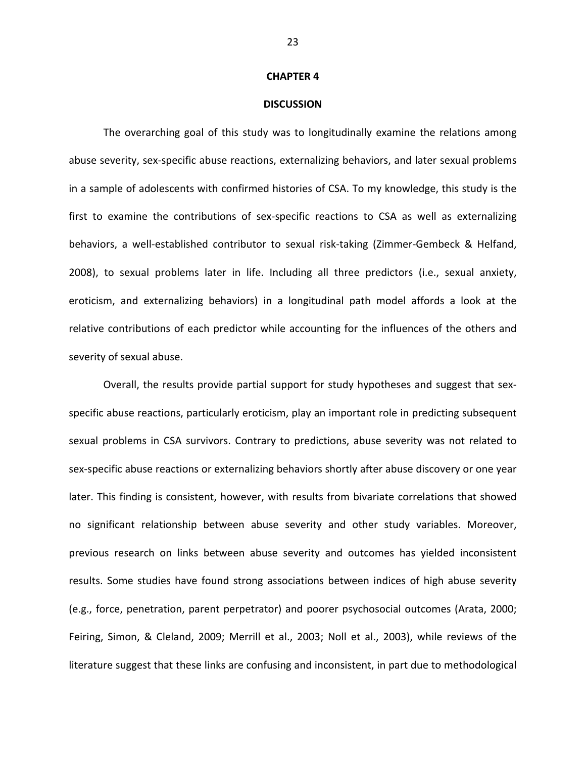# CHAPTER 4

## DISCUSSION

The overarching goal of this study was to longitudinally examine the relations among abuse severity, sex-specific abuse reactions, externalizing behaviors, and later sexual problems in a sample of adolescents with confirmed histories of CSA. To my knowledge, this study is the first to examine the contributions of sex-specific reactions to CSA as well as externalizing behaviors, a well-established contributor to sexual risk-taking (Zimmer-Gembeck & Helfand, 2008), to sexual problems later in life. Including all three predictors (i.e., sexual anxiety, eroticism, and externalizing behaviors) in a longitudinal path model affords a look at the relative contributions of each predictor while accounting for the influences of the others and severity of sexual abuse.

Overall, the results provide partial support for study hypotheses and suggest that sex-specific abuse reactions, particularly eroticism, play an important role in predicting subsequent sexual problems in CSA survivors. Contrary to predictions, abuse severity was not related to sex-specific abuse reactions or externalizing behaviors shortly after abuse discovery or one year later. This finding is consistent, however, with results from bivariate correlations that showed no significant relationship between abuse severity and other study variables. Moreover, previous research on links between abuse severity and outcomes has yielded inconsistent results. Some studies have found strong associations between indices of high abuse severity (e.g., force, penetration, parent perpetrator) and poorer psychosocial outcomes (Arata, 2000; Feiring, Simon, & Cleland, 2009; Merrill et al., 2003; Noll et al., 2003), while reviews of the literature suggest that these links are confusing and inconsistent, in part due to methodological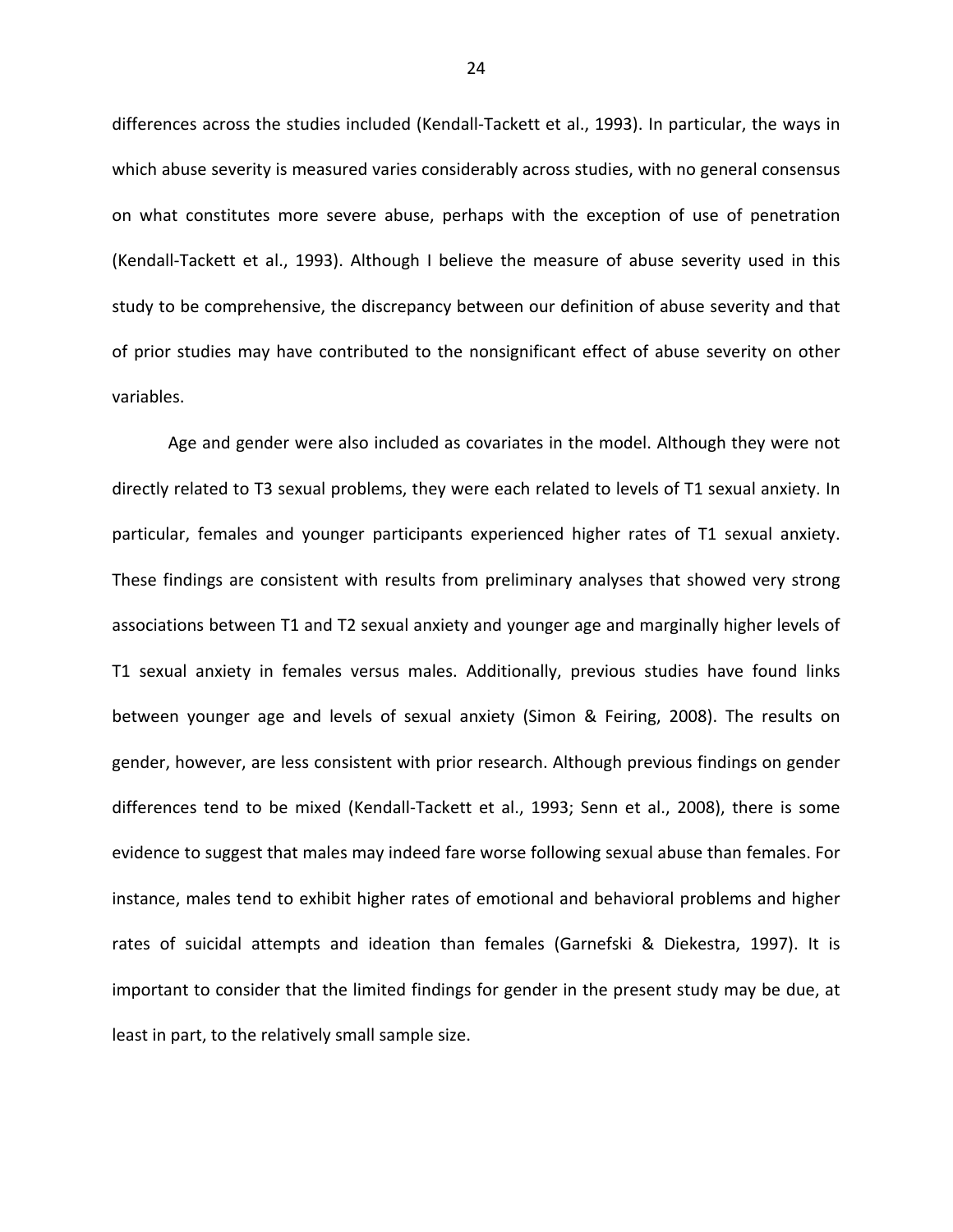differences across the studies included (Kendall-Tackett et al., 1993). In particular, the ways in which abuse severity is measured varies considerably across studies, with no general consensus on what constitutes more severe abuse, perhaps with the exception of use of penetration (Kendall-Tackett et al., 1993). Although I believe the measure of abuse severity used in this study to be comprehensive, the discrepancy between our definition of abuse severity and that of prior studies may have contributed to the nonsignificant effect of abuse severity on other variables.

Age and gender were also included as covariates in the model. Although they were not directly related to T3 sexual problems, they were each related to levels of T1 sexual anxiety. In particular, females and younger participants experienced higher rates of T1 sexual anxiety. These findings are consistent with results from preliminary analyses that showed very strong associations between T1 and T2 sexual anxiety and younger age and marginally higher levels of T1 sexual anxiety in females versus males. Additionally, previous studies have found links between younger age and levels of sexual anxiety (Simon & Feiring, 2008). The results on gender, however, are less consistent with prior research. Although previous findings on gender differences tend to be mixed (Kendall-Tackett et al., 1993; Senn et al., 2008), there is some evidence to suggest that males may indeed fare worse following sexual abuse than females. For instance, males tend to exhibit higher rates of emotional and behavioral problems and higher rates of suicidal attempts and ideation than females (Garnefski & Diekestra, 1997). It is important to consider that the limited findings for gender in the present study may be due, at least in part, to the relatively small sample size.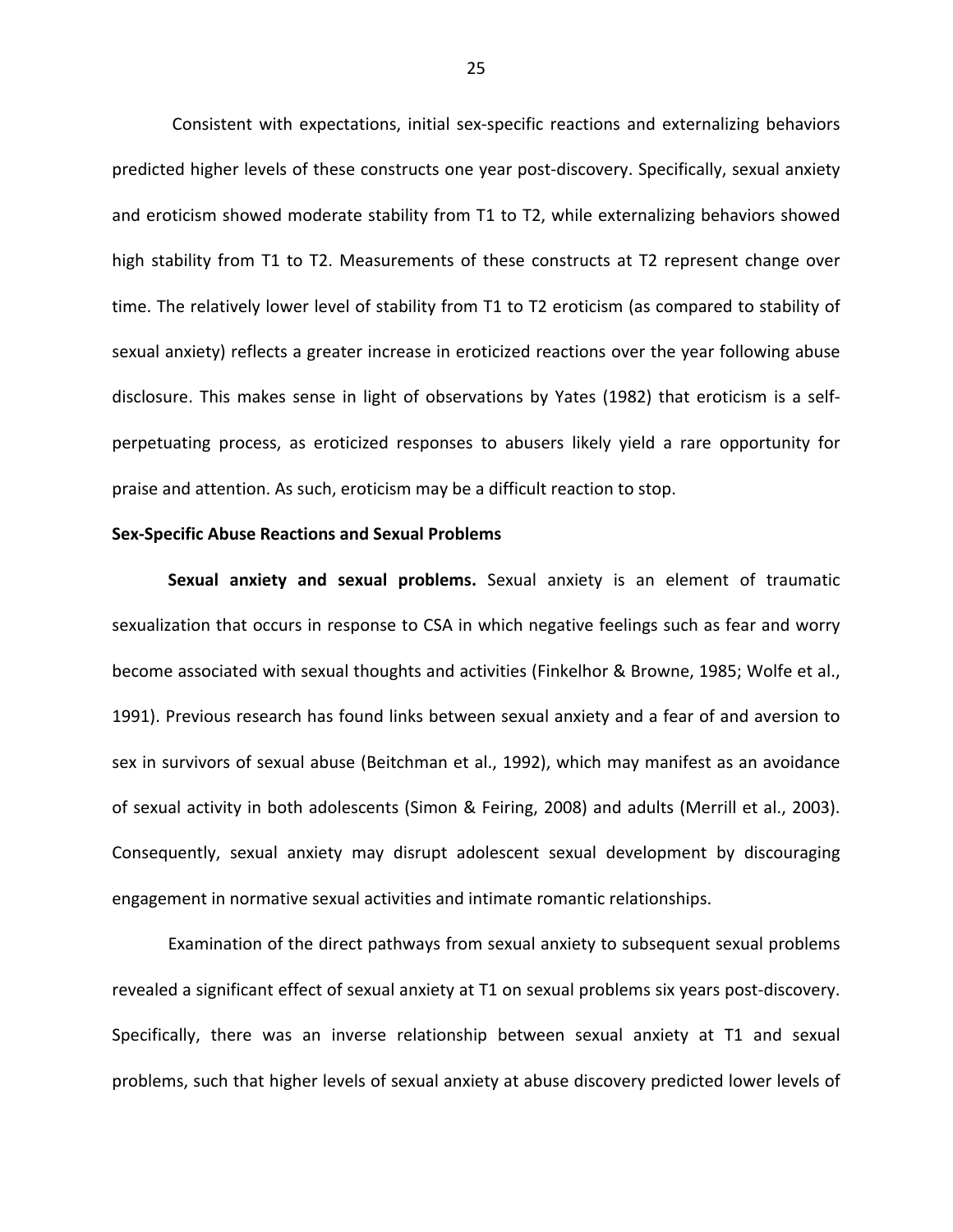Consistent with expectations, initial sex-specific reactions and externalizing behaviors predicted higher levels of these constructs one year post-discovery. Specifically, sexual anxiety and eroticism showed moderate stability from T1 to T2, while externalizing behaviors showed high stability from T1 to T2. Measurements of these constructs at T2 represent change over time. The relatively lower level of stability from T1 to T2 eroticism (as compared to stability of sexual anxiety) reflects a greater increase in eroticized reactions over the year following abuse disclosure. This makes sense in light of observations by Yates (1982) that eroticism is a self-perpetuating process, as eroticized responses to abusers likely yield a rare opportunity for praise and attention. As such, eroticism may be a difficult reaction to stop.

**Sex-Specific Abuse Reactions and Sexual Problems**

**Sexual anxiety and sexual problems.** Sexual anxiety is an element of traumatic sexualization that occurs in response to CSA in which negative feelings such as fear and worry become associated with sexual thoughts and activities (Finkelhor & Browne, 1985; Wolfe et al., 1991). Previous research has found links between sexual anxiety and a fear of and aversion to sex in survivors of sexual abuse (Beitchman et al., 1992), which may manifest as an avoidance of sexual activity in both adolescents (Simon & Feiring, 2008) and adults (Merrill et al., 2003). Consequently, sexual anxiety may disrupt adolescent sexual development by discouraging engagement in normative sexual activities and intimate romantic relationships.

Examination of the direct pathways from sexual anxiety to subsequent sexual problems revealed a significant effect of sexual anxiety at T1 on sexual problems six years post-discovery. Specifically, there was an inverse relationship between sexual anxiety at T1 and sexual problems, such that higher levels of sexual anxiety at abuse discovery predicted lower levels of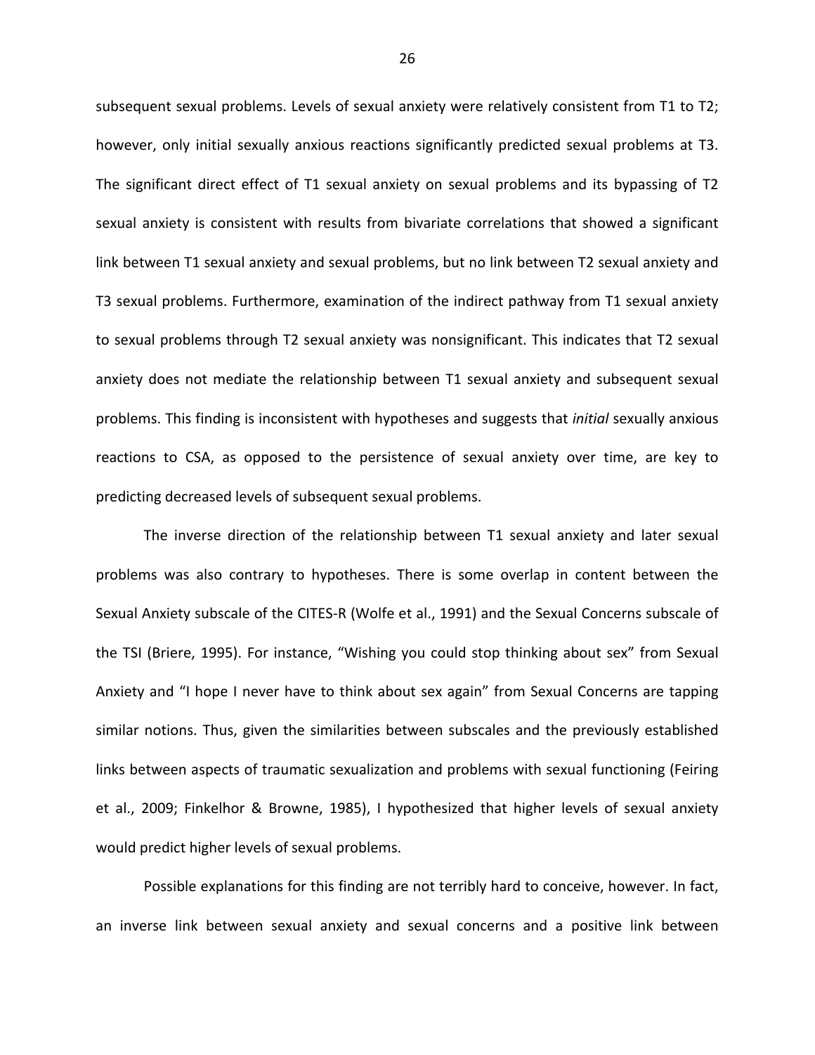subsequent sexual problems. Levels of sexual anxiety were relatively consistent from T1 to T2; however, only initial sexually anxious reactions significantly predicted sexual problems at T3. The significant direct effect of T1 sexual anxiety on sexual problems and its bypassing of T2 sexual anxiety is consistent with results from bivariate correlations that showed a significant link between T1 sexual anxiety and sexual problems, but no link between T2 sexual anxiety and T3 sexual problems. Furthermore, examination of the indirect pathway from T1 sexual anxiety to sexual problems through T2 sexual anxiety was nonsignificant. This indicates that T2 sexual anxiety does not mediate the relationship between T1 sexual anxiety and subsequent sexual problems. This finding is inconsistent with hypotheses and suggests that *initial* sexually anxious reactions to CSA, as opposed to the persistence of sexual anxiety over time, are key to predicting decreased levels of subsequent sexual problems.

The inverse direction of the relationship between T1 sexual anxiety and later sexual problems was also contrary to hypotheses. There is some overlap in content between the Sexual Anxiety subscale of the CITES-R (Wolfe et al., 1991) and the Sexual Concerns subscale of the TSI (Briere, 1995). For instance, "Wishing you could stop thinking about sex" from Sexual Anxiety and "I hope I never have to think about sex again" from Sexual Concerns are tapping similar notions. Thus, given the similarities between subscales and the previously established links between aspects of traumatic sexualization and problems with sexual functioning (Feiring et al., 2009; Finkelhor & Browne, 1985), I hypothesized that higher levels of sexual anxiety would predict higher levels of sexual problems.

Possible explanations for this finding are not terribly hard to conceive, however. In fact, an inverse link between sexual anxiety and sexual concerns and a positive link between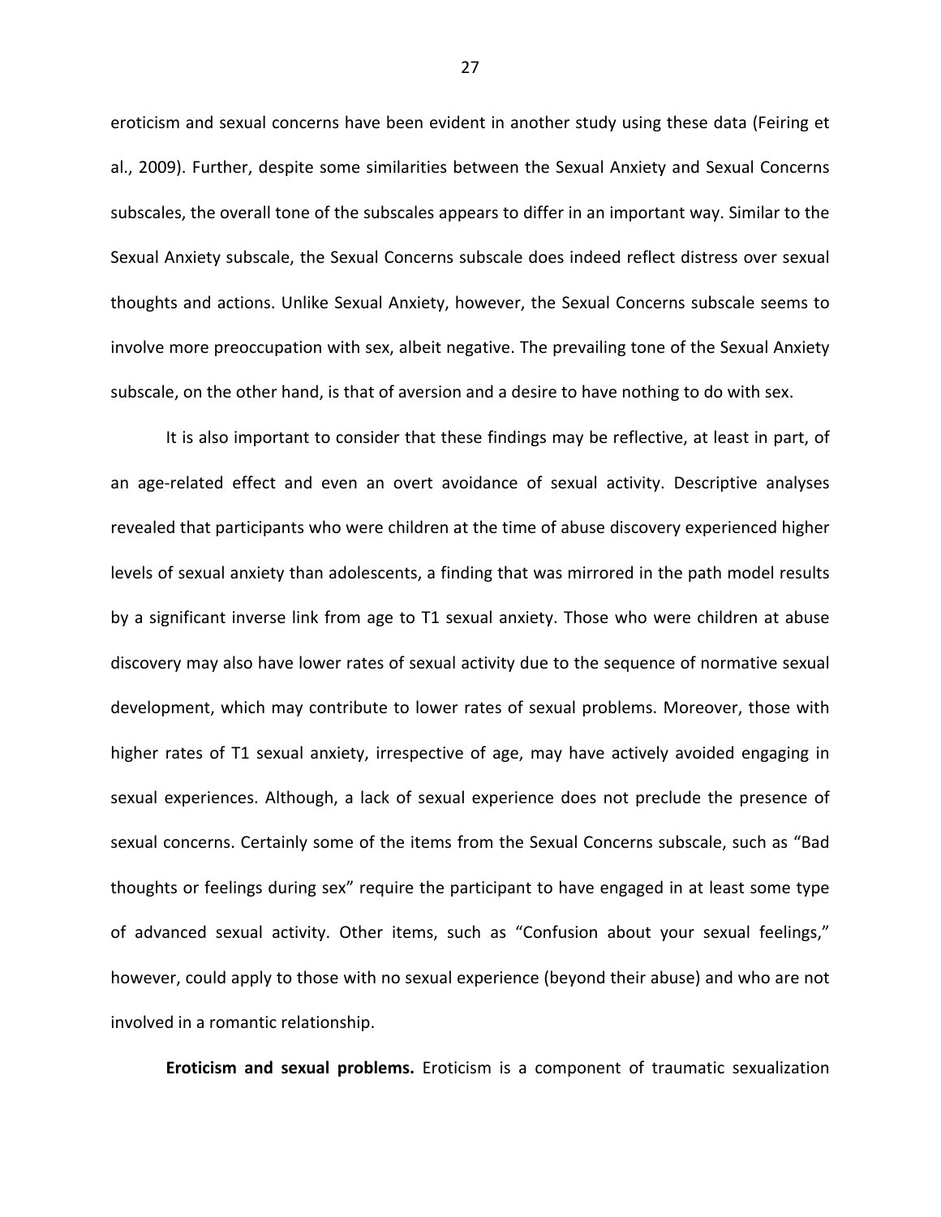eroticism and sexual concerns have been evident in another study using these data (Feiring et al., 2009). Further, despite some similarities between the Sexual Anxiety and Sexual Concerns subscales, the overall tone of the subscales appears to differ in an important way. Similar to the Sexual Anxiety subscale, the Sexual Concerns subscale does indeed reflect distress over sexual thoughts and actions. Unlike Sexual Anxiety, however, the Sexual Concerns subscale seems to involve more preoccupation with sex, albeit negative. The prevailing tone of the Sexual Anxiety subscale, on the other hand, is that of aversion and a desire to have nothing to do with sex.

It is also important to consider that these findings may be reflective, at least in part, of an age-related effect and even an overt avoidance of sexual activity. Descriptive analyses revealed that participants who were children at the time of abuse discovery experienced higher levels of sexual anxiety than adolescents, a finding that was mirrored in the path model results by a significant inverse link from age to T1 sexual anxiety. Those who were children at abuse discovery may also have lower rates of sexual activity due to the sequence of normative sexual development, which may contribute to lower rates of sexual problems. Moreover, those with higher rates of T1 sexual anxiety, irrespective of age, may have actively avoided engaging in sexual experiences. Although, a lack of sexual experience does not preclude the presence of sexual concerns. Certainly some of the items from the Sexual Concerns subscale, such as "Bad thoughts or feelings during sex" require the participant to have engaged in at least some type of advanced sexual activity. Other items, such as "Confusion about your sexual feelings," however, could apply to those with no sexual experience (beyond their abuse) and who are not involved in a romantic relationship.

**Eroticism and sexual problems.** Eroticism is a component of traumatic sexualization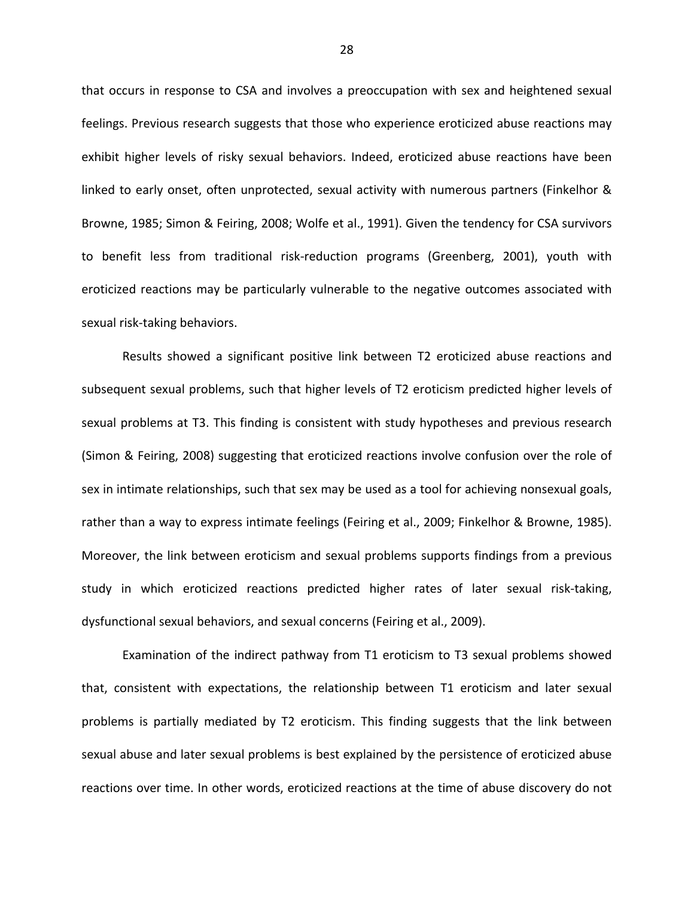that occurs in response to CSA and involves a preoccupation with sex and heightened sexual feelings. Previous research suggests that those who experience eroticized abuse reactions may exhibit higher levels of risky sexual behaviors. Indeed, eroticized abuse reactions have been linked to early onset, often unprotected, sexual activity with numerous partners (Finkelhor & Browne, 1985; Simon & Feiring, 2008; Wolfe et al., 1991). Given the tendency for CSA survivors to benefit less from traditional risk-reduction programs (Greenberg, 2001), youth with eroticized reactions may be particularly vulnerable to the negative outcomes associated with sexual risk-taking behaviors.

Results showed a significant positive link between T2 eroticized abuse reactions and subsequent sexual problems, such that higher levels of T2 eroticism predicted higher levels of sexual problems at T3. This finding is consistent with study hypotheses and previous research (Simon & Feiring, 2008) suggesting that eroticized reactions involve confusion over the role of sex in intimate relationships, such that sex may be used as a tool for achieving nonsexual goals, rather than a way to express intimate feelings (Feiring et al., 2009; Finkelhor & Browne, 1985). Moreover, the link between eroticism and sexual problems supports findings from a previous study in which eroticized reactions predicted higher rates of later sexual risk-taking, dysfunctional sexual behaviors, and sexual concerns (Feiring et al., 2009).

Examination of the indirect pathway from T1 eroticism to T3 sexual problems showed that, consistent with expectations, the relationship between T1 eroticism and later sexual problems is partially mediated by T2 eroticism. This finding suggests that the link between sexual abuse and later sexual problems is best explained by the persistence of eroticized abuse reactions over time. In other words, eroticized reactions at the time of abuse discovery do not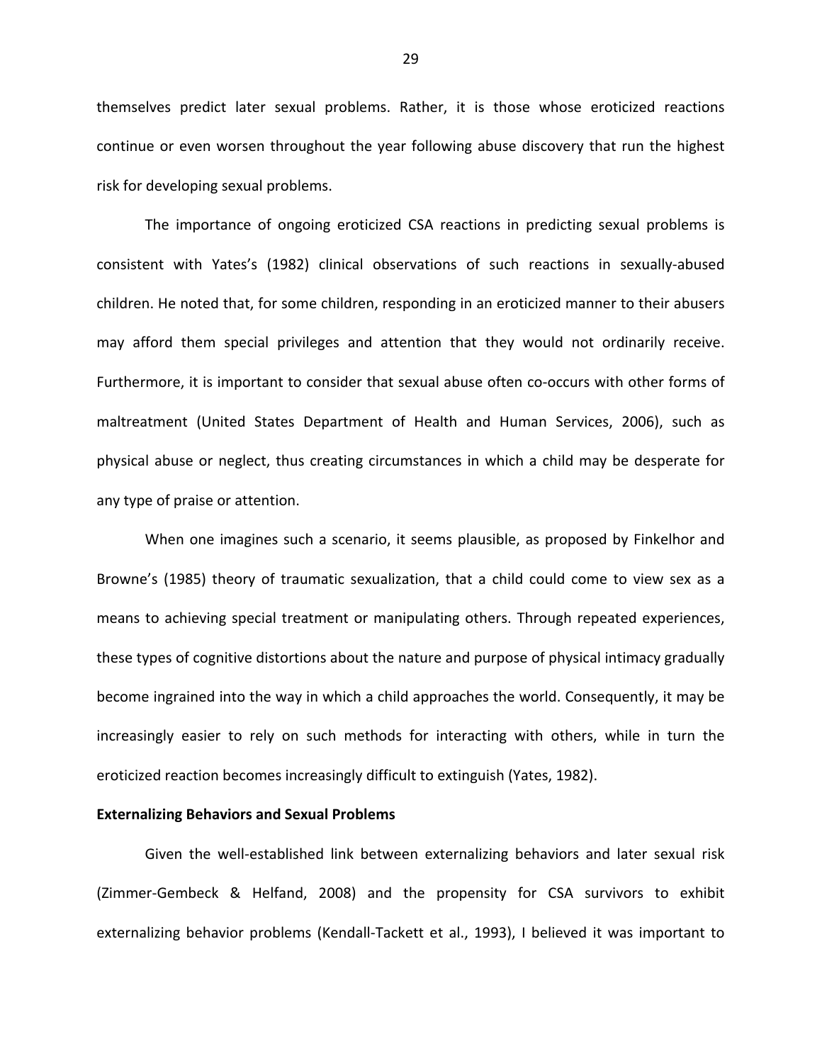themselves predict later sexual problems. Rather, it is those whose eroticized reactions continue or even worsen throughout the year following abuse discovery that run the highest risk for developing sexual problems.

The importance of ongoing eroticized CSA reactions in predicting sexual problems is consistent with Yates's (1982) clinical observations of such reactions in sexually-abused children. He noted that, for some children, responding in an eroticized manner to their abusers may afford them special privileges and attention that they would not ordinarily receive. Furthermore, it is important to consider that sexual abuse often co-occurs with other forms of maltreatment (United States Department of Health and Human Services, 2006), such as physical abuse or neglect, thus creating circumstances in which a child may be desperate for any type of praise or attention.

When one imagines such a scenario, it seems plausible, as proposed by Finkelhor and Browne's (1985) theory of traumatic sexualization, that a child could come to view sex as a means to achieving special treatment or manipulating others. Through repeated experiences, these types of cognitive distortions about the nature and purpose of physical intimacy gradually become ingrained into the way in which a child approaches the world. Consequently, it may be increasingly easier to rely on such methods for interacting with others, while in turn the eroticized reaction becomes increasingly difficult to extinguish (Yates, 1982).

**Externalizing Behaviors and Sexual Problems**

Given the well-established link between externalizing behaviors and later sexual risk (Zimmer-Gembeck & Helfand, 2008) and the propensity for CSA survivors to exhibit externalizing behavior problems (Kendall-Tackett et al., 1993), I believed it was important to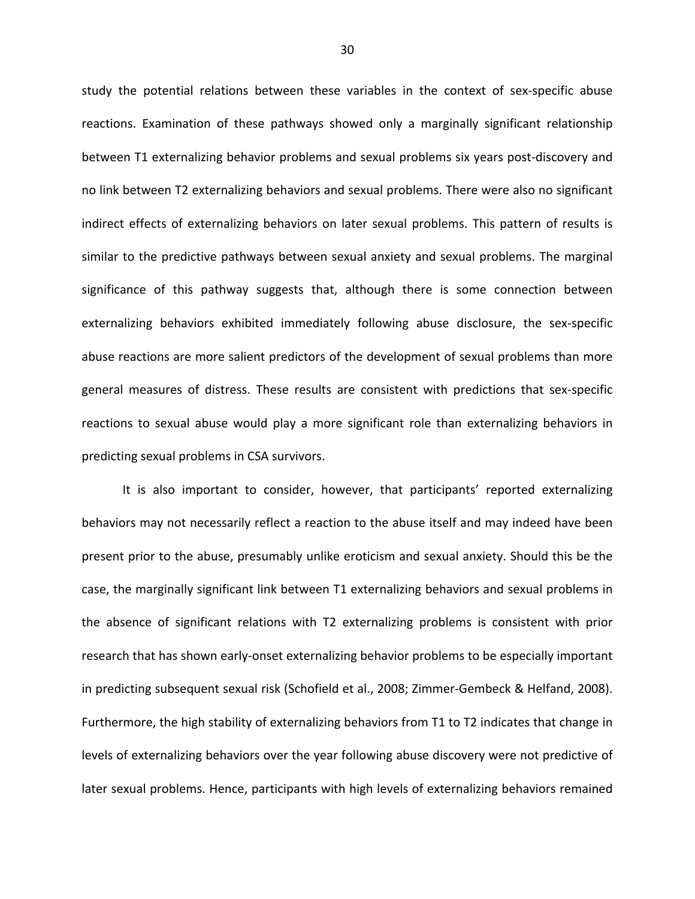study the potential relations between these variables in the context of sex-specific abuse reactions. Examination of these pathways showed only a marginally significant relationship between T1 externalizing behavior problems and sexual problems six years post-discovery and no link between T2 externalizing behaviors and sexual problems. There were also no significant indirect effects of externalizing behaviors on later sexual problems. This pattern of results is similar to the predictive pathways between sexual anxiety and sexual problems. The marginal significance of this pathway suggests that, although there is some connection between externalizing behaviors exhibited immediately following abuse disclosure, the sex-specific abuse reactions are more salient predictors of the development of sexual problems than more general measures of distress. These results are consistent with predictions that sex-specific reactions to sexual abuse would play a more significant role than externalizing behaviors in predicting sexual problems in CSA survivors.

It is also important to consider, however, that participants' reported externalizing behaviors may not necessarily reflect a reaction to the abuse itself and may indeed have been present prior to the abuse, presumably unlike eroticism and sexual anxiety. Should this be the case, the marginally significant link between T1 externalizing behaviors and sexual problems in the absence of significant relations with T2 externalizing problems is consistent with prior research that has shown early-onset externalizing behavior problems to be especially important in predicting subsequent sexual risk (Schofield et al., 2008; Zimmer-Gembeck & Helfand, 2008). Furthermore, the high stability of externalizing behaviors from T1 to T2 indicates that change in levels of externalizing behaviors over the year following abuse discovery were not predictive of later sexual problems. Hence, participants with high levels of externalizing behaviors remained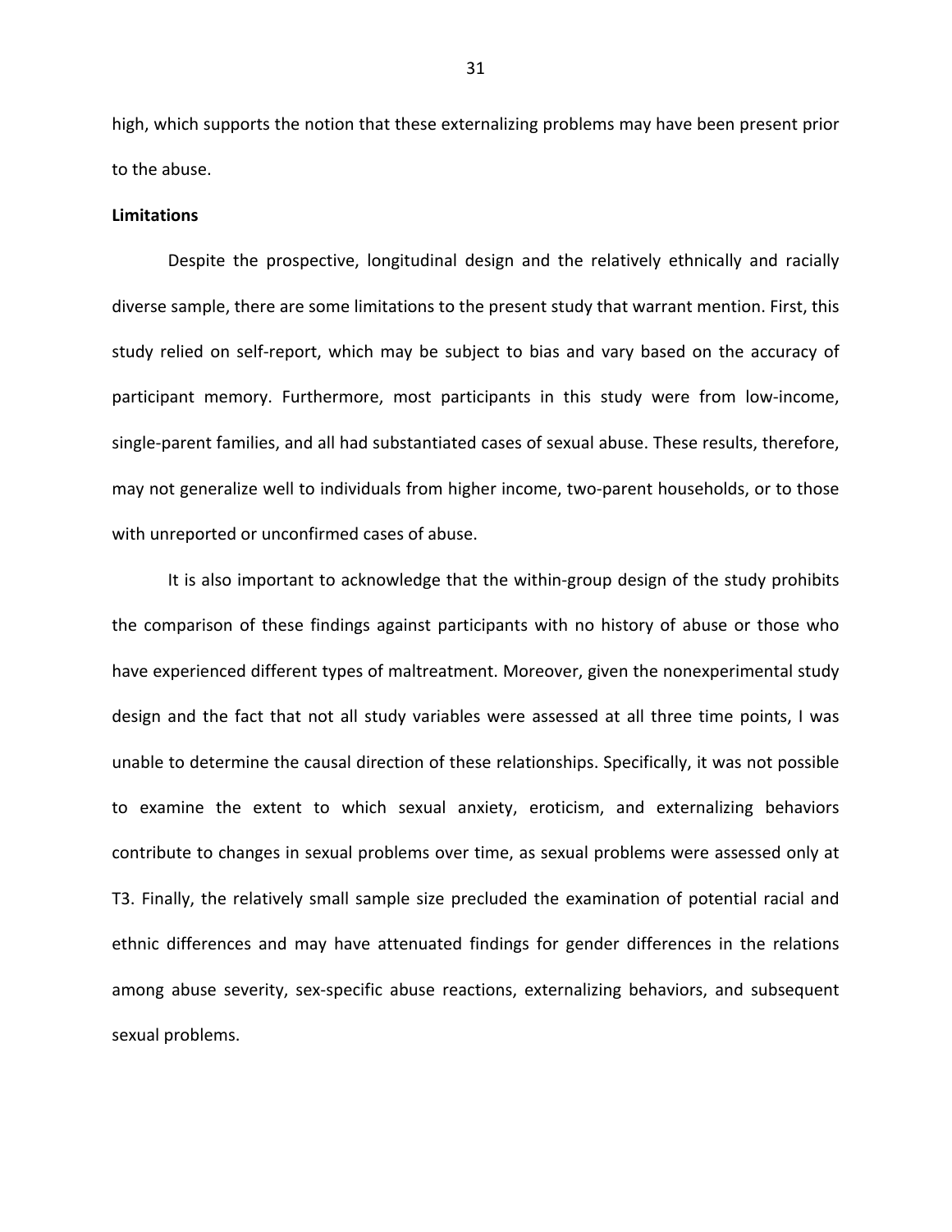high, which supports the notion that these externalizing problems may have been present prior to the abuse.

**Limitations**

Despite the prospective, longitudinal design and the relatively ethnically and racially diverse sample, there are some limitations to the present study that warrant mention. First, this study relied on self-report, which may be subject to bias and vary based on the accuracy of participant memory. Furthermore, most participants in this study were from low-income, single-parent families, and all had substantiated cases of sexual abuse. These results, therefore, may not generalize well to individuals from higher income, two-parent households, or to those with unreported or unconfirmed cases of abuse.

It is also important to acknowledge that the within-group design of the study prohibits the comparison of these findings against participants with no history of abuse or those who have experienced different types of maltreatment. Moreover, given the nonexperimental study design and the fact that not all study variables were assessed at all three time points, I was unable to determine the causal direction of these relationships. Specifically, it was not possible to examine the extent to which sexual anxiety, eroticism, and externalizing behaviors contribute to changes in sexual problems over time, as sexual problems were assessed only at T3. Finally, the relatively small sample size precluded the examination of potential racial and ethnic differences and may have attenuated findings for gender differences in the relations among abuse severity, sex-specific abuse reactions, externalizing behaviors, and subsequent sexual problems.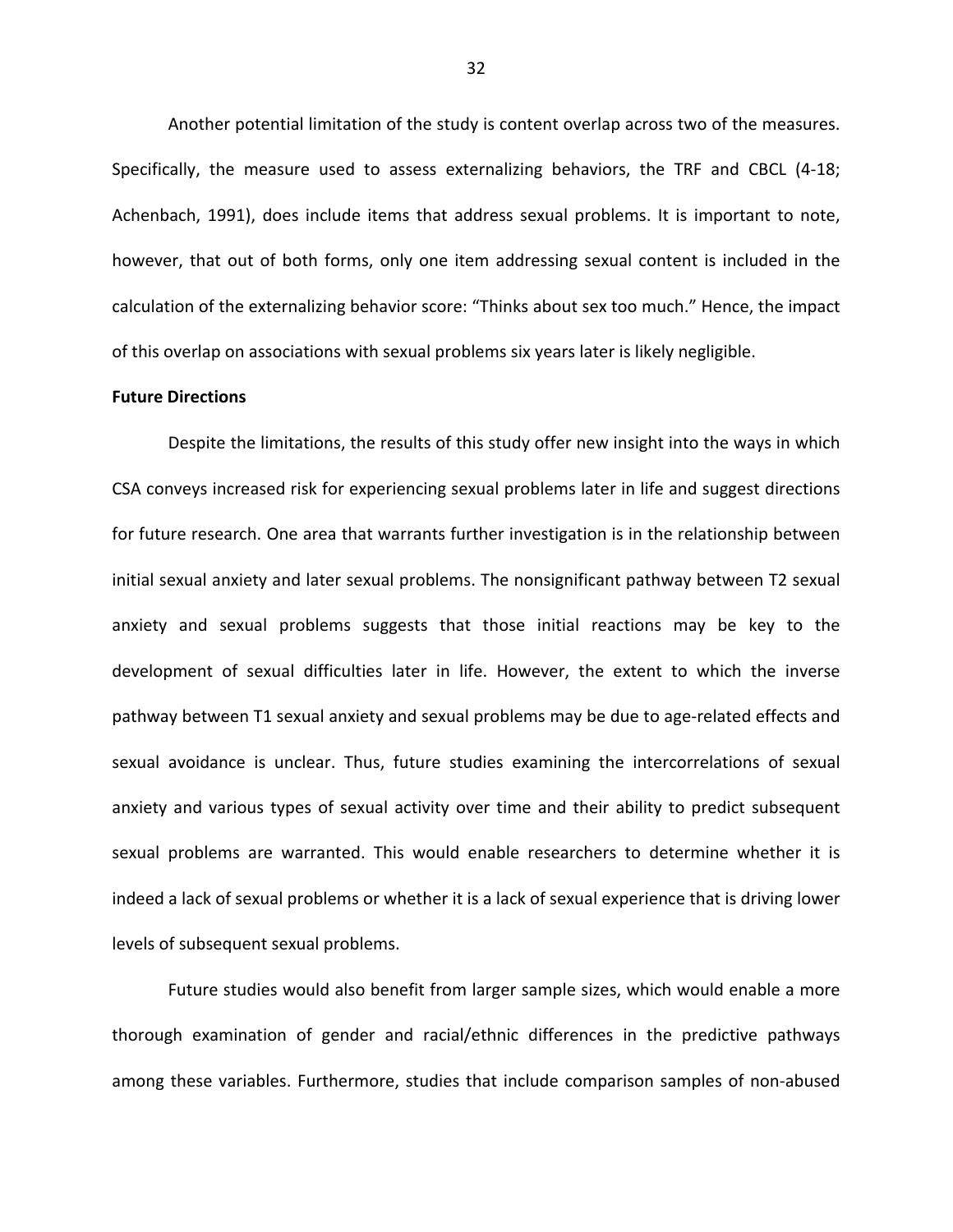Another potential limitation of the study is content overlap across two of the measures. Specifically, the measure used to assess externalizing behaviors, the TRF and CBCL (4-18; Achenbach, 1991), does include items that address sexual problems. It is important to note, however, that out of both forms, only one item addressing sexual content is included in the calculation of the externalizing behavior score: "Thinks about sex too much." Hence, the impact of this overlap on associations with sexual problems six years later is likely negligible.

**Future Directions**

Despite the limitations, the results of this study offer new insight into the ways in which CSA conveys increased risk for experiencing sexual problems later in life and suggest directions for future research. One area that warrants further investigation is in the relationship between initial sexual anxiety and later sexual problems. The nonsignificant pathway between T2 sexual anxiety and sexual problems suggests that those initial reactions may be key to the development of sexual difficulties later in life. However, the extent to which the inverse pathway between T1 sexual anxiety and sexual problems may be due to age-related effects and sexual avoidance is unclear. Thus, future studies examining the intercorrelations of sexual anxiety and various types of sexual activity over time and their ability to predict subsequent sexual problems are warranted. This would enable researchers to determine whether it is indeed a lack of sexual problems or whether it is a lack of sexual experience that is driving lower levels of subsequent sexual problems.

Future studies would also benefit from larger sample sizes, which would enable a more thorough examination of gender and racial/ethnic differences in the predictive pathways among these variables. Furthermore, studies that include comparison samples of non-abused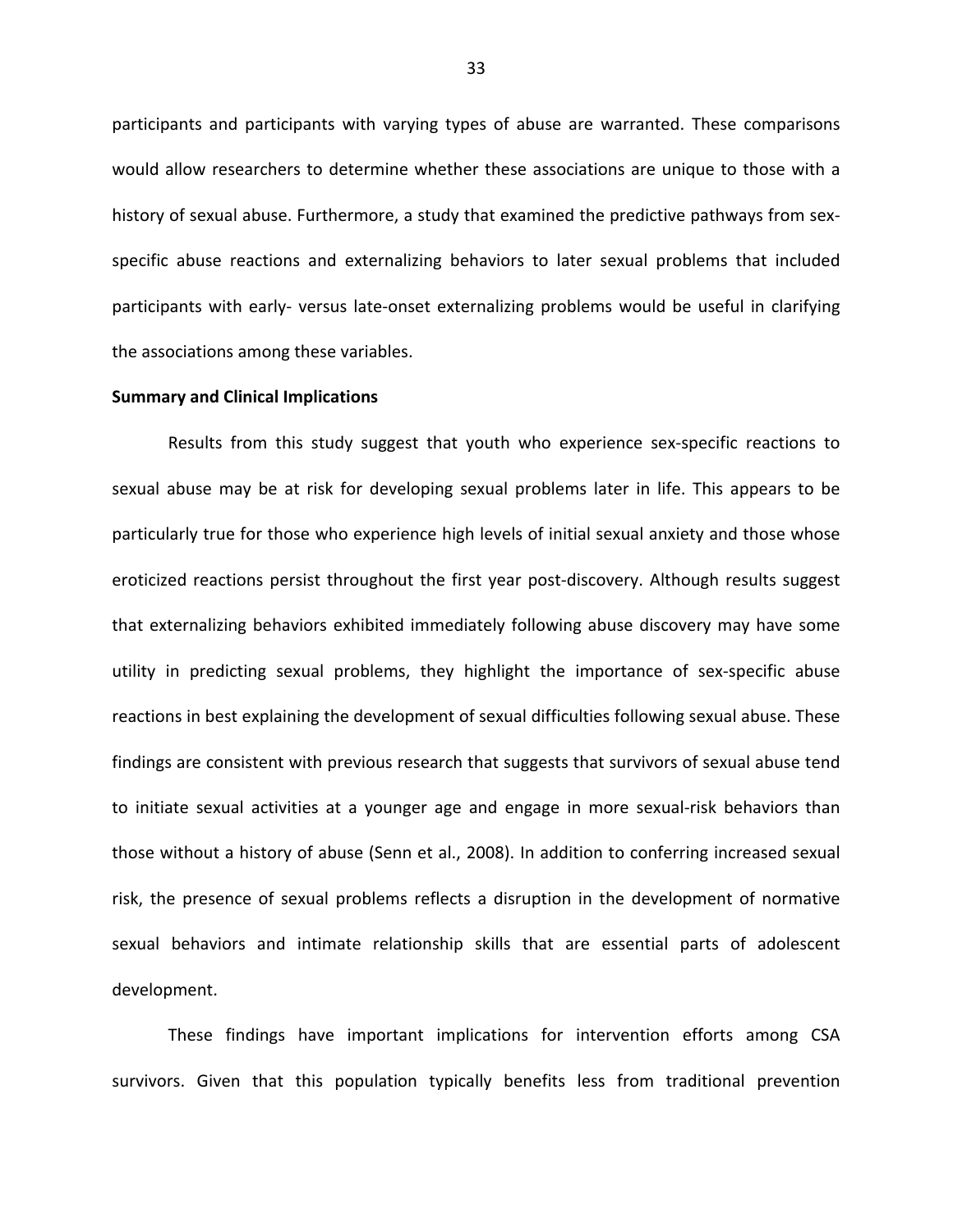participants and participants with varying types of abuse are warranted. These comparisons would allow researchers to determine whether these associations are unique to those with a history of sexual abuse. Furthermore, a study that examined the predictive pathways from sex-specific abuse reactions and externalizing behaviors to later sexual problems that included participants with early- versus late-onset externalizing problems would be useful in clarifying the associations among these variables.

**Summary and Clinical Implications**

Results from this study suggest that youth who experience sex-specific reactions to sexual abuse may be at risk for developing sexual problems later in life. This appears to be particularly true for those who experience high levels of initial sexual anxiety and those whose eroticized reactions persist throughout the first year post-discovery. Although results suggest that externalizing behaviors exhibited immediately following abuse discovery may have some utility in predicting sexual problems, they highlight the importance of sex-specific abuse reactions in best explaining the development of sexual difficulties following sexual abuse. These findings are consistent with previous research that suggests that survivors of sexual abuse tend to initiate sexual activities at a younger age and engage in more sexual-risk behaviors than those without a history of abuse (Senn et al., 2008). In addition to conferring increased sexual risk, the presence of sexual problems reflects a disruption in the development of normative sexual behaviors and intimate relationship skills that are essential parts of adolescent development.

These findings have important implications for intervention efforts among CSA survivors. Given that this population typically benefits less from traditional prevention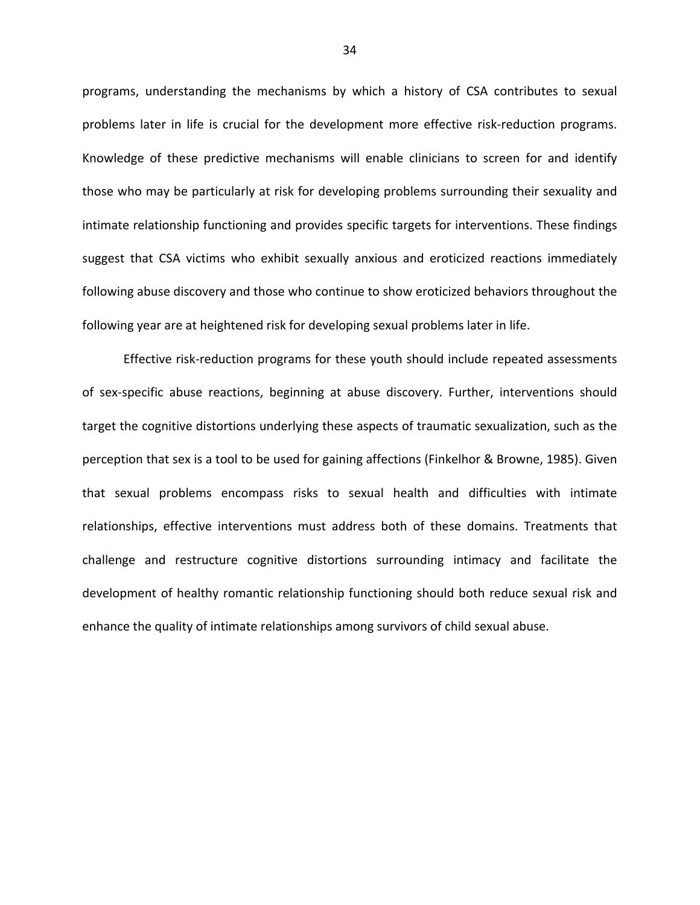programs, understanding the mechanisms by which a history of CSA contributes to sexual problems later in life is crucial for the development more effective risk-reduction programs. Knowledge of these predictive mechanisms will enable clinicians to screen for and identify those who may be particularly at risk for developing problems surrounding their sexuality and intimate relationship functioning and provides specific targets for interventions. These findings suggest that CSA victims who exhibit sexually anxious and eroticized reactions immediately following abuse discovery and those who continue to show eroticized behaviors throughout the following year are at heightened risk for developing sexual problems later in life.

Effective risk-reduction programs for these youth should include repeated assessments of sex-specific abuse reactions, beginning at abuse discovery. Further, interventions should target the cognitive distortions underlying these aspects of traumatic sexualization, such as the perception that sex is a tool to be used for gaining affections (Finkelhor & Browne, 1985). Given that sexual problems encompass risks to sexual health and difficulties with intimate relationships, effective interventions must address both of these domains. Treatments that challenge and restructure cognitive distortions surrounding intimacy and facilitate the development of healthy romantic relationship functioning should both reduce sexual risk and enhance the quality of intimate relationships among survivors of child sexual abuse.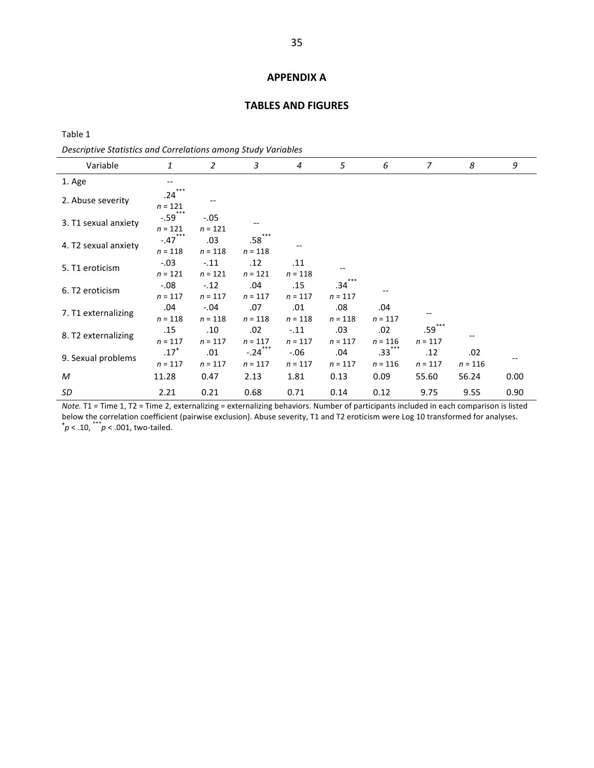# APPENDIX A

## TABLES AND FIGURES

Table 1

*Descriptive Statistics and Correlations among Study Variables*

| Variable | *1* | *2* | *3* | *4* | *5* | *6* | *7* | *8* | *9* |
|---|---|---|---|---|---|---|---|---|---|
| 1. Age | -- | | | | | | | | |
| 2. Abuse severity | .24*** *n* = 121 | -- | | | | | | | |
| 3. T1 sexual anxiety | -.59*** *n* = 121 | -.05 *n* = 121 | -- | | | | | | |
| 4. T2 sexual anxiety | -.47*** *n* = 118 | .03 *n* = 118 | .58*** *n* = 118 | -- | | | | | |
| 5. T1 eroticism | -.03 *n* = 121 | -.11 *n* = 121 | .12 *n* = 121 | .11 *n* = 118 | -- | | | | |
| 6. T2 eroticism | -.08 *n* = 117 | -.12 *n* = 117 | .04 *n* = 117 | .15 *n* = 117 | .34*** *n* = 117 | -- | | | |
| 7. T1 externalizing | .04 *n* = 118 | -.04 *n* = 118 | .07 *n* = 118 | .01 *n* = 118 | .08 *n* = 118 | .04 *n* = 117 | -- | | |
| 8. T2 externalizing | .15 *n* = 117 | .10 *n* = 117 | .02 *n* = 117 | -.11 *n* = 117 | .03 *n* = 117 | .02 *n* = 116 | .59*** *n* = 117 | -- | |
| 9. Sexual problems | .17⁺ *n* = 117 | .01 *n* = 117 | -.24*** *n* = 117 | -.06 *n* = 117 | .04 *n* = 117 | .33*** *n* = 116 | .12 *n* = 117 | .02 *n* = 116 | -- |
| *M* | 11.28 | 0.47 | 2.13 | 1.81 | 0.13 | 0.09 | 55.60 | 56.24 | 0.00 |
| *SD* | 2.21 | 0.21 | 0.68 | 0.71 | 0.14 | 0.12 | 9.75 | 9.55 | 0.90 |

*Note.* T1 = Time 1, T2 = Time 2, externalizing = externalizing behaviors. Number of participants included in each comparison is listed below the correlation coefficient (pairwise exclusion). Abuse severity, T1 and T2 eroticism were Log 10 transformed for analyses. ⁺$p < .10$, ***$p < .001$, two-tailed.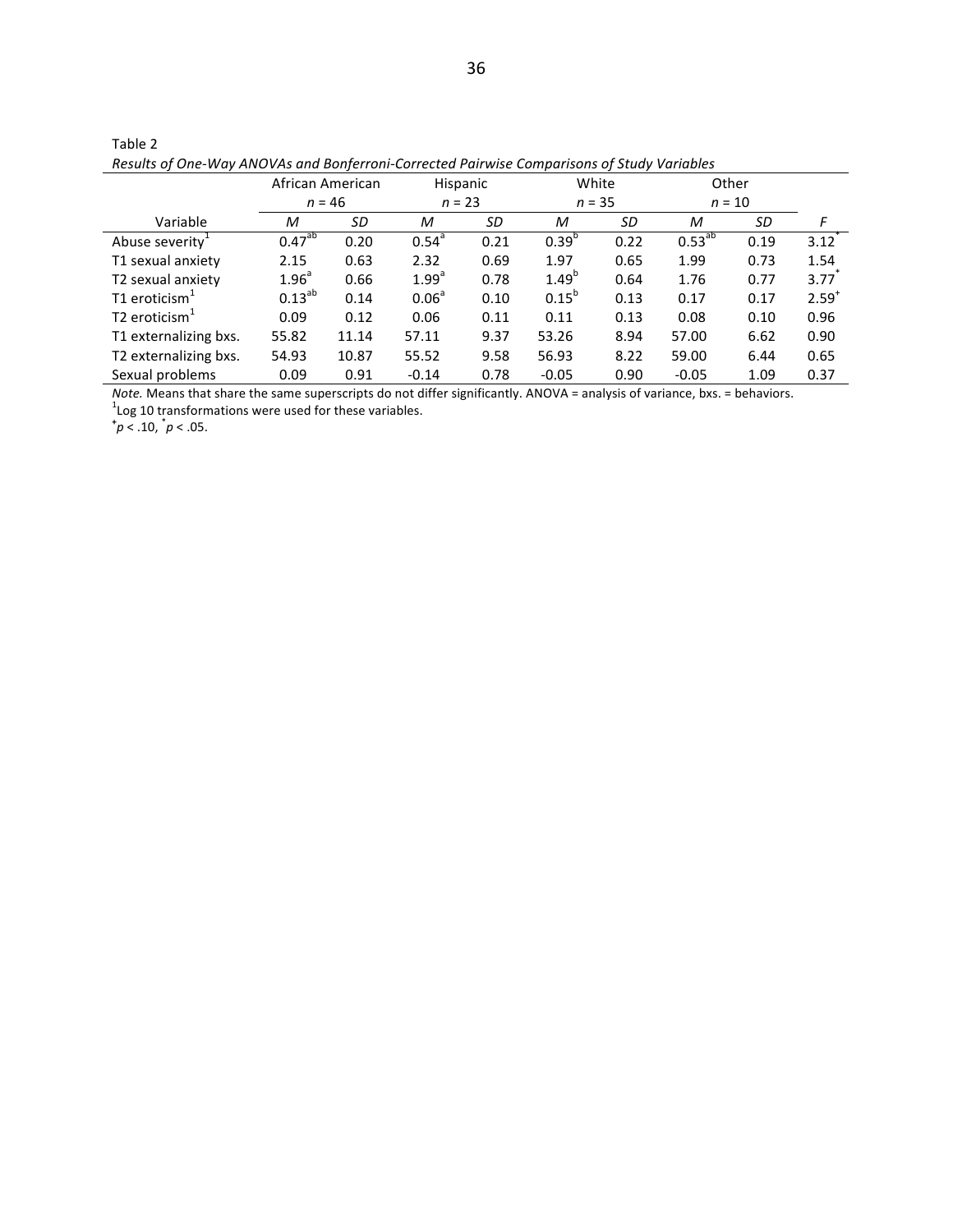Table 2

*Results of One-Way ANOVAs and Bonferroni-Corrected Pairwise Comparisons of Study Variables*

| | African American | | Hispanic | | White | | Other | | |
|---|---|---|---|---|---|---|---|---|---|
| | $n$ = 46 | | $n$ = 23 | | $n$ = 35 | | $n$ = 10 | | |
| Variable | $M$ | $SD$ | $M$ | $SD$ | $M$ | $SD$ | $M$ | $SD$ | $F$ |
| Abuse severity[1] | 0.47[ab] | 0.20 | 0.54[a] | 0.21 | 0.39[b] | 0.22 | 0.53[ab] | 0.19 | 3.12* |
| T1 sexual anxiety | 2.15 | 0.63 | 2.32 | 0.69 | 1.97 | 0.65 | 1.99 | 0.73 | 1.54 |
| T2 sexual anxiety | 1.96[a] | 0.66 | 1.99[a] | 0.78 | 1.49[b] | 0.64 | 1.76 | 0.77 | 3.77* |
| T1 eroticism[1] | 0.13[ab] | 0.14 | 0.06[a] | 0.10 | 0.15[b] | 0.13 | 0.17 | 0.17 | 2.59⁺ |
| T2 eroticism[1] | 0.09 | 0.12 | 0.06 | 0.11 | 0.11 | 0.13 | 0.08 | 0.10 | 0.96 |
| T1 externalizing bxs. | 55.82 | 11.14 | 57.11 | 9.37 | 53.26 | 8.94 | 57.00 | 6.62 | 0.90 |
| T2 externalizing bxs. | 54.93 | 10.87 | 55.52 | 9.58 | 56.93 | 8.22 | 59.00 | 6.44 | 0.65 |
| Sexual problems | 0.09 | 0.91 | -0.14 | 0.78 | -0.05 | 0.90 | -0.05 | 1.09 | 0.37 |

*Note.* Means that share the same superscripts do not differ significantly. ANOVA = analysis of variance, bxs. = behaviors.

[1]Log 10 transformations were used for these variables.

⁺$p < .10$, *$p < .05$.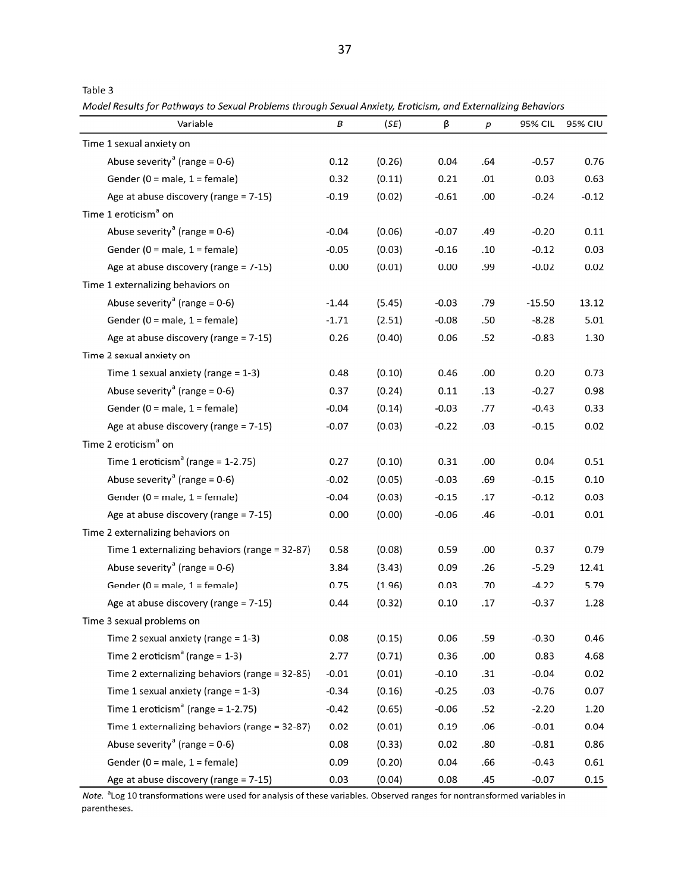Table 3

*Model Results for Pathways to Sexual Problems through Sexual Anxiety, Eroticism, and Externalizing Behaviors*

| Variable | *B* | (*SE*) | β | *p* | 95% CIL | 95% CIU |
|---|---|---|---|---|---|---|
| Time 1 sexual anxiety on | | | | | | |
| Abuse severity[a] (range = 0-6) | 0.12 | (0.26) | 0.04 | .64 | -0.57 | 0.76 |
| Gender (0 = male, 1 = female) | 0.32 | (0.11) | 0.21 | .01 | 0.03 | 0.63 |
| Age at abuse discovery (range = 7-15) | -0.19 | (0.02) | -0.61 | .00 | -0.24 | -0.12 |
| Time 1 eroticism[a] on | | | | | | |
| Abuse severity[a] (range = 0-6) | -0.04 | (0.06) | -0.07 | .49 | -0.20 | 0.11 |
| Gender (0 = male, 1 = female) | -0.05 | (0.03) | -0.16 | .10 | -0.12 | 0.03 |
| Age at abuse discovery (range = 7-15) | 0.00 | (0.01) | 0.00 | .99 | -0.02 | 0.02 |
| Time 1 externalizing behaviors on | | | | | | |
| Abuse severity[a] (range = 0-6) | -1.44 | (5.45) | -0.03 | .79 | -15.50 | 13.12 |
| Gender (0 = male, 1 = female) | -1.71 | (2.51) | -0.08 | .50 | -8.28 | 5.01 |
| Age at abuse discovery (range = 7-15) | 0.26 | (0.40) | 0.06 | .52 | -0.83 | 1.30 |
| Time 2 sexual anxiety on | | | | | | |
| Time 1 sexual anxiety (range = 1-3) | 0.48 | (0.10) | 0.46 | .00 | 0.20 | 0.73 |
| Abuse severity[a] (range = 0-6) | 0.37 | (0.24) | 0.11 | .13 | -0.27 | 0.98 |
| Gender (0 = male, 1 = female) | -0.04 | (0.14) | -0.03 | .77 | -0.43 | 0.33 |
| Age at abuse discovery (range = 7-15) | -0.07 | (0.03) | -0.22 | .03 | -0.15 | 0.02 |
| Time 2 eroticism[a] on | | | | | | |
| Time 1 eroticism[a] (range = 1-2.75) | 0.27 | (0.10) | 0.31 | .00 | 0.04 | 0.51 |
| Abuse severity[a] (range = 0-6) | -0.02 | (0.05) | -0.03 | .69 | -0.15 | 0.10 |
| Gender (0 = male, 1 = female) | -0.04 | (0.03) | -0.15 | .17 | -0.12 | 0.03 |
| Age at abuse discovery (range = 7-15) | 0.00 | (0.00) | -0.06 | .46 | -0.01 | 0.01 |
| Time 2 externalizing behaviors on | | | | | | |
| Time 1 externalizing behaviors (range = 32-87) | 0.58 | (0.08) | 0.59 | .00 | 0.37 | 0.79 |
| Abuse severity[a] (range = 0-6) | 3.84 | (3.43) | 0.09 | .26 | -5.29 | 12.41 |
| Gender (0 = male, 1 = female) | 0.75 | (1.96) | 0.03 | .70 | -4.22 | 5.79 |
| Age at abuse discovery (range = 7-15) | 0.44 | (0.32) | 0.10 | .17 | -0.37 | 1.28 |
| Time 3 sexual problems on | | | | | | |
| Time 2 sexual anxiety (range = 1-3) | 0.08 | (0.15) | 0.06 | .59 | -0.30 | 0.46 |
| Time 2 eroticism[a] (range = 1-3) | 2.77 | (0.71) | 0.36 | .00 | 0.83 | 4.68 |
| Time 2 externalizing behaviors (range = 32-85) | -0.01 | (0.01) | -0.10 | .31 | -0.04 | 0.02 |
| Time 1 sexual anxiety (range = 1-3) | -0.34 | (0.16) | -0.25 | .03 | -0.76 | 0.07 |
| Time 1 eroticism[a] (range = 1-2.75) | -0.42 | (0.65) | -0.06 | .52 | -2.20 | 1.20 |
| Time 1 externalizing behaviors (range = 32-87) | 0.02 | (0.01) | 0.19 | .06 | -0.01 | 0.04 |
| Abuse severity[a] (range = 0-6) | 0.08 | (0.33) | 0.02 | .80 | -0.81 | 0.86 |
| Gender (0 = male, 1 = female) | 0.09 | (0.20) | 0.04 | .66 | -0.43 | 0.61 |
| Age at abuse discovery (range = 7-15) | 0.03 | (0.04) | 0.08 | .45 | -0.07 | 0.15 |

*Note.* [a]Log 10 transformations were used for analysis of these variables. Observed ranges for nontransformed variables in parentheses.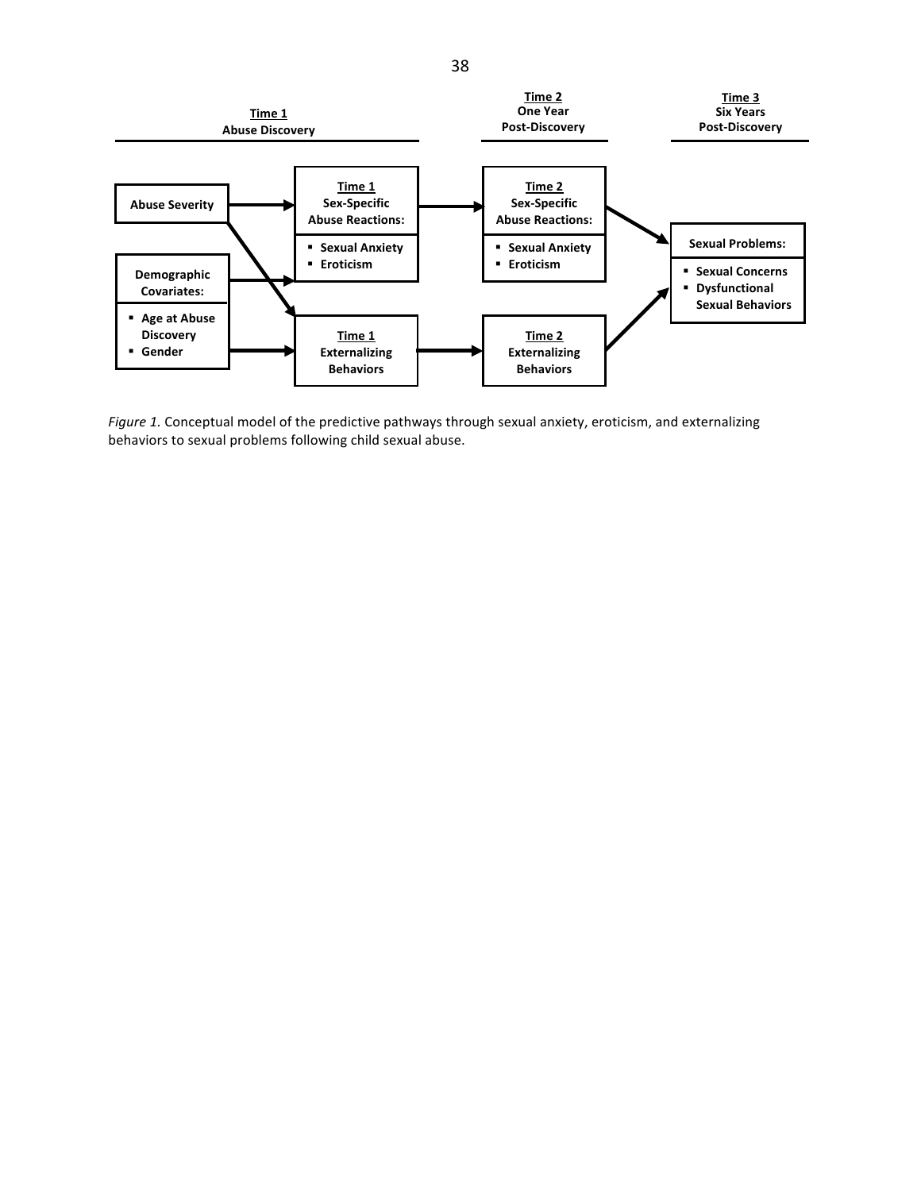**Time 1**
**Abuse Discovery**

**Time 2**
**One Year**
**Post-Discovery**

**Time 3**
**Six Years**
**Post-Discovery**

**Abuse Severity**

**Demographic Covariates:**
- **Age at Abuse Discovery**
- **Gender**

**Time 1**
**Sex-Specific Abuse Reactions:**
- **Sexual Anxiety**
- **Eroticism**

**Time 1**
**Externalizing Behaviors**

**Time 2**
**Sex-Specific Abuse Reactions:**
- **Sexual Anxiety**
- **Eroticism**

**Time 2**
**Externalizing Behaviors**

**Sexual Problems:**
- **Sexual Concerns**
- **Dysfunctional Sexual Behaviors**

*Figure 1.* Conceptual model of the predictive pathways through sexual anxiety, eroticism, and externalizing behaviors to sexual problems following child sexual abuse.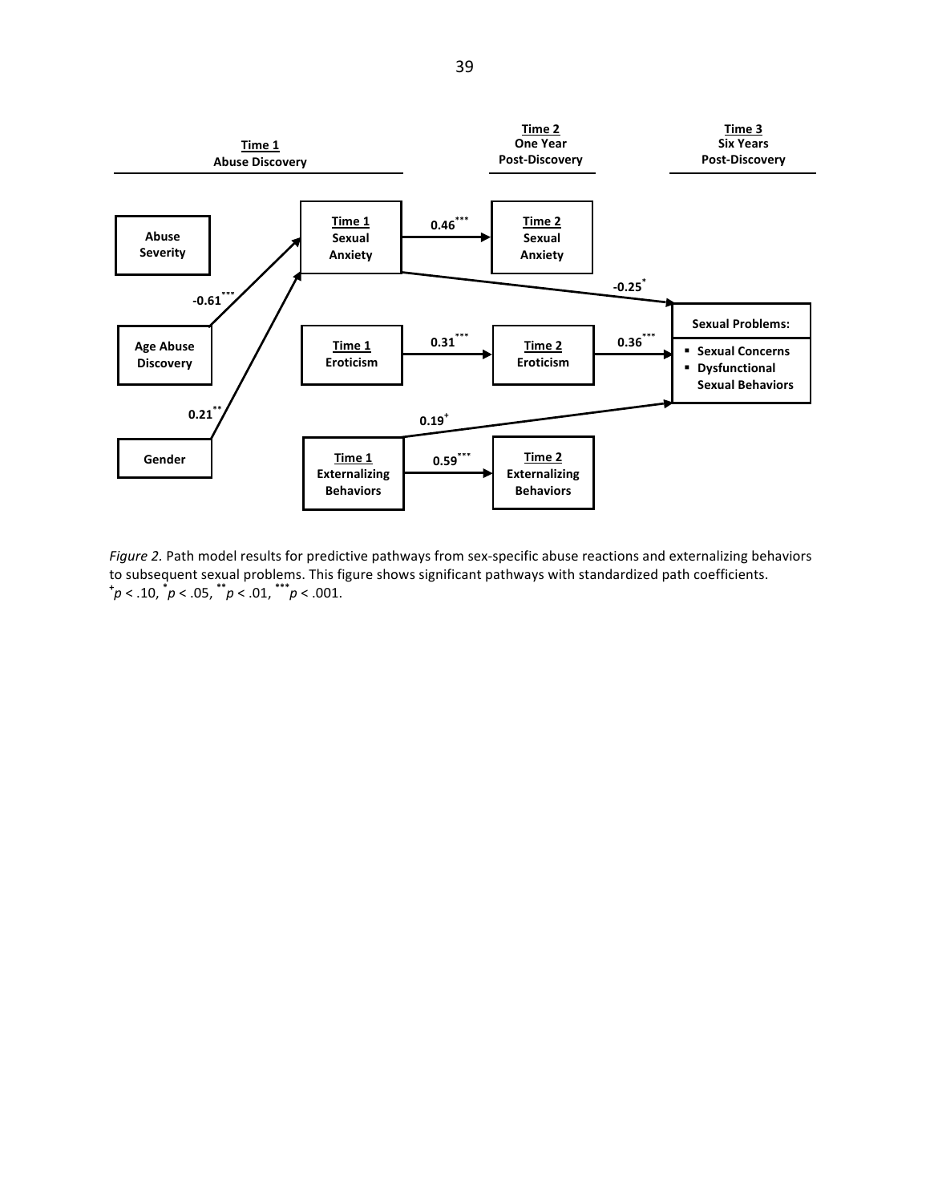**Time 1** Abuse Discovery | **Time 2** One Year Post-Discovery | **Time 3** Six Years Post-Discovery

- Abuse Severity
- Age Abuse Discovery → Time 1 Sexual Anxiety: -0.61***
- Gender → Time 1 Sexual Anxiety: 0.21**
- Time 1 Sexual Anxiety → Time 2 Sexual Anxiety: 0.46***
- Time 1 Sexual Anxiety → Sexual Problems: -0.25*
- Time 1 Eroticism → Time 2 Eroticism: 0.31***
- Time 2 Eroticism → Sexual Problems: 0.36***
- Time 1 Externalizing Behaviors → Sexual Problems: 0.19⁺
- Time 1 Externalizing Behaviors → Time 2 Externalizing Behaviors: 0.59***

Sexual Problems:
- Sexual Concerns
- Dysfunctional Sexual Behaviors

*Figure 2.* Path model results for predictive pathways from sex-specific abuse reactions and externalizing behaviors to subsequent sexual problems. This figure shows significant pathways with standardized path coefficients. $^{+}p < .10$, $^{*}p < .05$, $^{**}p < .01$, $^{***}p < .001$.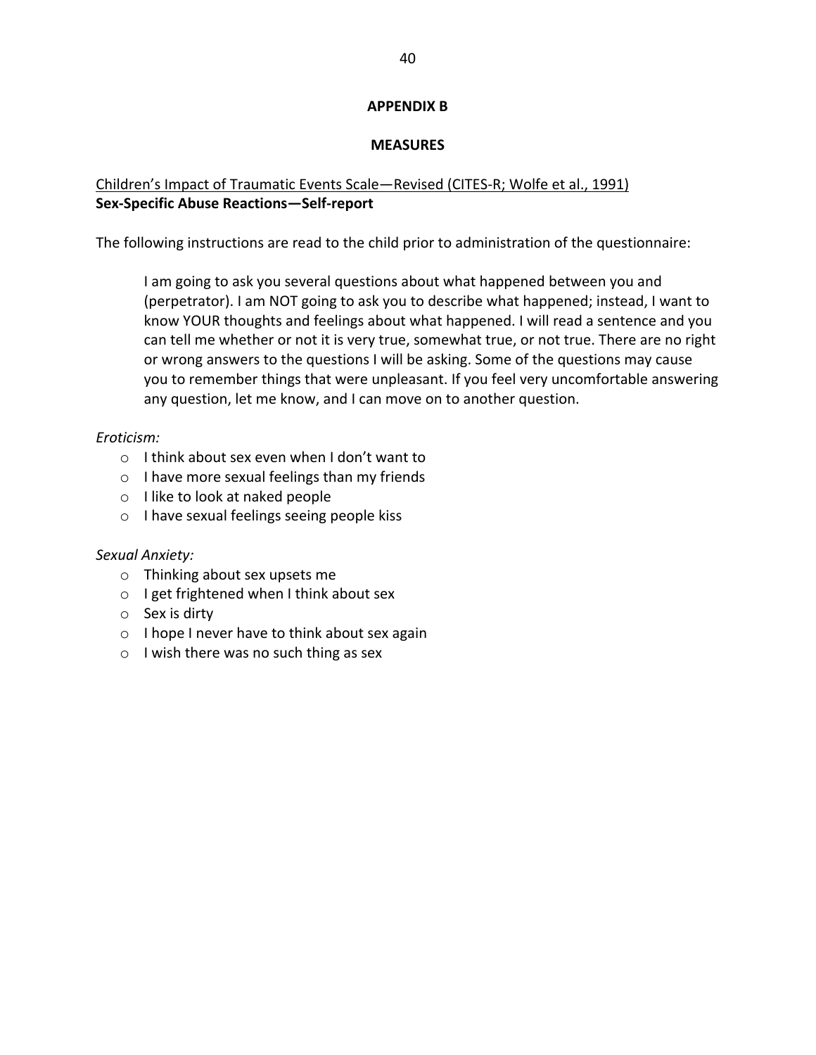# APPENDIX B

## MEASURES

Children's Impact of Traumatic Events Scale—Revised (CITES-R; Wolfe et al., 1991)
**Sex-Specific Abuse Reactions—Self-report**

The following instructions are read to the child prior to administration of the questionnaire:

> I am going to ask you several questions about what happened between you and (perpetrator). I am NOT going to ask you to describe what happened; instead, I want to know YOUR thoughts and feelings about what happened. I will read a sentence and you can tell me whether or not it is very true, somewhat true, or not true. There are no right or wrong answers to the questions I will be asking. Some of the questions may cause you to remember things that were unpleasant. If you feel very uncomfortable answering any question, let me know, and I can move on to another question.

*Eroticism:*

- I think about sex even when I don't want to
- I have more sexual feelings than my friends
- I like to look at naked people
- I have sexual feelings seeing people kiss

*Sexual Anxiety:*

- Thinking about sex upsets me
- I get frightened when I think about sex
- Sex is dirty
- I hope I never have to think about sex again
- I wish there was no such thing as sex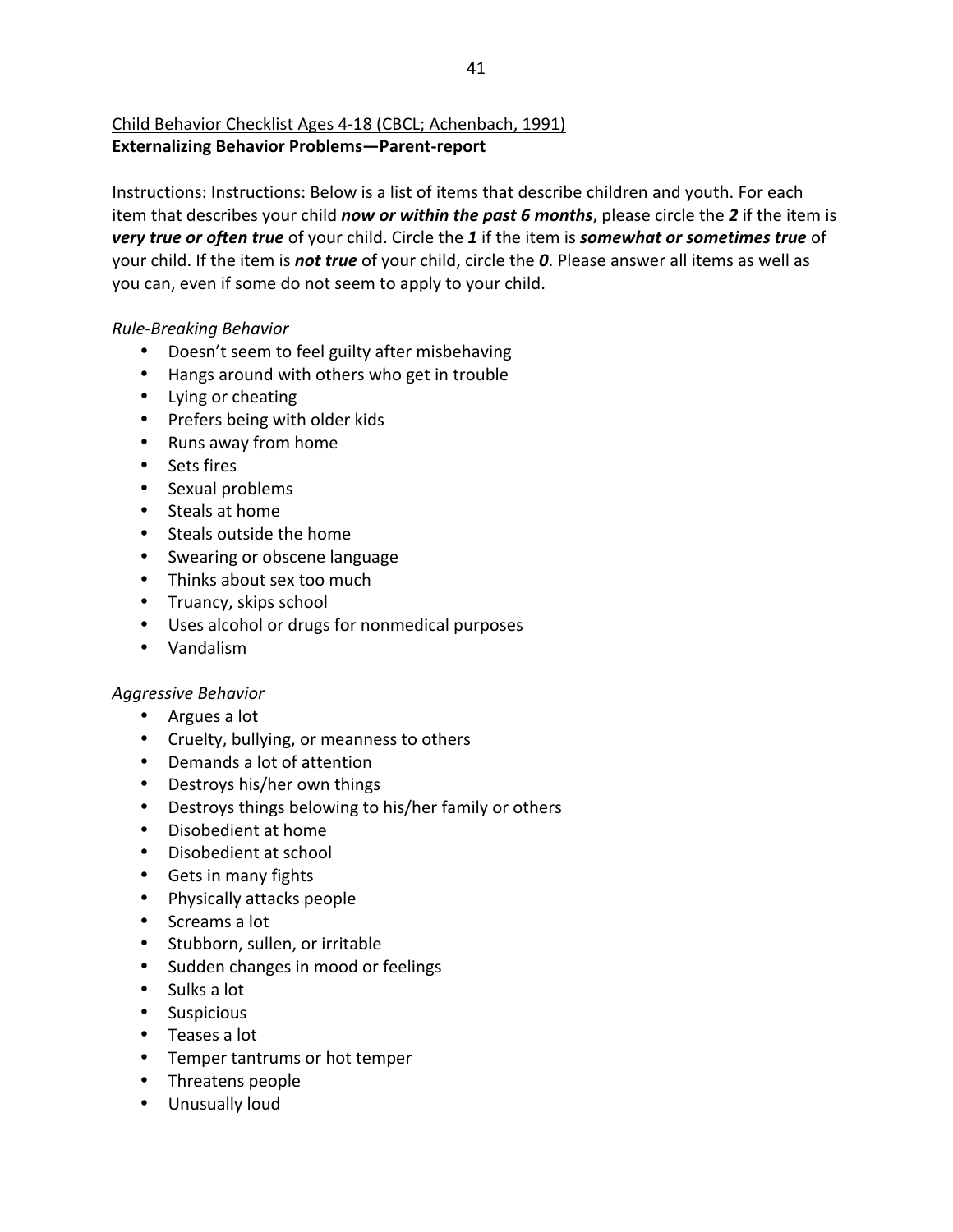Child Behavior Checklist Ages 4-18 (CBCL; Achenbach, 1991)

**Externalizing Behavior Problems—Parent-report**

Instructions: Instructions: Below is a list of items that describe children and youth. For each item that describes your child ***now or within the past 6 months***, please circle the ***2*** if the item is ***very true or often true*** of your child. Circle the ***1*** if the item is ***somewhat or sometimes true*** of your child. If the item is ***not true*** of your child, circle the ***0***. Please answer all items as well as you can, even if some do not seem to apply to your child.

*Rule-Breaking Behavior*

- Doesn't seem to feel guilty after misbehaving
- Hangs around with others who get in trouble
- Lying or cheating
- Prefers being with older kids
- Runs away from home
- Sets fires
- Sexual problems
- Steals at home
- Steals outside the home
- Swearing or obscene language
- Thinks about sex too much
- Truancy, skips school
- Uses alcohol or drugs for nonmedical purposes
- Vandalism

*Aggressive Behavior*

- Argues a lot
- Cruelty, bullying, or meanness to others
- Demands a lot of attention
- Destroys his/her own things
- Destroys things belowing to his/her family or others
- Disobedient at home
- Disobedient at school
- Gets in many fights
- Physically attacks people
- Screams a lot
- Stubborn, sullen, or irritable
- Sudden changes in mood or feelings
- Sulks a lot
- Suspicious
- Teases a lot
- Temper tantrums or hot temper
- Threatens people
- Unusually loud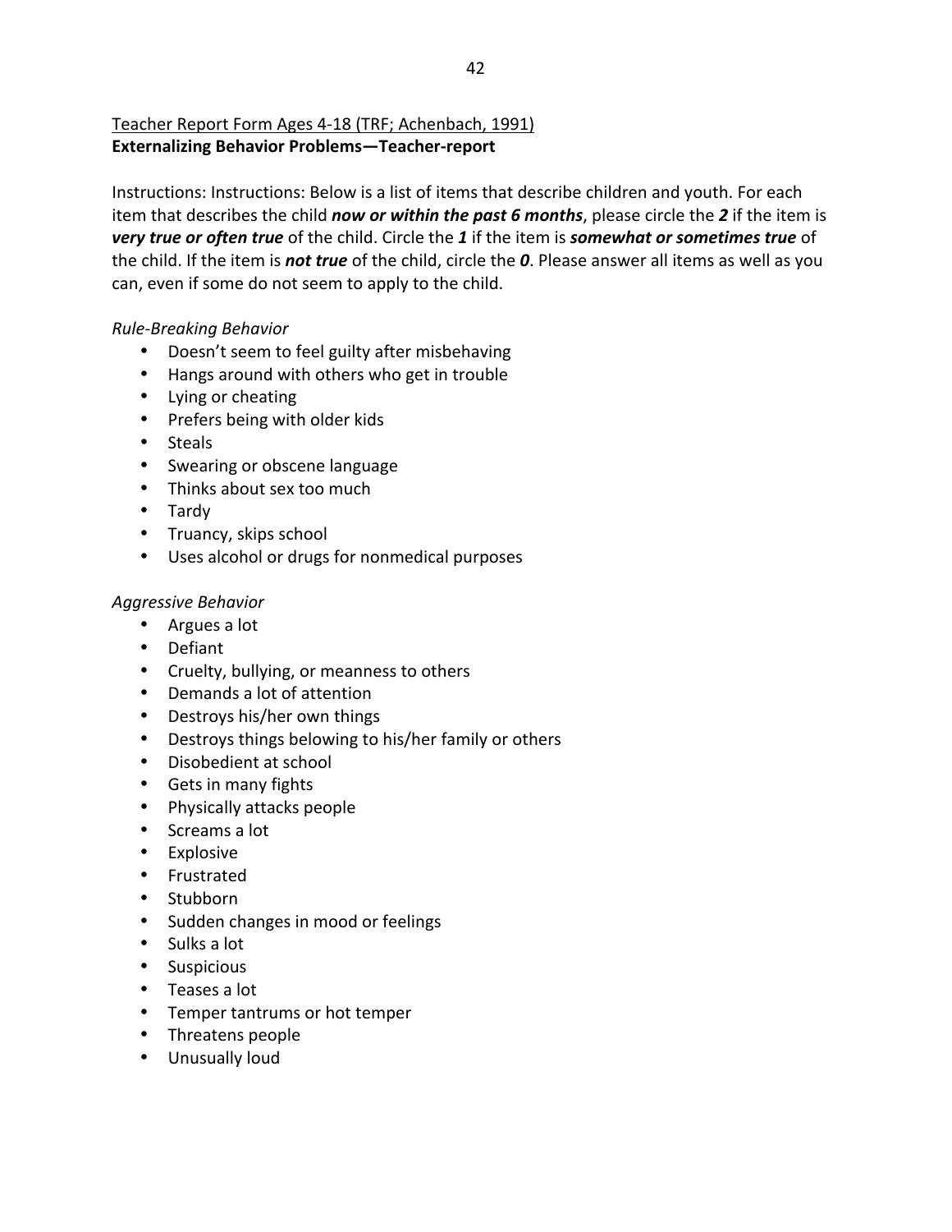Teacher Report Form Ages 4-18 (TRF; Achenbach, 1991)

**Externalizing Behavior Problems—Teacher-report**

Instructions: Instructions: Below is a list of items that describe children and youth. For each item that describes the child ***now or within the past 6 months***, please circle the ***2*** if the item is ***very true or often true*** of the child. Circle the ***1*** if the item is ***somewhat or sometimes true*** of the child. If the item is ***not true*** of the child, circle the ***0***. Please answer all items as well as you can, even if some do not seem to apply to the child.

*Rule-Breaking Behavior*

- Doesn't seem to feel guilty after misbehaving
- Hangs around with others who get in trouble
- Lying or cheating
- Prefers being with older kids
- Steals
- Swearing or obscene language
- Thinks about sex too much
- Tardy
- Truancy, skips school
- Uses alcohol or drugs for nonmedical purposes

*Aggressive Behavior*

- Argues a lot
- Defiant
- Cruelty, bullying, or meanness to others
- Demands a lot of attention
- Destroys his/her own things
- Destroys things belowing to his/her family or others
- Disobedient at school
- Gets in many fights
- Physically attacks people
- Screams a lot
- Explosive
- Frustrated
- Stubborn
- Sudden changes in mood or feelings
- Sulks a lot
- Suspicious
- Teases a lot
- Temper tantrums or hot temper
- Threatens people
- Unusually loud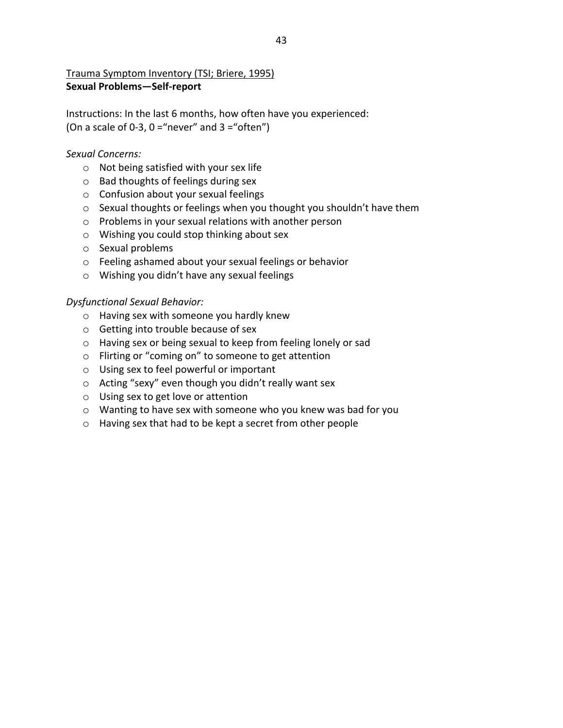<u>Trauma Symptom Inventory (TSI; Briere, 1995)</u>

**Sexual Problems—Self-report**

Instructions: In the last 6 months, how often have you experienced:
(On a scale of 0-3, 0 ="never" and 3 ="often")

*Sexual Concerns:*

- Not being satisfied with your sex life
- Bad thoughts of feelings during sex
- Confusion about your sexual feelings
- Sexual thoughts or feelings when you thought you shouldn't have them
- Problems in your sexual relations with another person
- Wishing you could stop thinking about sex
- Sexual problems
- Feeling ashamed about your sexual feelings or behavior
- Wishing you didn't have any sexual feelings

*Dysfunctional Sexual Behavior:*

- Having sex with someone you hardly knew
- Getting into trouble because of sex
- Having sex or being sexual to keep from feeling lonely or sad
- Flirting or "coming on" to someone to get attention
- Using sex to feel powerful or important
- Acting "sexy" even though you didn't really want sex
- Using sex to get love or attention
- Wanting to have sex with someone who you knew was bad for you
- Having sex that had to be kept a secret from other people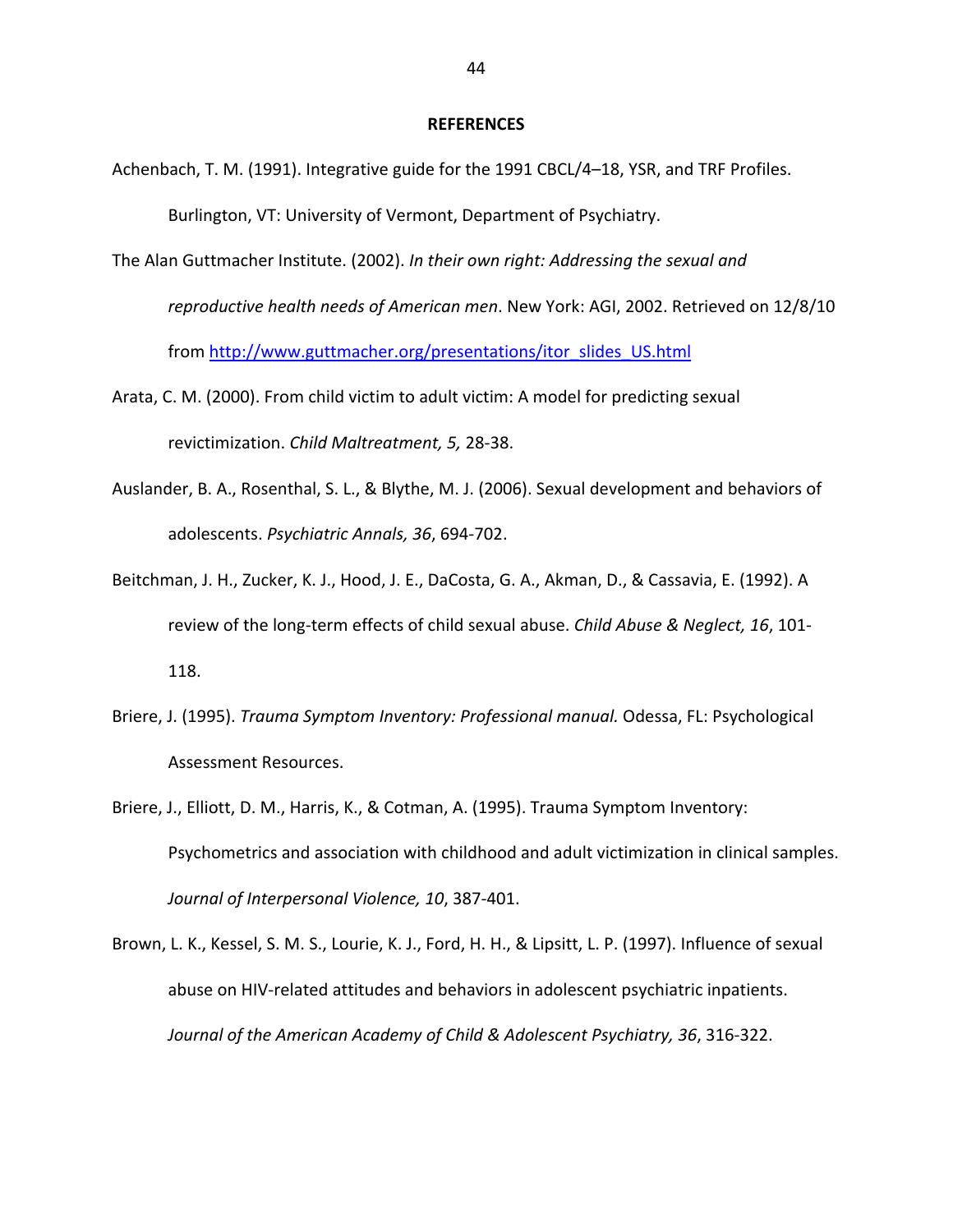# REFERENCES

Achenbach, T. M. (1991). Integrative guide for the 1991 CBCL/4–18, YSR, and TRF Profiles. Burlington, VT: University of Vermont, Department of Psychiatry.

The Alan Guttmacher Institute. (2002). *In their own right: Addressing the sexual and reproductive health needs of American men*. New York: AGI, 2002. Retrieved on 12/8/10 from http://www.guttmacher.org/presentations/itor_slides_US.html

Arata, C. M. (2000). From child victim to adult victim: A model for predicting sexual revictimization. *Child Maltreatment, 5,* 28-38.

Auslander, B. A., Rosenthal, S. L., & Blythe, M. J. (2006). Sexual development and behaviors of adolescents. *Psychiatric Annals, 36*, 694-702.

Beitchman, J. H., Zucker, K. J., Hood, J. E., DaCosta, G. A., Akman, D., & Cassavia, E. (1992). A review of the long-term effects of child sexual abuse. *Child Abuse & Neglect, 16*, 101-118.

Briere, J. (1995). *Trauma Symptom Inventory: Professional manual.* Odessa, FL: Psychological Assessment Resources.

Briere, J., Elliott, D. M., Harris, K., & Cotman, A. (1995). Trauma Symptom Inventory: Psychometrics and association with childhood and adult victimization in clinical samples. *Journal of Interpersonal Violence, 10*, 387-401.

Brown, L. K., Kessel, S. M. S., Lourie, K. J., Ford, H. H., & Lipsitt, L. P. (1997). Influence of sexual abuse on HIV-related attitudes and behaviors in adolescent psychiatric inpatients. *Journal of the American Academy of Child & Adolescent Psychiatry, 36*, 316-322.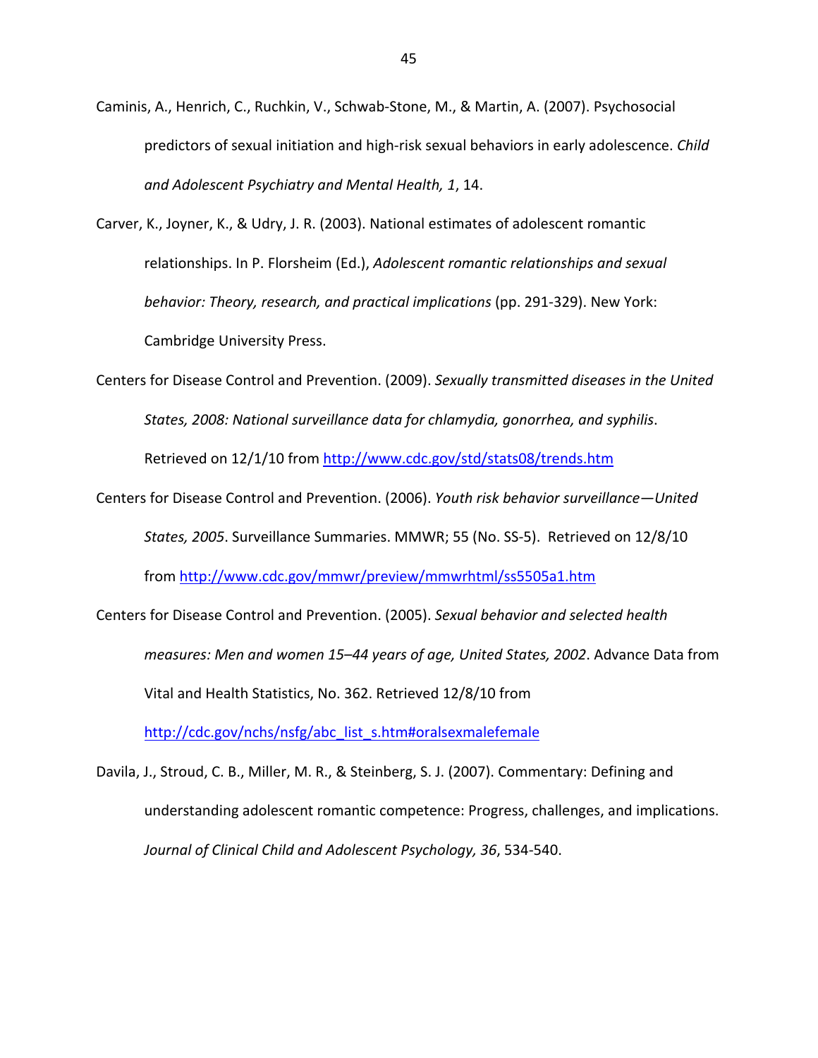Caminis, A., Henrich, C., Ruchkin, V., Schwab-Stone, M., & Martin, A. (2007). Psychosocial predictors of sexual initiation and high-risk sexual behaviors in early adolescence. *Child and Adolescent Psychiatry and Mental Health, 1*, 14.

Carver, K., Joyner, K., & Udry, J. R. (2003). National estimates of adolescent romantic relationships. In P. Florsheim (Ed.), *Adolescent romantic relationships and sexual behavior: Theory, research, and practical implications* (pp. 291-329). New York: Cambridge University Press.

Centers for Disease Control and Prevention. (2009). *Sexually transmitted diseases in the United States, 2008: National surveillance data for chlamydia, gonorrhea, and syphilis*. Retrieved on 12/1/10 from http://www.cdc.gov/std/stats08/trends.htm

Centers for Disease Control and Prevention. (2006). *Youth risk behavior surveillance—United States, 2005*. Surveillance Summaries. MMWR; 55 (No. SS-5). Retrieved on 12/8/10 from http://www.cdc.gov/mmwr/preview/mmwrhtml/ss5505a1.htm

Centers for Disease Control and Prevention. (2005). *Sexual behavior and selected health measures: Men and women 15–44 years of age, United States, 2002*. Advance Data from Vital and Health Statistics, No. 362. Retrieved 12/8/10 from http://cdc.gov/nchs/nsfg/abc_list_s.htm#oralsexmalefemale

Davila, J., Stroud, C. B., Miller, M. R., & Steinberg, S. J. (2007). Commentary: Defining and understanding adolescent romantic competence: Progress, challenges, and implications. *Journal of Clinical Child and Adolescent Psychology, 36*, 534-540.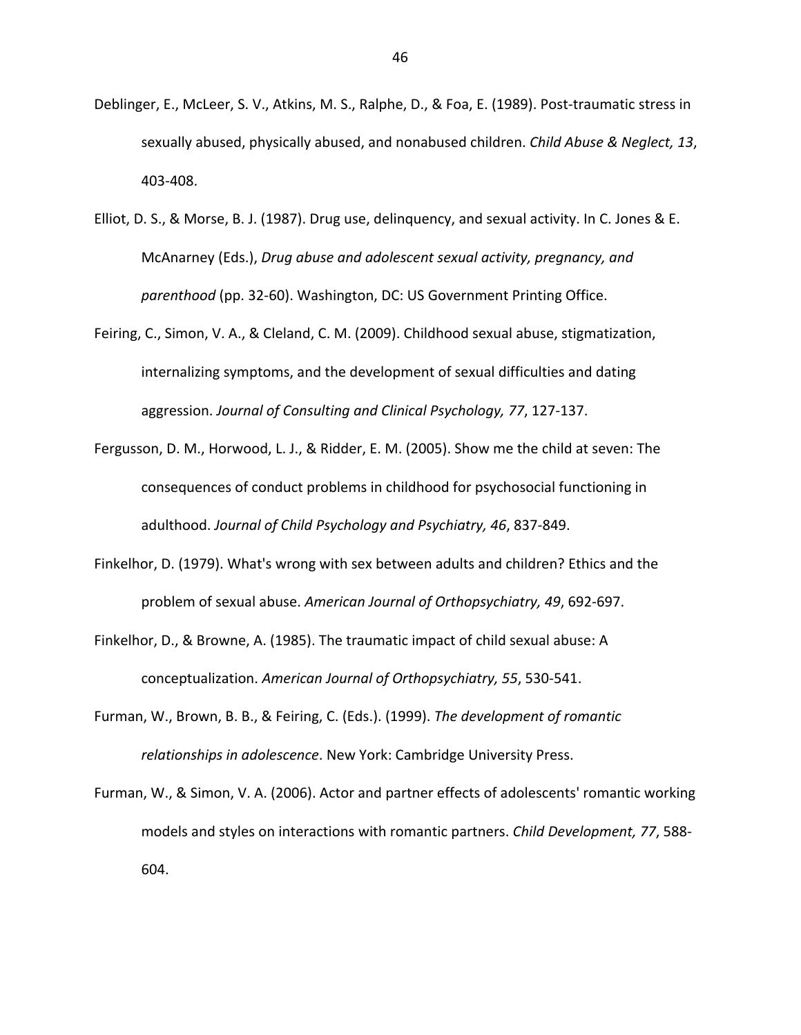Deblinger, E., McLeer, S. V., Atkins, M. S., Ralphe, D., & Foa, E. (1989). Post-traumatic stress in sexually abused, physically abused, and nonabused children. *Child Abuse & Neglect, 13*, 403-408.

Elliot, D. S., & Morse, B. J. (1987). Drug use, delinquency, and sexual activity. In C. Jones & E. McAnarney (Eds.), *Drug abuse and adolescent sexual activity, pregnancy, and parenthood* (pp. 32-60). Washington, DC: US Government Printing Office.

Feiring, C., Simon, V. A., & Cleland, C. M. (2009). Childhood sexual abuse, stigmatization, internalizing symptoms, and the development of sexual difficulties and dating aggression. *Journal of Consulting and Clinical Psychology, 77*, 127-137.

Fergusson, D. M., Horwood, L. J., & Ridder, E. M. (2005). Show me the child at seven: The consequences of conduct problems in childhood for psychosocial functioning in adulthood. *Journal of Child Psychology and Psychiatry, 46*, 837-849.

Finkelhor, D. (1979). What's wrong with sex between adults and children? Ethics and the problem of sexual abuse. *American Journal of Orthopsychiatry, 49*, 692-697.

Finkelhor, D., & Browne, A. (1985). The traumatic impact of child sexual abuse: A conceptualization. *American Journal of Orthopsychiatry, 55*, 530-541.

Furman, W., Brown, B. B., & Feiring, C. (Eds.). (1999). *The development of romantic relationships in adolescence*. New York: Cambridge University Press.

Furman, W., & Simon, V. A. (2006). Actor and partner effects of adolescents' romantic working models and styles on interactions with romantic partners. *Child Development, 77*, 588-604.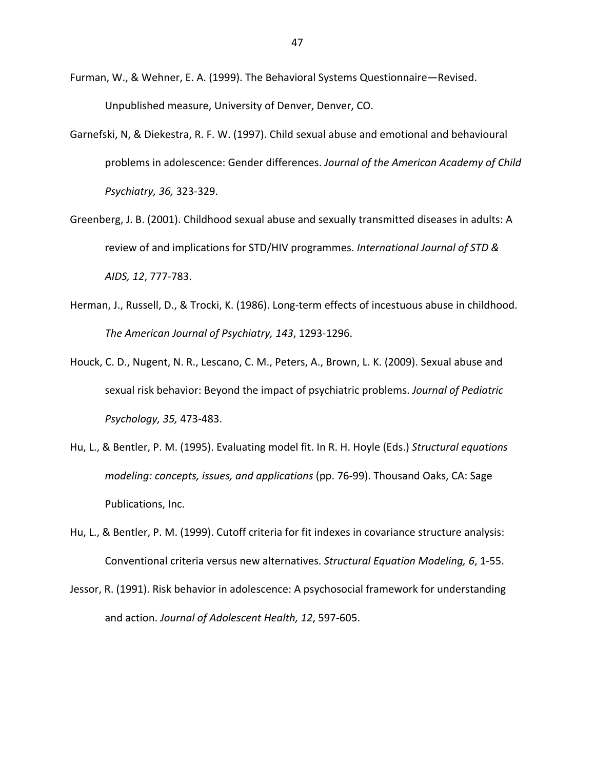Furman, W., & Wehner, E. A. (1999). The Behavioral Systems Questionnaire—Revised. Unpublished measure, University of Denver, Denver, CO.

Garnefski, N, & Diekestra, R. F. W. (1997). Child sexual abuse and emotional and behavioural problems in adolescence: Gender differences. *Journal of the American Academy of Child Psychiatry, 36,* 323-329.

Greenberg, J. B. (2001). Childhood sexual abuse and sexually transmitted diseases in adults: A review of and implications for STD/HIV programmes. *International Journal of STD & AIDS, 12*, 777-783.

Herman, J., Russell, D., & Trocki, K. (1986). Long-term effects of incestuous abuse in childhood. *The American Journal of Psychiatry, 143*, 1293-1296.

Houck, C. D., Nugent, N. R., Lescano, C. M., Peters, A., Brown, L. K. (2009). Sexual abuse and sexual risk behavior: Beyond the impact of psychiatric problems. *Journal of Pediatric Psychology, 35,* 473-483.

Hu, L., & Bentler, P. M. (1995). Evaluating model fit. In R. H. Hoyle (Eds.) *Structural equations modeling: concepts, issues, and applications* (pp. 76-99). Thousand Oaks, CA: Sage Publications, Inc.

Hu, L., & Bentler, P. M. (1999). Cutoff criteria for fit indexes in covariance structure analysis: Conventional criteria versus new alternatives. *Structural Equation Modeling, 6*, 1-55.

Jessor, R. (1991). Risk behavior in adolescence: A psychosocial framework for understanding and action. *Journal of Adolescent Health, 12*, 597-605.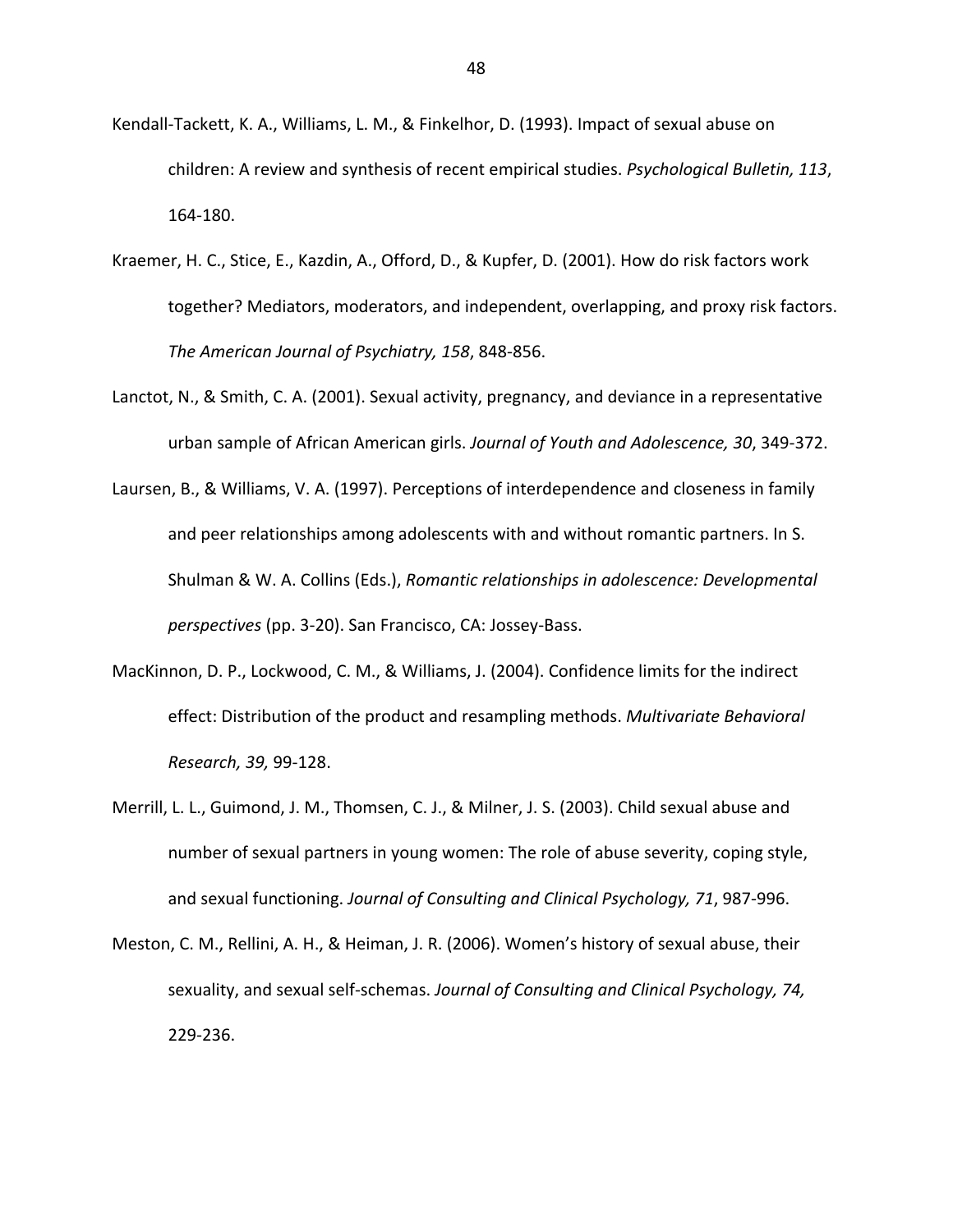Kendall-Tackett, K. A., Williams, L. M., & Finkelhor, D. (1993). Impact of sexual abuse on children: A review and synthesis of recent empirical studies. *Psychological Bulletin, 113*, 164-180.

Kraemer, H. C., Stice, E., Kazdin, A., Offord, D., & Kupfer, D. (2001). How do risk factors work together? Mediators, moderators, and independent, overlapping, and proxy risk factors. *The American Journal of Psychiatry, 158*, 848-856.

Lanctot, N., & Smith, C. A. (2001). Sexual activity, pregnancy, and deviance in a representative urban sample of African American girls. *Journal of Youth and Adolescence, 30*, 349-372.

Laursen, B., & Williams, V. A. (1997). Perceptions of interdependence and closeness in family and peer relationships among adolescents with and without romantic partners. In S. Shulman & W. A. Collins (Eds.), *Romantic relationships in adolescence: Developmental perspectives* (pp. 3-20). San Francisco, CA: Jossey-Bass.

MacKinnon, D. P., Lockwood, C. M., & Williams, J. (2004). Confidence limits for the indirect effect: Distribution of the product and resampling methods. *Multivariate Behavioral Research, 39,* 99-128.

Merrill, L. L., Guimond, J. M., Thomsen, C. J., & Milner, J. S. (2003). Child sexual abuse and number of sexual partners in young women: The role of abuse severity, coping style, and sexual functioning. *Journal of Consulting and Clinical Psychology, 71*, 987-996.

Meston, C. M., Rellini, A. H., & Heiman, J. R. (2006). Women's history of sexual abuse, their sexuality, and sexual self-schemas. *Journal of Consulting and Clinical Psychology, 74,* 229-236.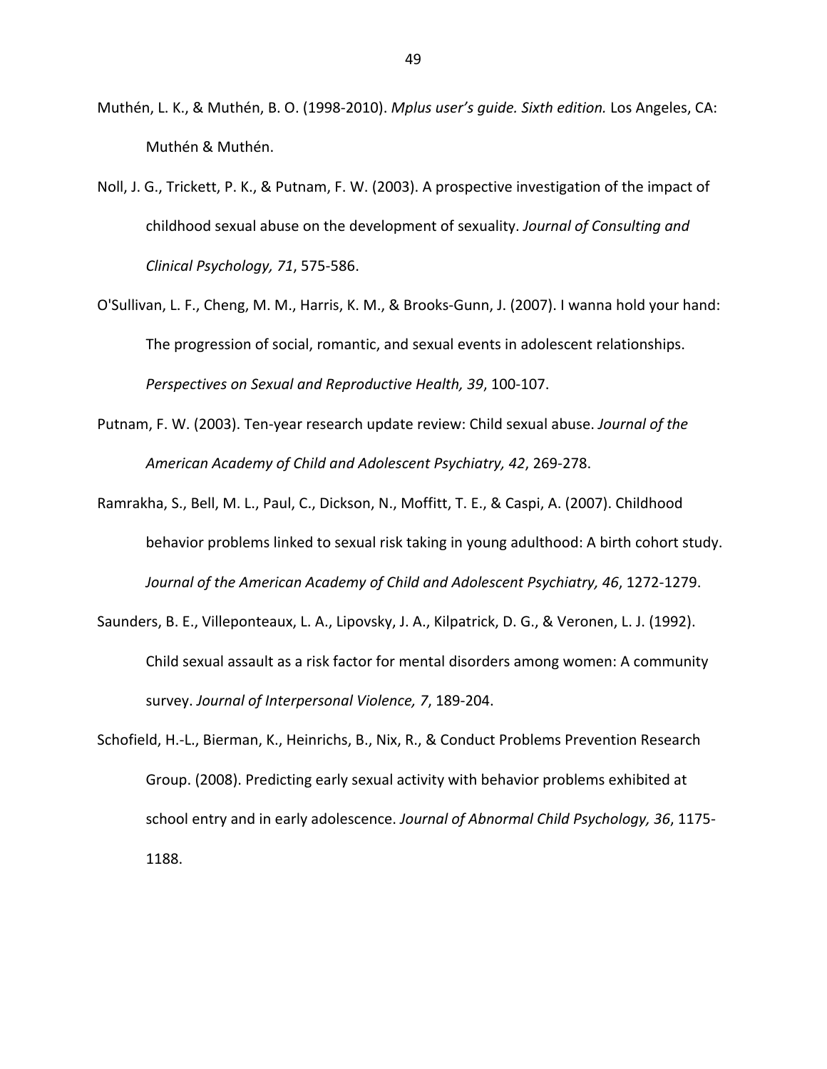Muthén, L. K., & Muthén, B. O. (1998-2010). *Mplus user's guide. Sixth edition.* Los Angeles, CA: Muthén & Muthén.

Noll, J. G., Trickett, P. K., & Putnam, F. W. (2003). A prospective investigation of the impact of childhood sexual abuse on the development of sexuality. *Journal of Consulting and Clinical Psychology, 71*, 575-586.

O'Sullivan, L. F., Cheng, M. M., Harris, K. M., & Brooks-Gunn, J. (2007). I wanna hold your hand: The progression of social, romantic, and sexual events in adolescent relationships. *Perspectives on Sexual and Reproductive Health, 39*, 100-107.

Putnam, F. W. (2003). Ten-year research update review: Child sexual abuse. *Journal of the American Academy of Child and Adolescent Psychiatry, 42*, 269-278.

Ramrakha, S., Bell, M. L., Paul, C., Dickson, N., Moffitt, T. E., & Caspi, A. (2007). Childhood behavior problems linked to sexual risk taking in young adulthood: A birth cohort study. *Journal of the American Academy of Child and Adolescent Psychiatry, 46*, 1272-1279.

Saunders, B. E., Villeponteaux, L. A., Lipovsky, J. A., Kilpatrick, D. G., & Veronen, L. J. (1992). Child sexual assault as a risk factor for mental disorders among women: A community survey. *Journal of Interpersonal Violence, 7*, 189-204.

Schofield, H.-L., Bierman, K., Heinrichs, B., Nix, R., & Conduct Problems Prevention Research Group. (2008). Predicting early sexual activity with behavior problems exhibited at school entry and in early adolescence. *Journal of Abnormal Child Psychology, 36*, 1175-1188.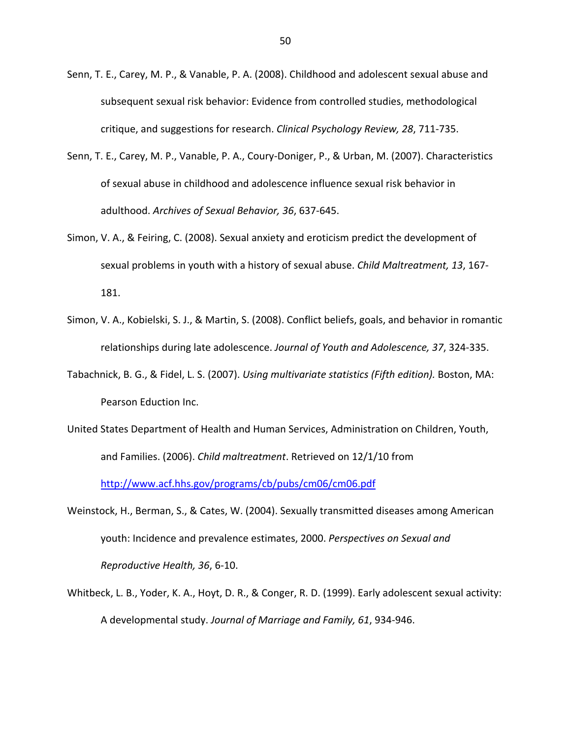Senn, T. E., Carey, M. P., & Vanable, P. A. (2008). Childhood and adolescent sexual abuse and subsequent sexual risk behavior: Evidence from controlled studies, methodological critique, and suggestions for research. *Clinical Psychology Review, 28*, 711-735.

Senn, T. E., Carey, M. P., Vanable, P. A., Coury-Doniger, P., & Urban, M. (2007). Characteristics of sexual abuse in childhood and adolescence influence sexual risk behavior in adulthood. *Archives of Sexual Behavior, 36*, 637-645.

Simon, V. A., & Feiring, C. (2008). Sexual anxiety and eroticism predict the development of sexual problems in youth with a history of sexual abuse. *Child Maltreatment, 13*, 167-181.

Simon, V. A., Kobielski, S. J., & Martin, S. (2008). Conflict beliefs, goals, and behavior in romantic relationships during late adolescence. *Journal of Youth and Adolescence, 37*, 324-335.

Tabachnick, B. G., & Fidel, L. S. (2007). *Using multivariate statistics (Fifth edition).* Boston, MA: Pearson Eduction Inc.

United States Department of Health and Human Services, Administration on Children, Youth, and Families. (2006). *Child maltreatment*. Retrieved on 12/1/10 from http://www.acf.hhs.gov/programs/cb/pubs/cm06/cm06.pdf

Weinstock, H., Berman, S., & Cates, W. (2004). Sexually transmitted diseases among American youth: Incidence and prevalence estimates, 2000. *Perspectives on Sexual and Reproductive Health, 36*, 6-10.

Whitbeck, L. B., Yoder, K. A., Hoyt, D. R., & Conger, R. D. (1999). Early adolescent sexual activity: A developmental study. *Journal of Marriage and Family, 61*, 934-946.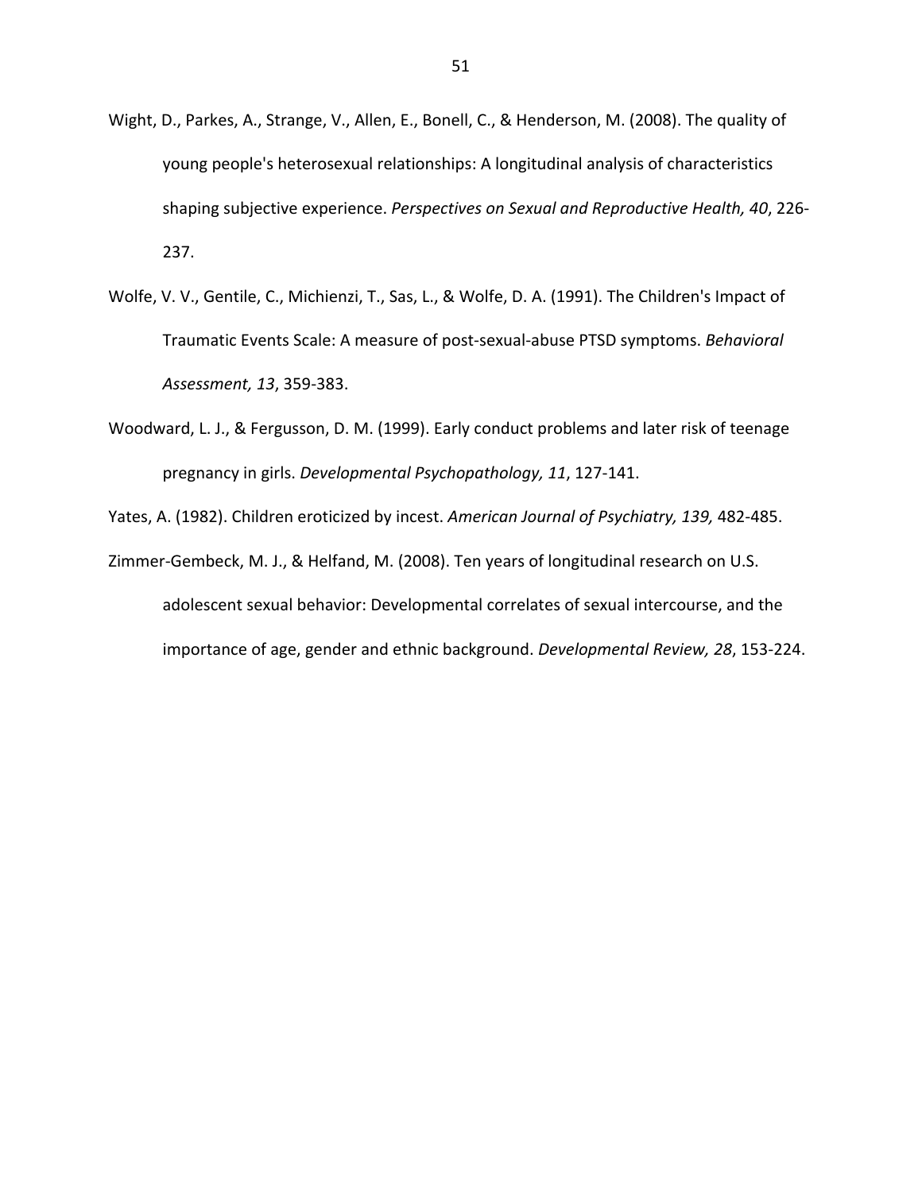Wight, D., Parkes, A., Strange, V., Allen, E., Bonell, C., & Henderson, M. (2008). The quality of young people's heterosexual relationships: A longitudinal analysis of characteristics shaping subjective experience. *Perspectives on Sexual and Reproductive Health, 40*, 226-237.

Wolfe, V. V., Gentile, C., Michienzi, T., Sas, L., & Wolfe, D. A. (1991). The Children's Impact of Traumatic Events Scale: A measure of post-sexual-abuse PTSD symptoms. *Behavioral Assessment, 13*, 359-383.

Woodward, L. J., & Fergusson, D. M. (1999). Early conduct problems and later risk of teenage pregnancy in girls. *Developmental Psychopathology, 11*, 127-141.

Yates, A. (1982). Children eroticized by incest. *American Journal of Psychiatry, 139,* 482-485.

Zimmer-Gembeck, M. J., & Helfand, M. (2008). Ten years of longitudinal research on U.S. adolescent sexual behavior: Developmental correlates of sexual intercourse, and the importance of age, gender and ethnic background. *Developmental Review, 28*, 153-224.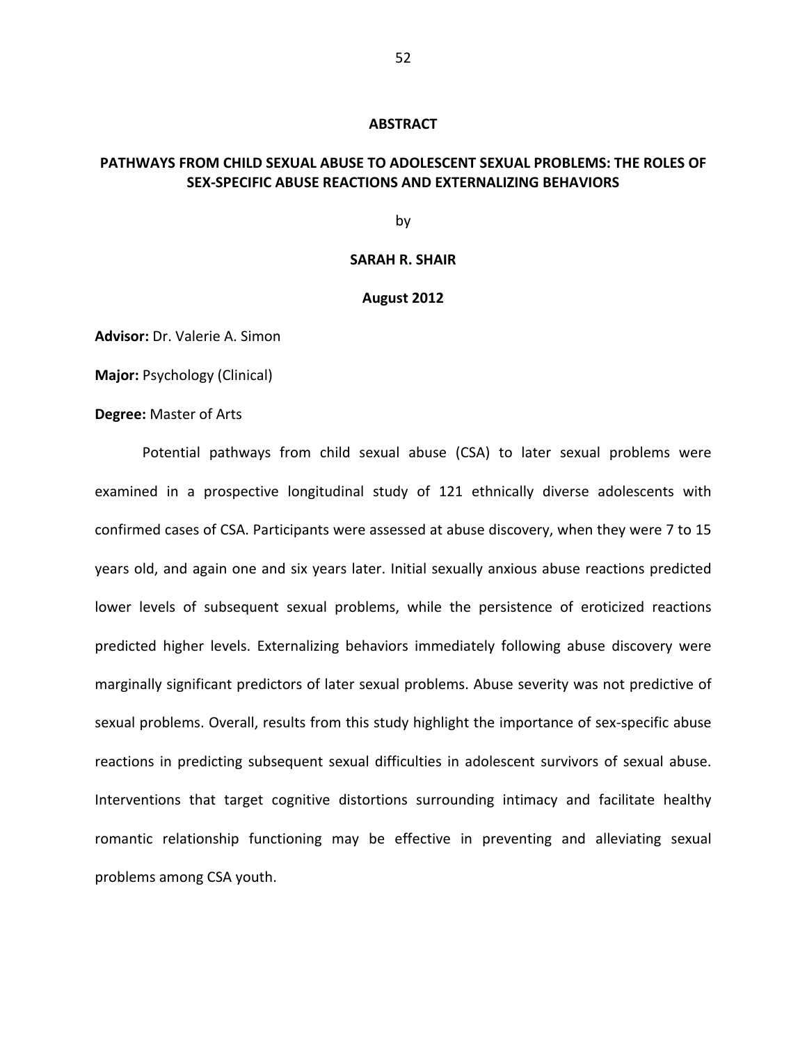# ABSTRACT

## PATHWAYS FROM CHILD SEXUAL ABUSE TO ADOLESCENT SEXUAL PROBLEMS: THE ROLES OF SEX-SPECIFIC ABUSE REACTIONS AND EXTERNALIZING BEHAVIORS

by

**SARAH R. SHAIR**

**August 2012**

**Advisor:** Dr. Valerie A. Simon

**Major:** Psychology (Clinical)

**Degree:** Master of Arts

Potential pathways from child sexual abuse (CSA) to later sexual problems were examined in a prospective longitudinal study of 121 ethnically diverse adolescents with confirmed cases of CSA. Participants were assessed at abuse discovery, when they were 7 to 15 years old, and again one and six years later. Initial sexually anxious abuse reactions predicted lower levels of subsequent sexual problems, while the persistence of eroticized reactions predicted higher levels. Externalizing behaviors immediately following abuse discovery were marginally significant predictors of later sexual problems. Abuse severity was not predictive of sexual problems. Overall, results from this study highlight the importance of sex-specific abuse reactions in predicting subsequent sexual difficulties in adolescent survivors of sexual abuse. Interventions that target cognitive distortions surrounding intimacy and facilitate healthy romantic relationship functioning may be effective in preventing and alleviating sexual problems among CSA youth.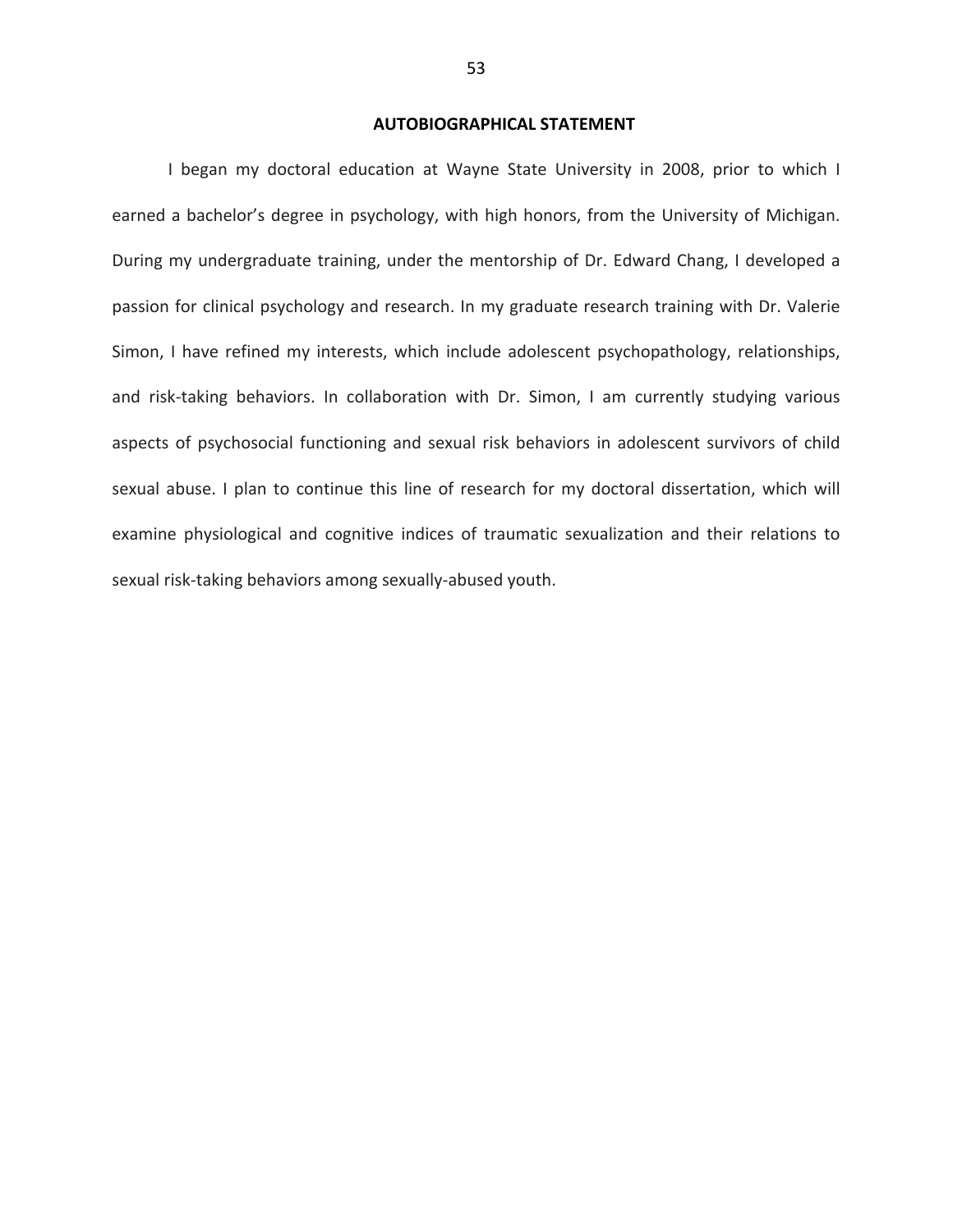## AUTOBIOGRAPHICAL STATEMENT

I began my doctoral education at Wayne State University in 2008, prior to which I earned a bachelor's degree in psychology, with high honors, from the University of Michigan. During my undergraduate training, under the mentorship of Dr. Edward Chang, I developed a passion for clinical psychology and research. In my graduate research training with Dr. Valerie Simon, I have refined my interests, which include adolescent psychopathology, relationships, and risk-taking behaviors. In collaboration with Dr. Simon, I am currently studying various aspects of psychosocial functioning and sexual risk behaviors in adolescent survivors of child sexual abuse. I plan to continue this line of research for my doctoral dissertation, which will examine physiological and cognitive indices of traumatic sexualization and their relations to sexual risk-taking behaviors among sexually-abused youth.